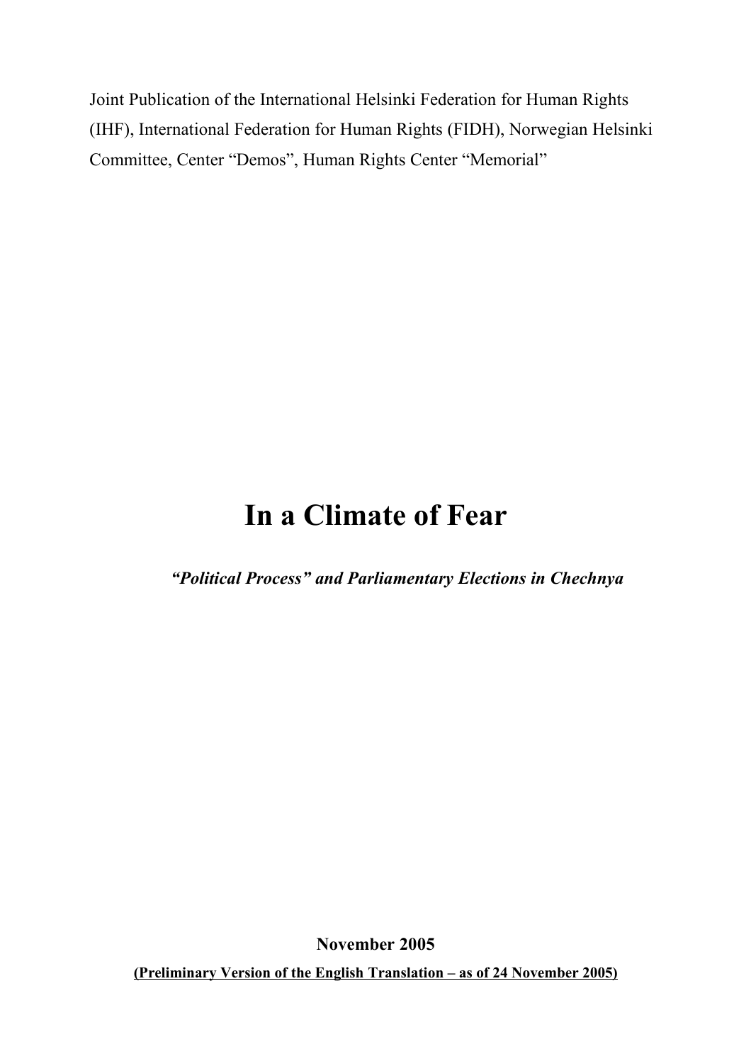Joint Publication of the International Helsinki Federation for Human Rights (IHF), International Federation for Human Rights (FIDH), Norwegian Helsinki Committee, Center "Demos", Human Rights Center "Memorial"

# In a Climate of Fear

***"Political Process" and Parliamentary Elections in Chechnya***

**November 2005**

**(Preliminary Version of the English Translation – as of 24 November 2005)**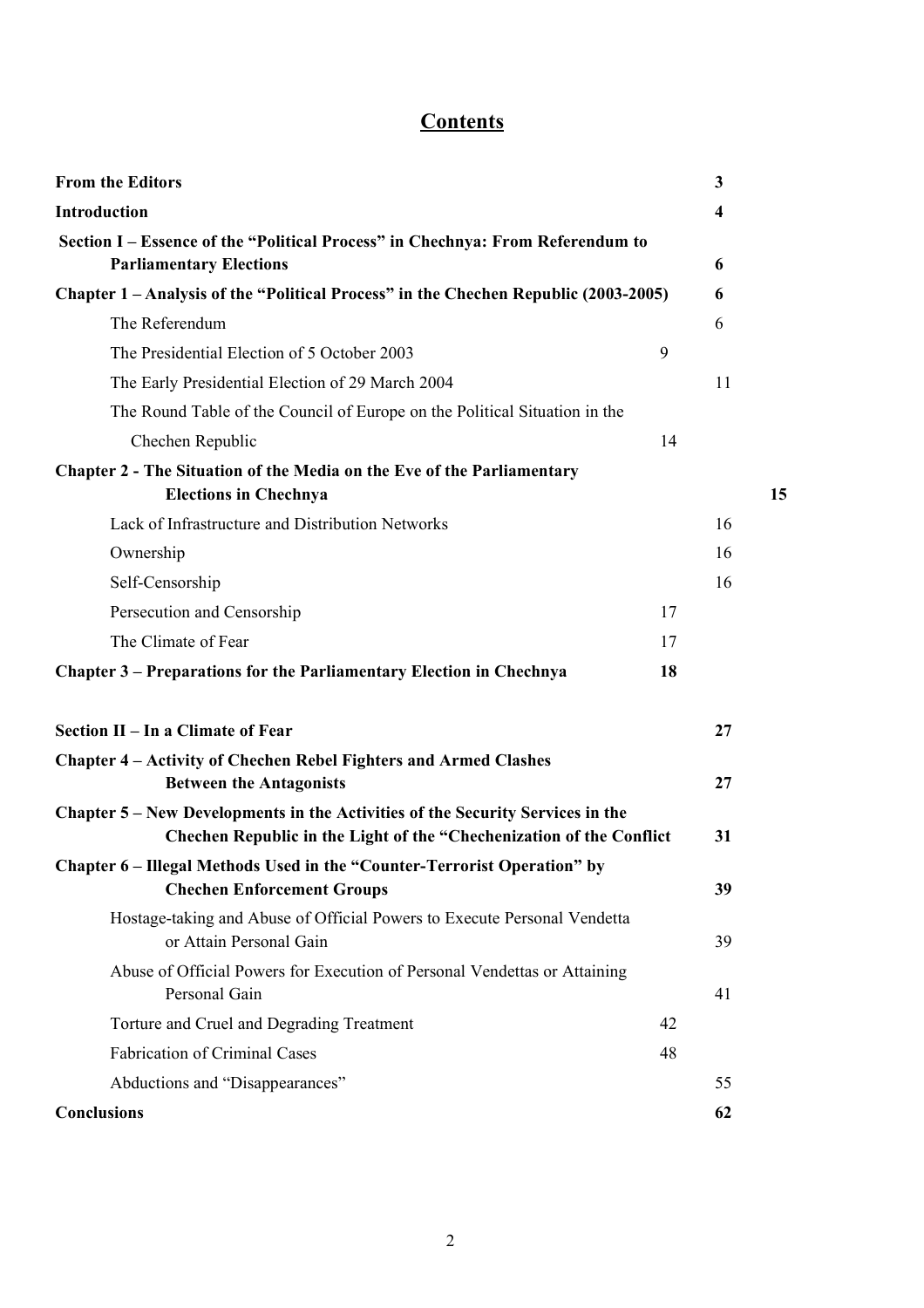# Contents

| | |
|---|---|
| **From the Editors** | **3** |
| **Introduction** | **4** |
| **Section I – Essence of the "Political Process" in Chechnya: From Referendum to Parliamentary Elections** | **6** |
| **Chapter 1 – Analysis of the "Political Process" in the Chechen Republic (2003-2005)** | **6** |
| The Referendum | 6 |
| The Presidential Election of 5 October 2003 | 9 |
| The Early Presidential Election of 29 March 2004 | 11 |
| The Round Table of the Council of Europe on the Political Situation in the Chechen Republic | 14 |
| **Chapter 2 - The Situation of the Media on the Eve of the Parliamentary Elections in Chechnya** | **15** |
| Lack of Infrastructure and Distribution Networks | 16 |
| Ownership | 16 |
| Self-Censorship | 16 |
| Persecution and Censorship | 17 |
| The Climate of Fear | 17 |
| **Chapter 3 – Preparations for the Parliamentary Election in Chechnya** | **18** |
| **Section II – In a Climate of Fear** | **27** |
| **Chapter 4 – Activity of Chechen Rebel Fighters and Armed Clashes Between the Antagonists** | **27** |
| **Chapter 5 – New Developments in the Activities of the Security Services in the Chechen Republic in the Light of the "Chechenization of the Conflict** | **31** |
| **Chapter 6 – Illegal Methods Used in the "Counter-Terrorist Operation" by Chechen Enforcement Groups** | **39** |
| Hostage-taking and Abuse of Official Powers to Execute Personal Vendetta or Attain Personal Gain | 39 |
| Abuse of Official Powers for Execution of Personal Vendettas or Attaining Personal Gain | 41 |
| Torture and Cruel and Degrading Treatment | 42 |
| Fabrication of Criminal Cases | 48 |
| Abductions and "Disappearances" | 55 |
| **Conclusions** | **62** |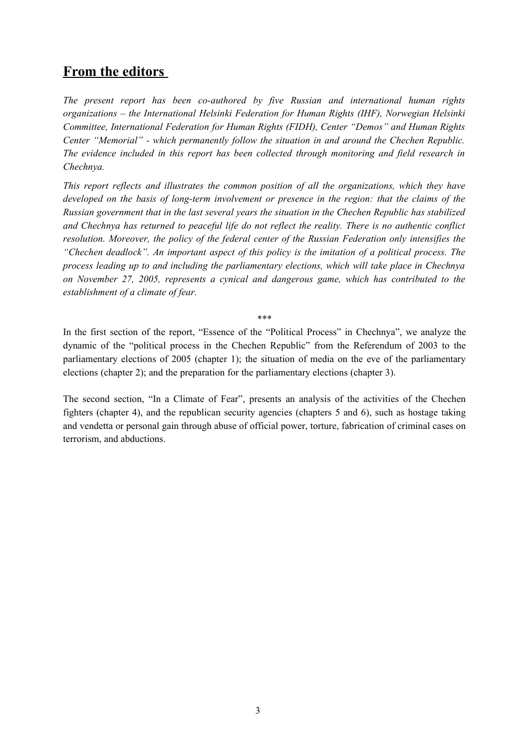## From the editors

*The present report has been co-authored by five Russian and international human rights organizations – the International Helsinki Federation for Human Rights (IHF), Norwegian Helsinki Committee, International Federation for Human Rights (FIDH), Center "Demos" and Human Rights Center "Memorial" - which permanently follow the situation in and around the Chechen Republic. The evidence included in this report has been collected through monitoring and field research in Chechnya.*

*This report reflects and illustrates the common position of all the organizations, which they have developed on the basis of long-term involvement or presence in the region: that the claims of the Russian government that in the last several years the situation in the Chechen Republic has stabilized and Chechnya has returned to peaceful life do not reflect the reality. There is no authentic conflict resolution. Moreover, the policy of the federal center of the Russian Federation only intensifies the "Chechen deadlock". An important aspect of this policy is the imitation of a political process. The process leading up to and including the parliamentary elections, which will take place in Chechnya on November 27, 2005, represents a cynical and dangerous game, which has contributed to the establishment of a climate of fear.*

\*\*\*

In the first section of the report, "Essence of the "Political Process" in Chechnya", we analyze the dynamic of the "political process in the Chechen Republic" from the Referendum of 2003 to the parliamentary elections of 2005 (chapter 1); the situation of media on the eve of the parliamentary elections (chapter 2); and the preparation for the parliamentary elections (chapter 3).

The second section, "In a Climate of Fear", presents an analysis of the activities of the Chechen fighters (chapter 4), and the republican security agencies (chapters 5 and 6), such as hostage taking and vendetta or personal gain through abuse of official power, torture, fabrication of criminal cases on terrorism, and abductions.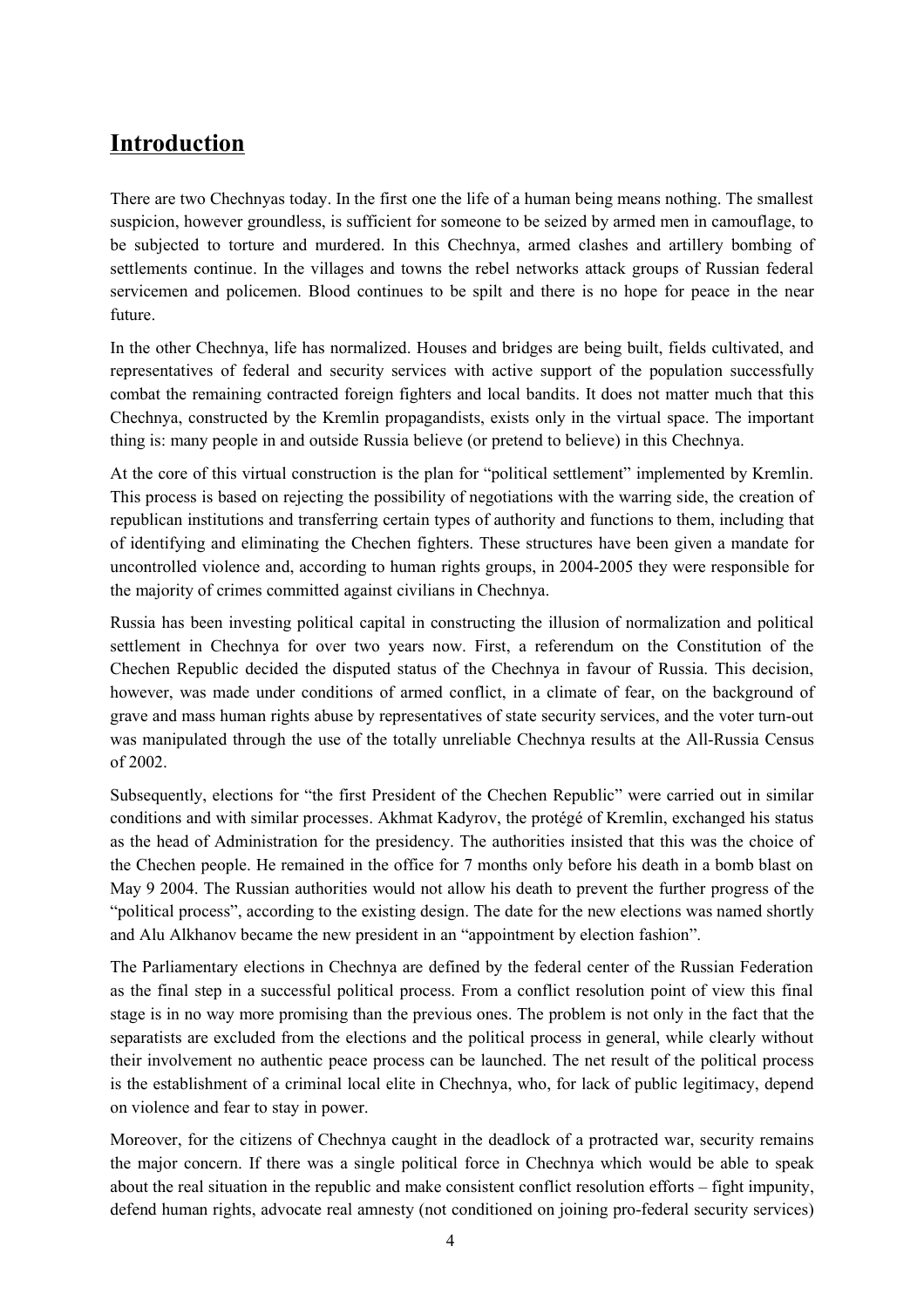# Introduction

There are two Chechnyas today. In the first one the life of a human being means nothing. The smallest suspicion, however groundless, is sufficient for someone to be seized by armed men in camouflage, to be subjected to torture and murdered. In this Chechnya, armed clashes and artillery bombing of settlements continue. In the villages and towns the rebel networks attack groups of Russian federal servicemen and policemen. Blood continues to be spilt and there is no hope for peace in the near future.

In the other Chechnya, life has normalized. Houses and bridges are being built, fields cultivated, and representatives of federal and security services with active support of the population successfully combat the remaining contracted foreign fighters and local bandits. It does not matter much that this Chechnya, constructed by the Kremlin propagandists, exists only in the virtual space. The important thing is: many people in and outside Russia believe (or pretend to believe) in this Chechnya.

At the core of this virtual construction is the plan for "political settlement" implemented by Kremlin. This process is based on rejecting the possibility of negotiations with the warring side, the creation of republican institutions and transferring certain types of authority and functions to them, including that of identifying and eliminating the Chechen fighters. These structures have been given a mandate for uncontrolled violence and, according to human rights groups, in 2004-2005 they were responsible for the majority of crimes committed against civilians in Chechnya.

Russia has been investing political capital in constructing the illusion of normalization and political settlement in Chechnya for over two years now. First, a referendum on the Constitution of the Chechen Republic decided the disputed status of the Chechnya in favour of Russia. This decision, however, was made under conditions of armed conflict, in a climate of fear, on the background of grave and mass human rights abuse by representatives of state security services, and the voter turn-out was manipulated through the use of the totally unreliable Chechnya results at the All-Russia Census of 2002.

Subsequently, elections for "the first President of the Chechen Republic" were carried out in similar conditions and with similar processes. Akhmat Kadyrov, the protégé of Kremlin, exchanged his status as the head of Administration for the presidency. The authorities insisted that this was the choice of the Chechen people. He remained in the office for 7 months only before his death in a bomb blast on May 9 2004. The Russian authorities would not allow his death to prevent the further progress of the "political process", according to the existing design. The date for the new elections was named shortly and Alu Alkhanov became the new president in an "appointment by election fashion".

The Parliamentary elections in Chechnya are defined by the federal center of the Russian Federation as the final step in a successful political process. From a conflict resolution point of view this final stage is in no way more promising than the previous ones. The problem is not only in the fact that the separatists are excluded from the elections and the political process in general, while clearly without their involvement no authentic peace process can be launched. The net result of the political process is the establishment of a criminal local elite in Chechnya, who, for lack of public legitimacy, depend on violence and fear to stay in power.

Moreover, for the citizens of Chechnya caught in the deadlock of a protracted war, security remains the major concern. If there was a single political force in Chechnya which would be able to speak about the real situation in the republic and make consistent conflict resolution efforts – fight impunity, defend human rights, advocate real amnesty (not conditioned on joining pro-federal security services)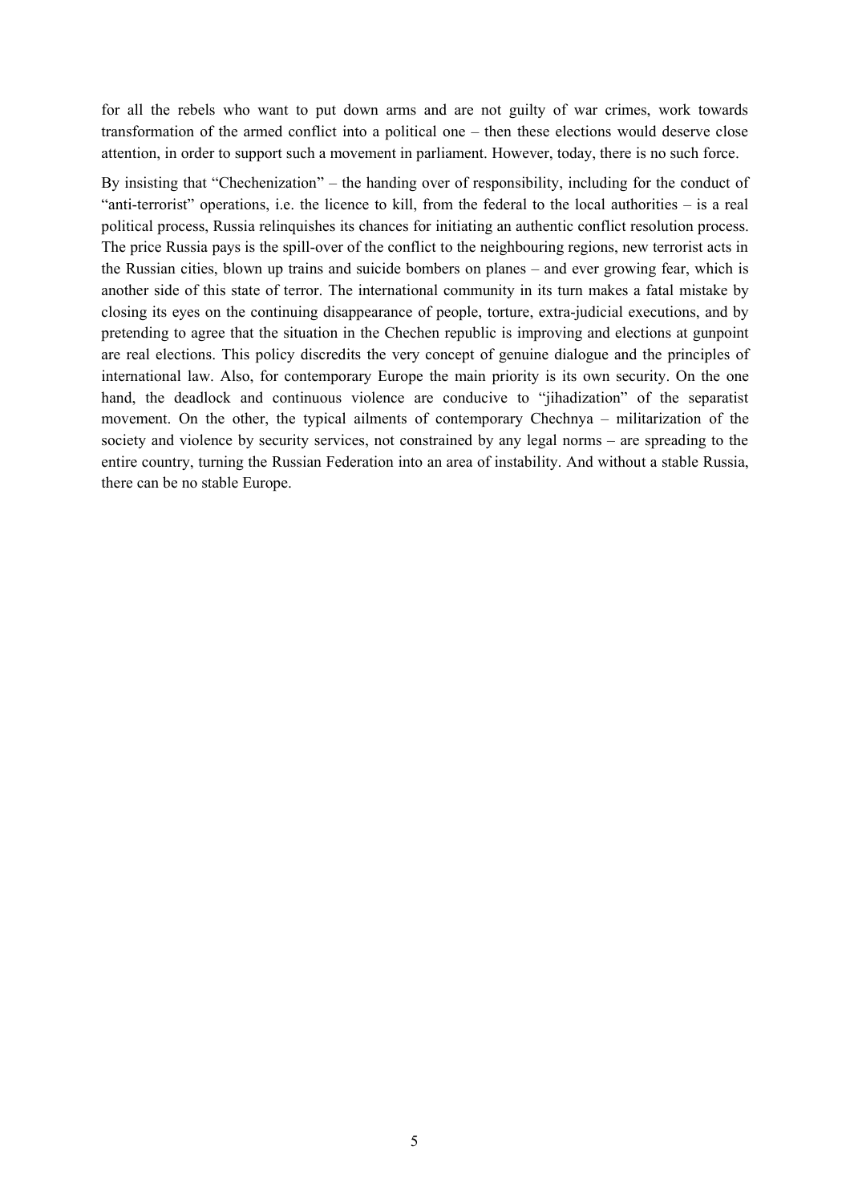for all the rebels who want to put down arms and are not guilty of war crimes, work towards transformation of the armed conflict into a political one – then these elections would deserve close attention, in order to support such a movement in parliament. However, today, there is no such force.

By insisting that "Chechenization" – the handing over of responsibility, including for the conduct of "anti-terrorist" operations, i.e. the licence to kill, from the federal to the local authorities – is a real political process, Russia relinquishes its chances for initiating an authentic conflict resolution process. The price Russia pays is the spill-over of the conflict to the neighbouring regions, new terrorist acts in the Russian cities, blown up trains and suicide bombers on planes – and ever growing fear, which is another side of this state of terror. The international community in its turn makes a fatal mistake by closing its eyes on the continuing disappearance of people, torture, extra-judicial executions, and by pretending to agree that the situation in the Chechen republic is improving and elections at gunpoint are real elections. This policy discredits the very concept of genuine dialogue and the principles of international law. Also, for contemporary Europe the main priority is its own security. On the one hand, the deadlock and continuous violence are conducive to "jihadization" of the separatist movement. On the other, the typical ailments of contemporary Chechnya – militarization of the society and violence by security services, not constrained by any legal norms – are spreading to the entire country, turning the Russian Federation into an area of instability. And without a stable Russia, there can be no stable Europe.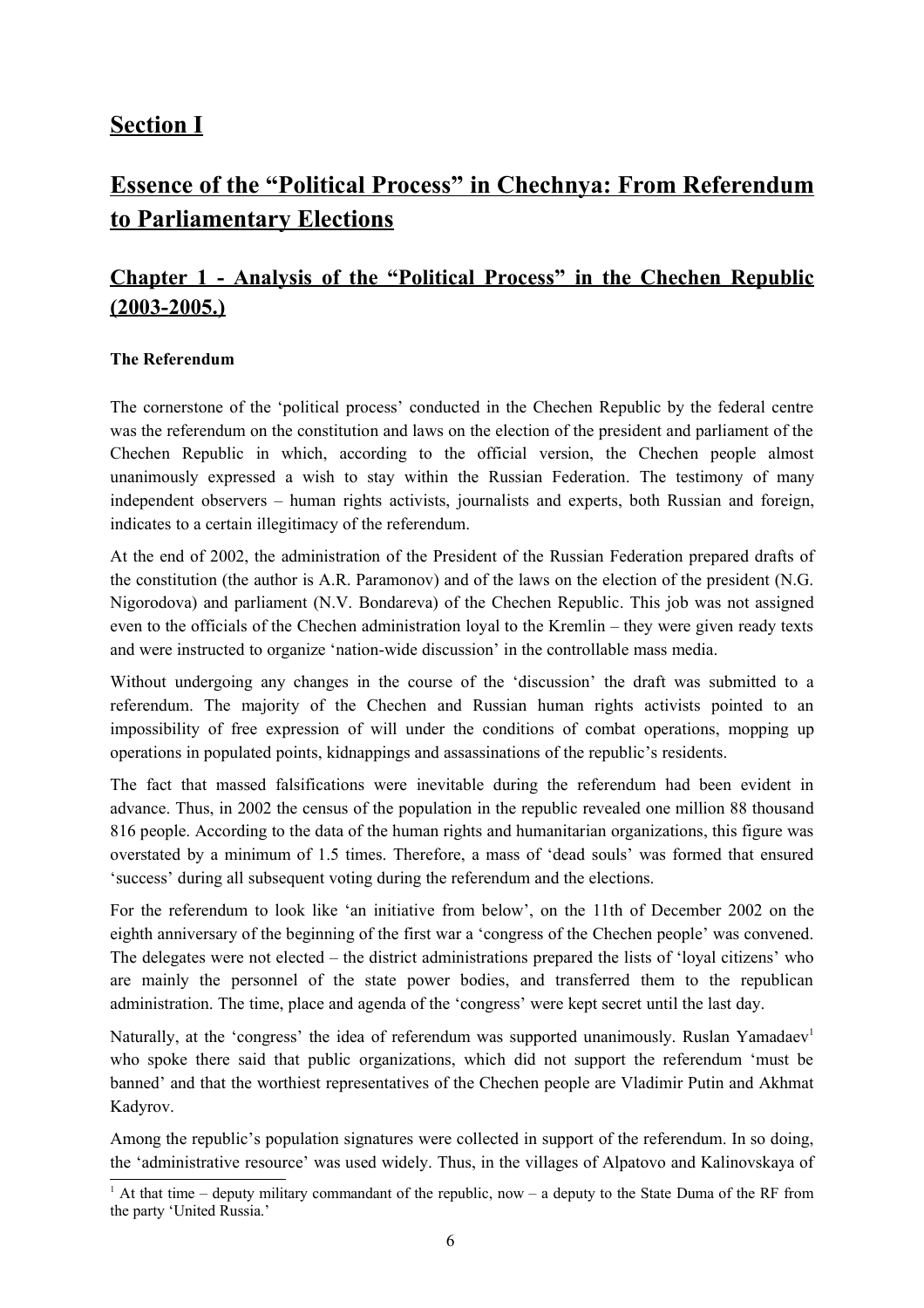# Section I

# Essence of the "Political Process" in Chechnya: From Referendum to Parliamentary Elections

## Chapter 1 - Analysis of the "Political Process" in the Chechen Republic (2003-2005.)

### The Referendum

The cornerstone of the 'political process' conducted in the Chechen Republic by the federal centre was the referendum on the constitution and laws on the election of the president and parliament of the Chechen Republic in which, according to the official version, the Chechen people almost unanimously expressed a wish to stay within the Russian Federation. The testimony of many independent observers – human rights activists, journalists and experts, both Russian and foreign, indicates to a certain illegitimacy of the referendum.

At the end of 2002, the administration of the President of the Russian Federation prepared drafts of the constitution (the author is A.R. Paramonov) and of the laws on the election of the president (N.G. Nigorodova) and parliament (N.V. Bondareva) of the Chechen Republic. This job was not assigned even to the officials of the Chechen administration loyal to the Kremlin – they were given ready texts and were instructed to organize 'nation-wide discussion' in the controllable mass media.

Without undergoing any changes in the course of the 'discussion' the draft was submitted to a referendum. The majority of the Chechen and Russian human rights activists pointed to an impossibility of free expression of will under the conditions of combat operations, mopping up operations in populated points, kidnappings and assassinations of the republic's residents.

The fact that massed falsifications were inevitable during the referendum had been evident in advance. Thus, in 2002 the census of the population in the republic revealed one million 88 thousand 816 people. According to the data of the human rights and humanitarian organizations, this figure was overstated by a minimum of 1.5 times. Therefore, a mass of 'dead souls' was formed that ensured 'success' during all subsequent voting during the referendum and the elections.

For the referendum to look like 'an initiative from below', on the 11th of December 2002 on the eighth anniversary of the beginning of the first war a 'congress of the Chechen people' was convened. The delegates were not elected – the district administrations prepared the lists of 'loyal citizens' who are mainly the personnel of the state power bodies, and transferred them to the republican administration. The time, place and agenda of the 'congress' were kept secret until the last day.

Naturally, at the 'congress' the idea of referendum was supported unanimously. Ruslan Yamadaev[1] who spoke there said that public organizations, which did not support the referendum 'must be banned' and that the worthiest representatives of the Chechen people are Vladimir Putin and Akhmat Kadyrov.

Among the republic's population signatures were collected in support of the referendum. In so doing, the 'administrative resource' was used widely. Thus, in the villages of Alpatovo and Kalinovskaya of

[1] At that time – deputy military commandant of the republic, now – a deputy to the State Duma of the RF from the party 'United Russia.'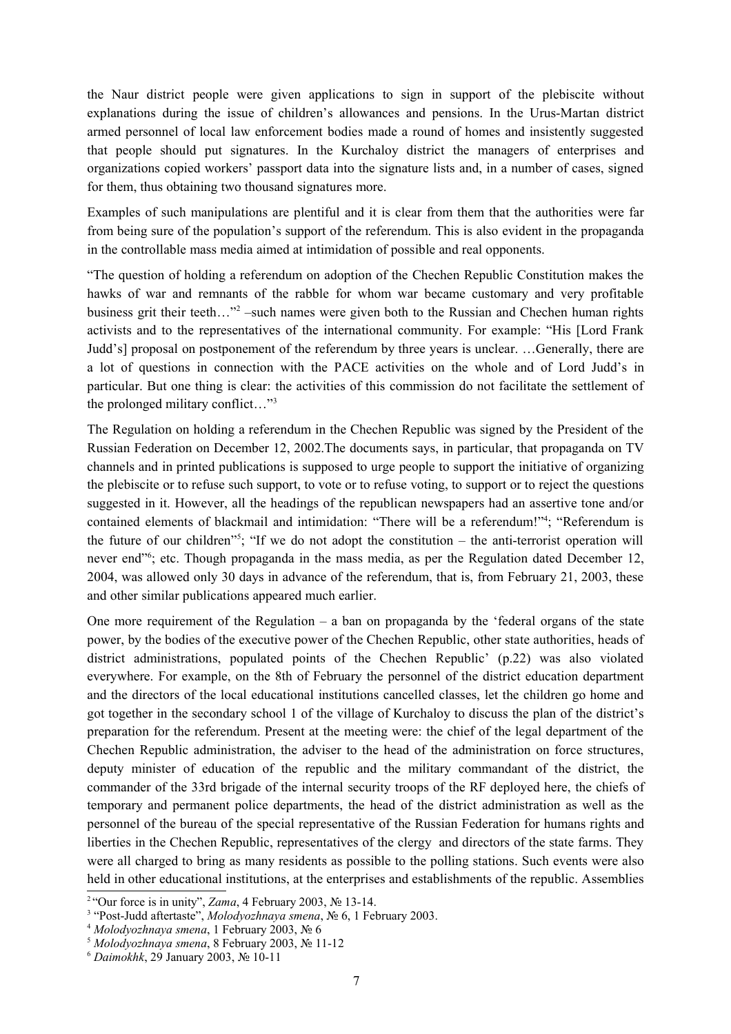the Naur district people were given applications to sign in support of the plebiscite without explanations during the issue of children's allowances and pensions. In the Urus-Martan district armed personnel of local law enforcement bodies made a round of homes and insistently suggested that people should put signatures. In the Kurchaloy district the managers of enterprises and organizations copied workers' passport data into the signature lists and, in a number of cases, signed for them, thus obtaining two thousand signatures more.

Examples of such manipulations are plentiful and it is clear from them that the authorities were far from being sure of the population's support of the referendum. This is also evident in the propaganda in the controllable mass media aimed at intimidation of possible and real opponents.

"The question of holding a referendum on adoption of the Chechen Republic Constitution makes the hawks of war and remnants of the rabble for whom war became customary and very profitable business grit their teeth…"[2] –such names were given both to the Russian and Chechen human rights activists and to the representatives of the international community. For example: "His [Lord Frank Judd's] proposal on postponement of the referendum by three years is unclear. …Generally, there are a lot of questions in connection with the PACE activities on the whole and of Lord Judd's in particular. But one thing is clear: the activities of this commission do not facilitate the settlement of the prolonged military conflict…"[3]

The Regulation on holding a referendum in the Chechen Republic was signed by the President of the Russian Federation on December 12, 2002.The documents says, in particular, that propaganda on TV channels and in printed publications is supposed to urge people to support the initiative of organizing the plebiscite or to refuse such support, to vote or to refuse voting, to support or to reject the questions suggested in it. However, all the headings of the republican newspapers had an assertive tone and/or contained elements of blackmail and intimidation: "There will be a referendum!"[4]; "Referendum is the future of our children"[5]; "If we do not adopt the constitution – the anti-terrorist operation will never end"[6]; etc. Though propaganda in the mass media, as per the Regulation dated December 12, 2004, was allowed only 30 days in advance of the referendum, that is, from February 21, 2003, these and other similar publications appeared much earlier.

One more requirement of the Regulation – a ban on propaganda by the 'federal organs of the state power, by the bodies of the executive power of the Chechen Republic, other state authorities, heads of district administrations, populated points of the Chechen Republic' (p.22) was also violated everywhere. For example, on the 8th of February the personnel of the district education department and the directors of the local educational institutions cancelled classes, let the children go home and got together in the secondary school 1 of the village of Kurchaloy to discuss the plan of the district's preparation for the referendum. Present at the meeting were: the chief of the legal department of the Chechen Republic administration, the adviser to the head of the administration on force structures, deputy minister of education of the republic and the military commandant of the district, the commander of the 33rd brigade of the internal security troops of the RF deployed here, the chiefs of temporary and permanent police departments, the head of the district administration as well as the personnel of the bureau of the special representative of the Russian Federation for humans rights and liberties in the Chechen Republic, representatives of the clergy and directors of the state farms. They were all charged to bring as many residents as possible to the polling stations. Such events were also held in other educational institutions, at the enterprises and establishments of the republic. Assemblies

[2] "Our force is in unity", *Zama*, 4 February 2003, № 13-14.

[3] "Post-Judd aftertaste", *Molodyozhnaya smena*, № 6, 1 February 2003.

[4] *Molodyozhnaya smena*, 1 February 2003, № 6

[5] *Molodyozhnaya smena*, 8 February 2003, № 11-12

[6] *Daimokhk*, 29 January 2003, № 10-11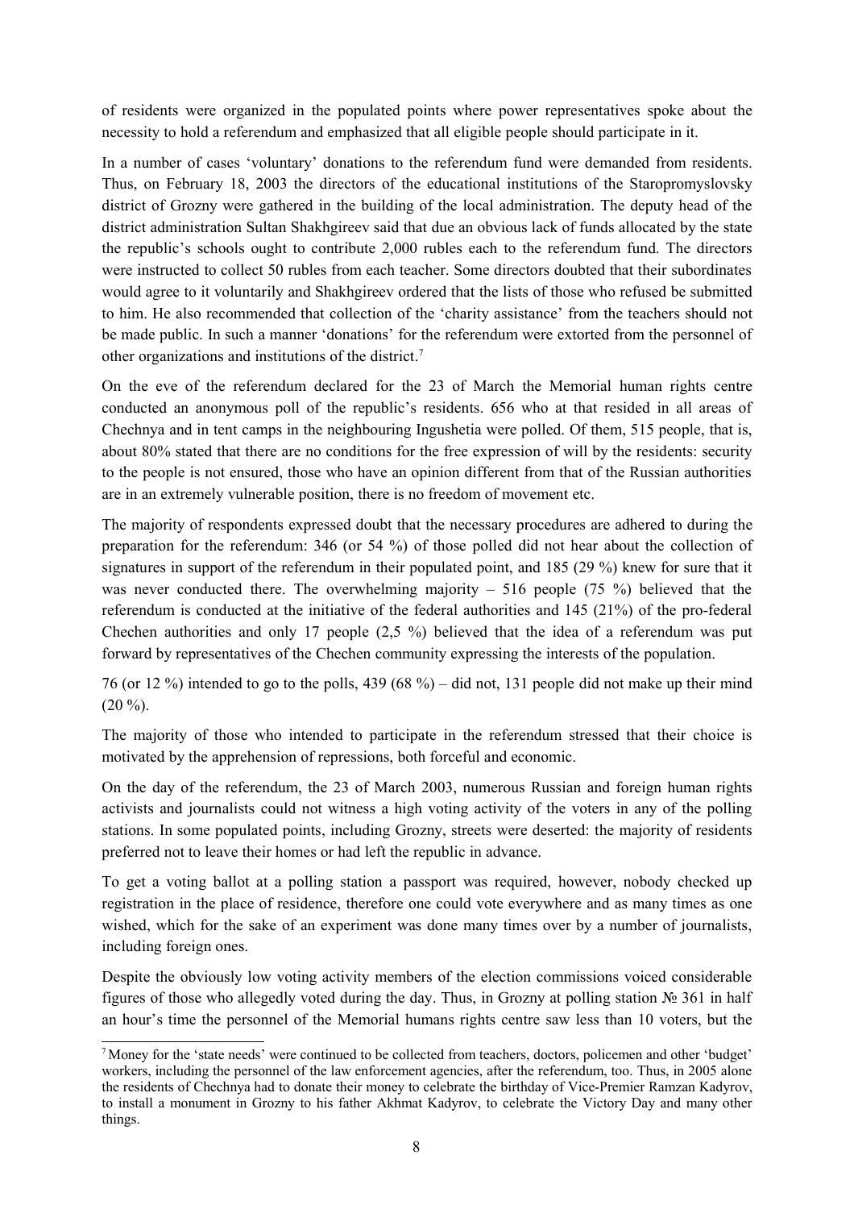of residents were organized in the populated points where power representatives spoke about the necessity to hold a referendum and emphasized that all eligible people should participate in it.

In a number of cases 'voluntary' donations to the referendum fund were demanded from residents. Thus, on February 18, 2003 the directors of the educational institutions of the Staropromyslovsky district of Grozny were gathered in the building of the local administration. The deputy head of the district administration Sultan Shakhgireev said that due an obvious lack of funds allocated by the state the republic's schools ought to contribute 2,000 rubles each to the referendum fund. The directors were instructed to collect 50 rubles from each teacher. Some directors doubted that their subordinates would agree to it voluntarily and Shakhgireev ordered that the lists of those who refused be submitted to him. He also recommended that collection of the 'charity assistance' from the teachers should not be made public. In such a manner 'donations' for the referendum were extorted from the personnel of other organizations and institutions of the district.[7]

On the eve of the referendum declared for the 23 of March the Memorial human rights centre conducted an anonymous poll of the republic's residents. 656 who at that resided in all areas of Chechnya and in tent camps in the neighbouring Ingushetia were polled. Of them, 515 people, that is, about 80% stated that there are no conditions for the free expression of will by the residents: security to the people is not ensured, those who have an opinion different from that of the Russian authorities are in an extremely vulnerable position, there is no freedom of movement etc.

The majority of respondents expressed doubt that the necessary procedures are adhered to during the preparation for the referendum: 346 (or 54 %) of those polled did not hear about the collection of signatures in support of the referendum in their populated point, and 185 (29 %) knew for sure that it was never conducted there. The overwhelming majority – 516 people (75 %) believed that the referendum is conducted at the initiative of the federal authorities and 145 (21%) of the pro-federal Chechen authorities and only 17 people (2,5 %) believed that the idea of a referendum was put forward by representatives of the Chechen community expressing the interests of the population.

76 (or 12 %) intended to go to the polls, 439 (68 %) – did not, 131 people did not make up their mind (20 %).

The majority of those who intended to participate in the referendum stressed that their choice is motivated by the apprehension of repressions, both forceful and economic.

On the day of the referendum, the 23 of March 2003, numerous Russian and foreign human rights activists and journalists could not witness a high voting activity of the voters in any of the polling stations. In some populated points, including Grozny, streets were deserted: the majority of residents preferred not to leave their homes or had left the republic in advance.

To get a voting ballot at a polling station a passport was required, however, nobody checked up registration in the place of residence, therefore one could vote everywhere and as many times as one wished, which for the sake of an experiment was done many times over by a number of journalists, including foreign ones.

Despite the obviously low voting activity members of the election commissions voiced considerable figures of those who allegedly voted during the day. Thus, in Grozny at polling station № 361 in half an hour's time the personnel of the Memorial humans rights centre saw less than 10 voters, but the

[7] Money for the 'state needs' were continued to be collected from teachers, doctors, policemen and other 'budget' workers, including the personnel of the law enforcement agencies, after the referendum, too. Thus, in 2005 alone the residents of Chechnya had to donate their money to celebrate the birthday of Vice-Premier Ramzan Kadyrov, to install a monument in Grozny to his father Akhmat Kadyrov, to celebrate the Victory Day and many other things.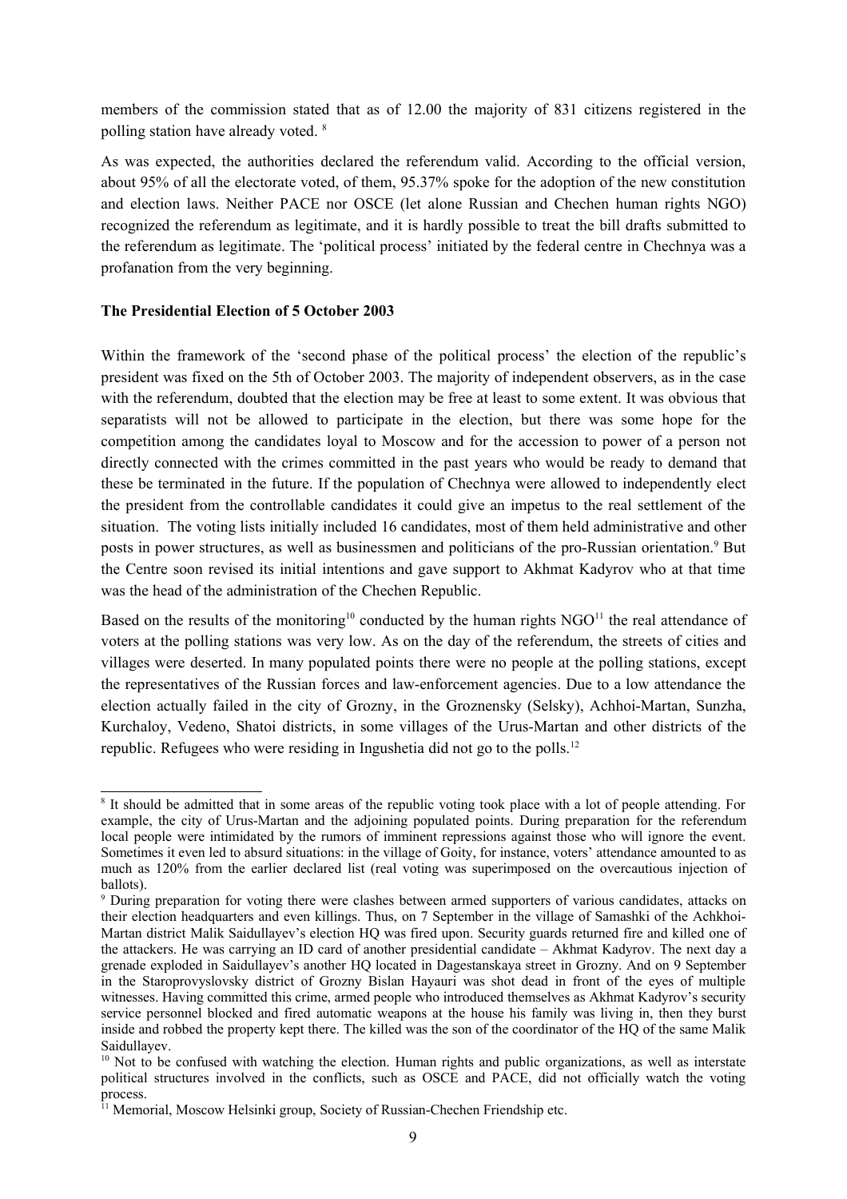members of the commission stated that as of 12.00 the majority of 831 citizens registered in the polling station have already voted. [8]

As was expected, the authorities declared the referendum valid. According to the official version, about 95% of all the electorate voted, of them, 95.37% spoke for the adoption of the new constitution and election laws. Neither PACE nor OSCE (let alone Russian and Chechen human rights NGO) recognized the referendum as legitimate, and it is hardly possible to treat the bill drafts submitted to the referendum as legitimate. The 'political process' initiated by the federal centre in Chechnya was a profanation from the very beginning.

**The Presidential Election of 5 October 2003**

Within the framework of the 'second phase of the political process' the election of the republic's president was fixed on the 5th of October 2003. The majority of independent observers, as in the case with the referendum, doubted that the election may be free at least to some extent. It was obvious that separatists will not be allowed to participate in the election, but there was some hope for the competition among the candidates loyal to Moscow and for the accession to power of a person not directly connected with the crimes committed in the past years who would be ready to demand that these be terminated in the future. If the population of Chechnya were allowed to independently elect the president from the controllable candidates it could give an impetus to the real settlement of the situation. The voting lists initially included 16 candidates, most of them held administrative and other posts in power structures, as well as businessmen and politicians of the pro-Russian orientation.[9] But the Centre soon revised its initial intentions and gave support to Akhmat Kadyrov who at that time was the head of the administration of the Chechen Republic.

Based on the results of the monitoring[10] conducted by the human rights NGO[11] the real attendance of voters at the polling stations was very low. As on the day of the referendum, the streets of cities and villages were deserted. In many populated points there were no people at the polling stations, except the representatives of the Russian forces and law-enforcement agencies. Due to a low attendance the election actually failed in the city of Grozny, in the Groznensky (Selsky), Achhoi-Martan, Sunzha, Kurchaloy, Vedeno, Shatoi districts, in some villages of the Urus-Martan and other districts of the republic. Refugees who were residing in Ingushetia did not go to the polls.[12]

---

[8] It should be admitted that in some areas of the republic voting took place with a lot of people attending. For example, the city of Urus-Martan and the adjoining populated points. During preparation for the referendum local people were intimidated by the rumors of imminent repressions against those who will ignore the event. Sometimes it even led to absurd situations: in the village of Goity, for instance, voters' attendance amounted to as much as 120% from the earlier declared list (real voting was superimposed on the overcautious injection of ballots).

[9] During preparation for voting there were clashes between armed supporters of various candidates, attacks on their election headquarters and even killings. Thus, on 7 September in the village of Samashki of the Achkhoi-Martan district Malik Saidullayev's election HQ was fired upon. Security guards returned fire and killed one of the attackers. He was carrying an ID card of another presidential candidate – Akhmat Kadyrov. The next day a grenade exploded in Saidullayev's another HQ located in Dagestanskaya street in Grozny. And on 9 September in the Staroprovyslovsky district of Grozny Bislan Hayauri was shot dead in front of the eyes of multiple witnesses. Having committed this crime, armed people who introduced themselves as Akhmat Kadyrov's security service personnel blocked and fired automatic weapons at the house his family was living in, then they burst inside and robbed the property kept there. The killed was the son of the coordinator of the HQ of the same Malik Saidullayev.

[10] Not to be confused with watching the election. Human rights and public organizations, as well as interstate political structures involved in the conflicts, such as OSCE and PACE, did not officially watch the voting process.

[11] Memorial, Moscow Helsinki group, Society of Russian-Chechen Friendship etc.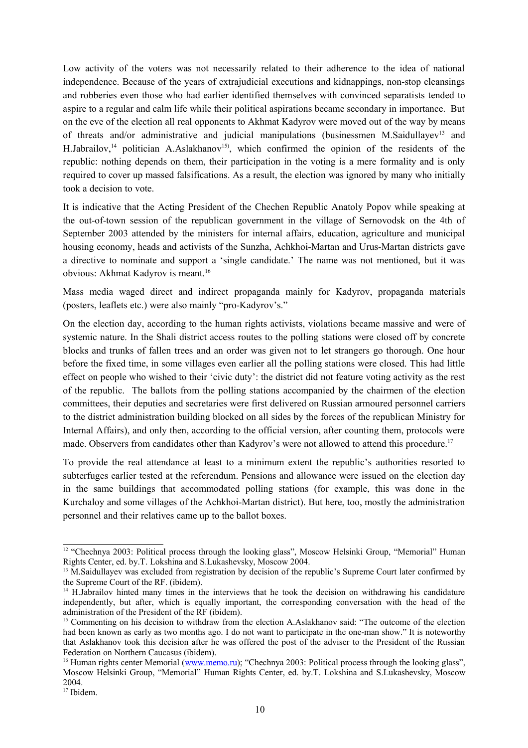Low activity of the voters was not necessarily related to their adherence to the idea of national independence. Because of the years of extrajudicial executions and kidnappings, non-stop cleansings and robberies even those who had earlier identified themselves with convinced separatists tended to aspire to a regular and calm life while their political aspirations became secondary in importance. But on the eve of the election all real opponents to Akhmat Kadyrov were moved out of the way by means of threats and/or administrative and judicial manipulations (businessmen M.Saidullayev[13] and H.Jabrailov,[14] politician A.Aslakhanov[15]), which confirmed the opinion of the residents of the republic: nothing depends on them, their participation in the voting is a mere formality and is only required to cover up massed falsifications. As a result, the election was ignored by many who initially took a decision to vote.

It is indicative that the Acting President of the Chechen Republic Anatoly Popov while speaking at the out-of-town session of the republican government in the village of Sernovodsk on the 4th of September 2003 attended by the ministers for internal affairs, education, agriculture and municipal housing economy, heads and activists of the Sunzha, Achkhoi-Martan and Urus-Martan districts gave a directive to nominate and support a 'single candidate.' The name was not mentioned, but it was obvious: Akhmat Kadyrov is meant.[16]

Mass media waged direct and indirect propaganda mainly for Kadyrov, propaganda materials (posters, leaflets etc.) were also mainly "pro-Kadyrov's."

On the election day, according to the human rights activists, violations became massive and were of systemic nature. In the Shali district access routes to the polling stations were closed off by concrete blocks and trunks of fallen trees and an order was given not to let strangers go thorough. One hour before the fixed time, in some villages even earlier all the polling stations were closed. This had little effect on people who wished to their 'civic duty': the district did not feature voting activity as the rest of the republic. The ballots from the polling stations accompanied by the chairmen of the election committees, their deputies and secretaries were first delivered on Russian armoured personnel carriers to the district administration building blocked on all sides by the forces of the republican Ministry for Internal Affairs), and only then, according to the official version, after counting them, protocols were made. Observers from candidates other than Kadyrov's were not allowed to attend this procedure.[17]

To provide the real attendance at least to a minimum extent the republic's authorities resorted to subterfuges earlier tested at the referendum. Pensions and allowance were issued on the election day in the same buildings that accommodated polling stations (for example, this was done in the Kurchaloy and some villages of the Achkhoi-Martan district). But here, too, mostly the administration personnel and their relatives came up to the ballot boxes.

---

[12] "Chechnya 2003: Political process through the looking glass", Moscow Helsinki Group, "Memorial" Human Rights Center, ed. by.T. Lokshina and S.Lukashevsky, Moscow 2004.

[13] M.Saidullayev was excluded from registration by decision of the republic's Supreme Court later confirmed by the Supreme Court of the RF. (ibidem).

[14] H.Jabrailov hinted many times in the interviews that he took the decision on withdrawing his candidature independently, but after, which is equally important, the corresponding conversation with the head of the administration of the President of the RF (ibidem).

[15] Commenting on his decision to withdraw from the election A.Aslakhanov said: "The outcome of the election had been known as early as two months ago. I do not want to participate in the one-man show." It is noteworthy that Aslakhanov took this decision after he was offered the post of the adviser to the President of the Russian Federation on Northern Caucasus (ibidem).

[16] Human rights center Memorial (www.memo.ru); "Chechnya 2003: Political process through the looking glass", Moscow Helsinki Group, "Memorial" Human Rights Center, ed. by.T. Lokshina and S.Lukashevsky, Moscow 2004.

[17] Ibidem.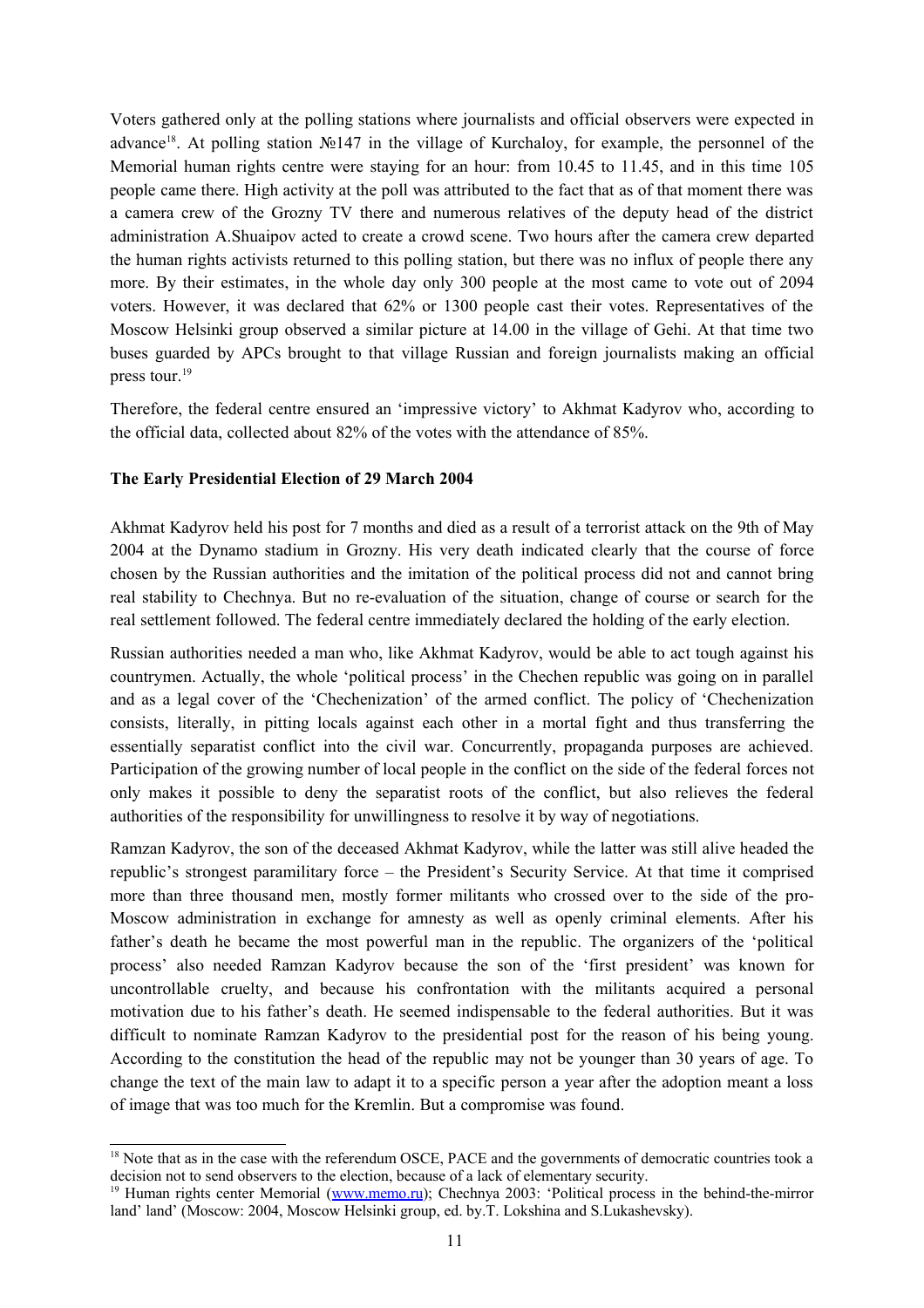Voters gathered only at the polling stations where journalists and official observers were expected in advance[18]. At polling station №147 in the village of Kurchaloy, for example, the personnel of the Memorial human rights centre were staying for an hour: from 10.45 to 11.45, and in this time 105 people came there. High activity at the poll was attributed to the fact that as of that moment there was a camera crew of the Grozny TV there and numerous relatives of the deputy head of the district administration A.Shuaipov acted to create a crowd scene. Two hours after the camera crew departed the human rights activists returned to this polling station, but there was no influx of people there any more. By their estimates, in the whole day only 300 people at the most came to vote out of 2094 voters. However, it was declared that 62% or 1300 people cast their votes. Representatives of the Moscow Helsinki group observed a similar picture at 14.00 in the village of Gehi. At that time two buses guarded by APCs brought to that village Russian and foreign journalists making an official press tour.[19]

Therefore, the federal centre ensured an 'impressive victory' to Akhmat Kadyrov who, according to the official data, collected about 82% of the votes with the attendance of 85%.

**The Early Presidential Election of 29 March 2004**

Akhmat Kadyrov held his post for 7 months and died as a result of a terrorist attack on the 9th of May 2004 at the Dynamo stadium in Grozny. His very death indicated clearly that the course of force chosen by the Russian authorities and the imitation of the political process did not and cannot bring real stability to Chechnya. But no re-evaluation of the situation, change of course or search for the real settlement followed. The federal centre immediately declared the holding of the early election.

Russian authorities needed a man who, like Akhmat Kadyrov, would be able to act tough against his countrymen. Actually, the whole 'political process' in the Chechen republic was going on in parallel and as a legal cover of the 'Chechenization' of the armed conflict. The policy of 'Chechenization consists, literally, in pitting locals against each other in a mortal fight and thus transferring the essentially separatist conflict into the civil war. Concurrently, propaganda purposes are achieved. Participation of the growing number of local people in the conflict on the side of the federal forces not only makes it possible to deny the separatist roots of the conflict, but also relieves the federal authorities of the responsibility for unwillingness to resolve it by way of negotiations.

Ramzan Kadyrov, the son of the deceased Akhmat Kadyrov, while the latter was still alive headed the republic's strongest paramilitary force – the President's Security Service. At that time it comprised more than three thousand men, mostly former militants who crossed over to the side of the pro-Moscow administration in exchange for amnesty as well as openly criminal elements. After his father's death he became the most powerful man in the republic. The organizers of the 'political process' also needed Ramzan Kadyrov because the son of the 'first president' was known for uncontrollable cruelty, and because his confrontation with the militants acquired a personal motivation due to his father's death. He seemed indispensable to the federal authorities. But it was difficult to nominate Ramzan Kadyrov to the presidential post for the reason of his being young. According to the constitution the head of the republic may not be younger than 30 years of age. To change the text of the main law to adapt it to a specific person a year after the adoption meant a loss of image that was too much for the Kremlin. But a compromise was found.

---

[18] Note that as in the case with the referendum OSCE, PACE and the governments of democratic countries took a decision not to send observers to the election, because of a lack of elementary security.

[19] Human rights center Memorial (www.memo.ru); Chechnya 2003: 'Political process in the behind-the-mirror land' land' (Moscow: 2004, Moscow Helsinki group, ed. by.T. Lokshina and S.Lukashevsky).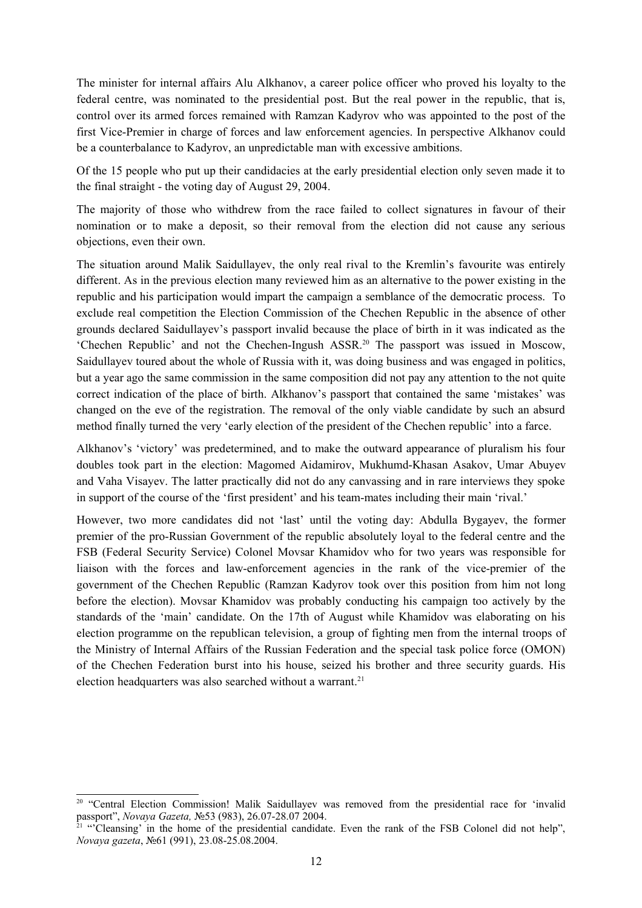The minister for internal affairs Alu Alkhanov, a career police officer who proved his loyalty to the federal centre, was nominated to the presidential post. But the real power in the republic, that is, control over its armed forces remained with Ramzan Kadyrov who was appointed to the post of the first Vice-Premier in charge of forces and law enforcement agencies. In perspective Alkhanov could be a counterbalance to Kadyrov, an unpredictable man with excessive ambitions.

Of the 15 people who put up their candidacies at the early presidential election only seven made it to the final straight - the voting day of August 29, 2004.

The majority of those who withdrew from the race failed to collect signatures in favour of their nomination or to make a deposit, so their removal from the election did not cause any serious objections, even their own.

The situation around Malik Saidullayev, the only real rival to the Kremlin's favourite was entirely different. As in the previous election many reviewed him as an alternative to the power existing in the republic and his participation would impart the campaign a semblance of the democratic process. To exclude real competition the Election Commission of the Chechen Republic in the absence of other grounds declared Saidullayev's passport invalid because the place of birth in it was indicated as the 'Chechen Republic' and not the Chechen-Ingush ASSR.[20] The passport was issued in Moscow, Saidullayev toured about the whole of Russia with it, was doing business and was engaged in politics, but a year ago the same commission in the same composition did not pay any attention to the not quite correct indication of the place of birth. Alkhanov's passport that contained the same 'mistakes' was changed on the eve of the registration. The removal of the only viable candidate by such an absurd method finally turned the very 'early election of the president of the Chechen republic' into a farce.

Alkhanov's 'victory' was predetermined, and to make the outward appearance of pluralism his four doubles took part in the election: Magomed Aidamirov, Mukhumd-Khasan Asakov, Umar Abuyev and Vaha Visayev. The latter practically did not do any canvassing and in rare interviews they spoke in support of the course of the 'first president' and his team-mates including their main 'rival.'

However, two more candidates did not 'last' until the voting day: Abdulla Bygayev, the former premier of the pro-Russian Government of the republic absolutely loyal to the federal centre and the FSB (Federal Security Service) Colonel Movsar Khamidov who for two years was responsible for liaison with the forces and law-enforcement agencies in the rank of the vice-premier of the government of the Chechen Republic (Ramzan Kadyrov took over this position from him not long before the election). Movsar Khamidov was probably conducting his campaign too actively by the standards of the 'main' candidate. On the 17th of August while Khamidov was elaborating on his election programme on the republican television, a group of fighting men from the internal troops of the Ministry of Internal Affairs of the Russian Federation and the special task police force (OMON) of the Chechen Federation burst into his house, seized his brother and three security guards. His election headquarters was also searched without a warrant.[21]

---

[20] "Central Election Commission! Malik Saidullayev was removed from the presidential race for 'invalid passport", *Novaya Gazeta,* №53 (983), 26.07-28.07 2004.

[21] "'Cleansing' in the home of the presidential candidate. Even the rank of the FSB Colonel did not help", *Novaya gazeta*, №61 (991), 23.08-25.08.2004.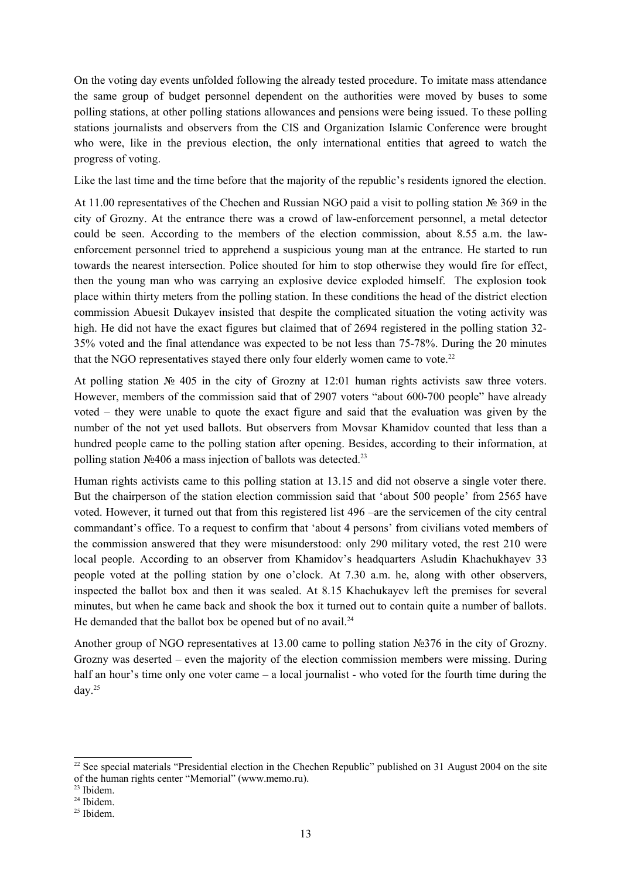On the voting day events unfolded following the already tested procedure. To imitate mass attendance the same group of budget personnel dependent on the authorities were moved by buses to some polling stations, at other polling stations allowances and pensions were being issued. To these polling stations journalists and observers from the CIS and Organization Islamic Conference were brought who were, like in the previous election, the only international entities that agreed to watch the progress of voting.

Like the last time and the time before that the majority of the republic's residents ignored the election.

At 11.00 representatives of the Chechen and Russian NGO paid a visit to polling station № 369 in the city of Grozny. At the entrance there was a crowd of law-enforcement personnel, a metal detector could be seen. According to the members of the election commission, about 8.55 a.m. the law-enforcement personnel tried to apprehend a suspicious young man at the entrance. He started to run towards the nearest intersection. Police shouted for him to stop otherwise they would fire for effect, then the young man who was carrying an explosive device exploded himself. The explosion took place within thirty meters from the polling station. In these conditions the head of the district election commission Abuesit Dukayev insisted that despite the complicated situation the voting activity was high. He did not have the exact figures but claimed that of 2694 registered in the polling station 32-35% voted and the final attendance was expected to be not less than 75-78%. During the 20 minutes that the NGO representatives stayed there only four elderly women came to vote.[22]

At polling station № 405 in the city of Grozny at 12:01 human rights activists saw three voters. However, members of the commission said that of 2907 voters "about 600-700 people" have already voted – they were unable to quote the exact figure and said that the evaluation was given by the number of the not yet used ballots. But observers from Movsar Khamidov counted that less than a hundred people came to the polling station after opening. Besides, according to their information, at polling station №406 a mass injection of ballots was detected.[23]

Human rights activists came to this polling station at 13.15 and did not observe a single voter there. But the chairperson of the station election commission said that 'about 500 people' from 2565 have voted. However, it turned out that from this registered list 496 –are the servicemen of the city central commandant's office. To a request to confirm that 'about 4 persons' from civilians voted members of the commission answered that they were misunderstood: only 290 military voted, the rest 210 were local people. According to an observer from Khamidov's headquarters Asludin Khachukhayev 33 people voted at the polling station by one o'clock. At 7.30 a.m. he, along with other observers, inspected the ballot box and then it was sealed. At 8.15 Khachukayev left the premises for several minutes, but when he came back and shook the box it turned out to contain quite a number of ballots. He demanded that the ballot box be opened but of no avail.[24]

Another group of NGO representatives at 13.00 came to polling station №376 in the city of Grozny. Grozny was deserted – even the majority of the election commission members were missing. During half an hour's time only one voter came – a local journalist - who voted for the fourth time during the day.[25]

---

[22] See special materials "Presidential election in the Chechen Republic" published on 31 August 2004 on the site of the human rights center "Memorial" (www.memo.ru).

[23] Ibidem.

[24] Ibidem.

[25] Ibidem.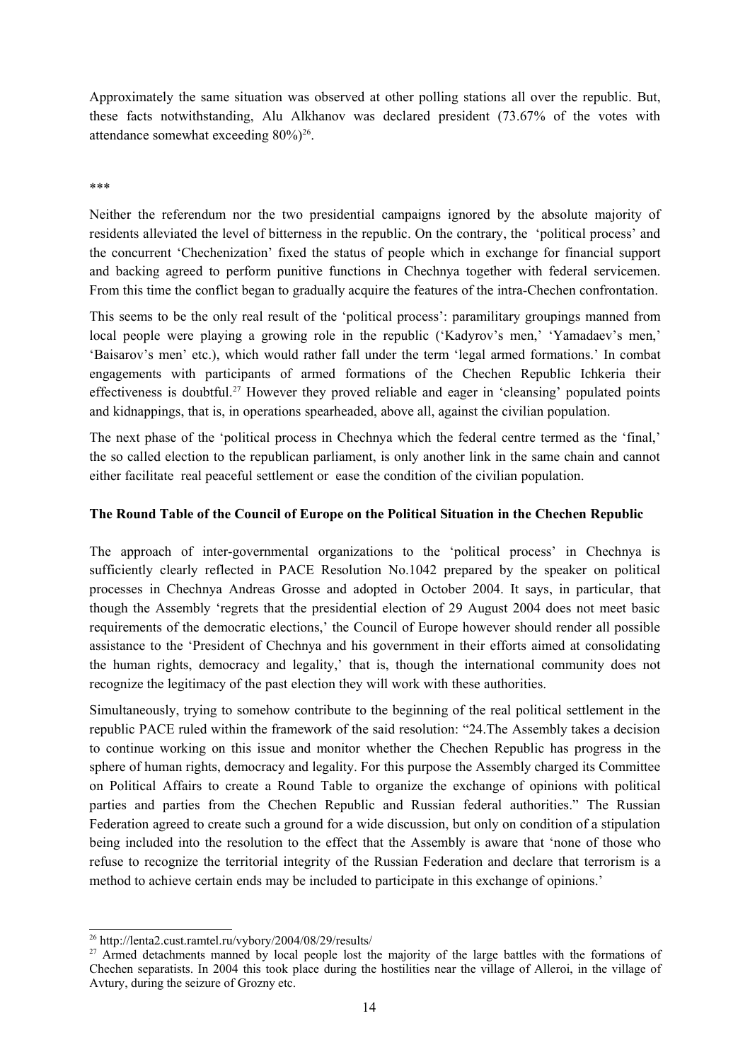Approximately the same situation was observed at other polling stations all over the republic. But, these facts notwithstanding, Alu Alkhanov was declared president (73.67% of the votes with attendance somewhat exceeding 80%)[26].

\*\*\*

Neither the referendum nor the two presidential campaigns ignored by the absolute majority of residents alleviated the level of bitterness in the republic. On the contrary, the 'political process' and the concurrent 'Chechenization' fixed the status of people which in exchange for financial support and backing agreed to perform punitive functions in Chechnya together with federal servicemen. From this time the conflict began to gradually acquire the features of the intra-Chechen confrontation.

This seems to be the only real result of the 'political process': paramilitary groupings manned from local people were playing a growing role in the republic ('Kadyrov's men,' 'Yamadaev's men,' 'Baisarov's men' etc.), which would rather fall under the term 'legal armed formations.' In combat engagements with participants of armed formations of the Chechen Republic Ichkeria their effectiveness is doubtful.[27] However they proved reliable and eager in 'cleansing' populated points and kidnappings, that is, in operations spearheaded, above all, against the civilian population.

The next phase of the 'political process in Chechnya which the federal centre termed as the 'final,' the so called election to the republican parliament, is only another link in the same chain and cannot either facilitate real peaceful settlement or ease the condition of the civilian population.

**The Round Table of the Council of Europe on the Political Situation in the Chechen Republic**

The approach of inter-governmental organizations to the 'political process' in Chechnya is sufficiently clearly reflected in PACE Resolution No.1042 prepared by the speaker on political processes in Chechnya Andreas Grosse and adopted in October 2004. It says, in particular, that though the Assembly 'regrets that the presidential election of 29 August 2004 does not meet basic requirements of the democratic elections,' the Council of Europe however should render all possible assistance to the 'President of Chechnya and his government in their efforts aimed at consolidating the human rights, democracy and legality,' that is, though the international community does not recognize the legitimacy of the past election they will work with these authorities.

Simultaneously, trying to somehow contribute to the beginning of the real political settlement in the republic PACE ruled within the framework of the said resolution: "24.The Assembly takes a decision to continue working on this issue and monitor whether the Chechen Republic has progress in the sphere of human rights, democracy and legality. For this purpose the Assembly charged its Committee on Political Affairs to create a Round Table to organize the exchange of opinions with political parties and parties from the Chechen Republic and Russian federal authorities." The Russian Federation agreed to create such a ground for a wide discussion, but only on condition of a stipulation being included into the resolution to the effect that the Assembly is aware that 'none of those who refuse to recognize the territorial integrity of the Russian Federation and declare that terrorism is a method to achieve certain ends may be included to participate in this exchange of opinions.'

---

[26] http://lenta2.cust.ramtel.ru/vybory/2004/08/29/results/

[27] Armed detachments manned by local people lost the majority of the large battles with the formations of Chechen separatists. In 2004 this took place during the hostilities near the village of Alleroi, in the village of Avtury, during the seizure of Grozny etc.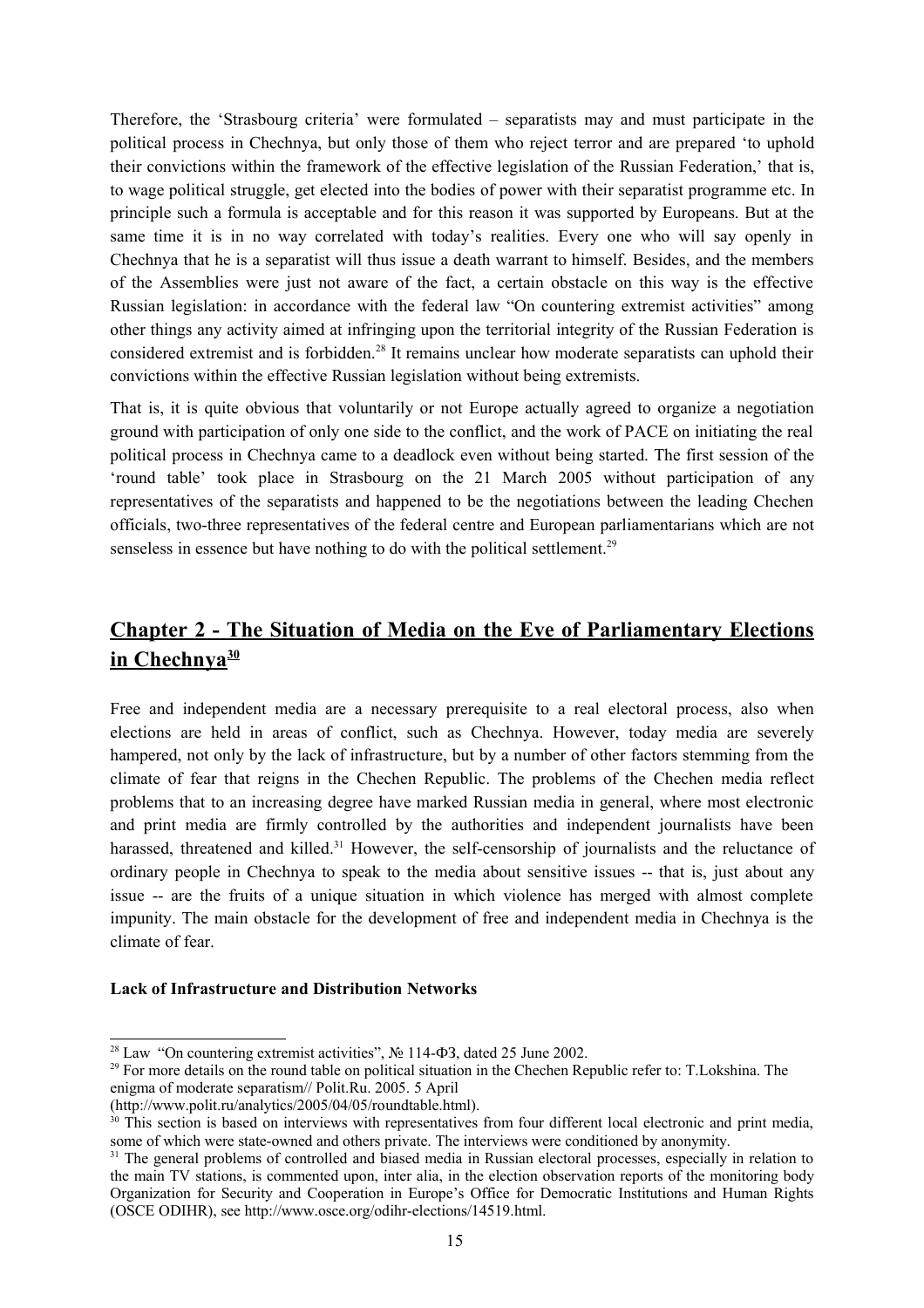Therefore, the 'Strasbourg criteria' were formulated – separatists may and must participate in the political process in Chechnya, but only those of them who reject terror and are prepared 'to uphold their convictions within the framework of the effective legislation of the Russian Federation,' that is, to wage political struggle, get elected into the bodies of power with their separatist programme etc. In principle such a formula is acceptable and for this reason it was supported by Europeans. But at the same time it is in no way correlated with today's realities. Every one who will say openly in Chechnya that he is a separatist will thus issue a death warrant to himself. Besides, and the members of the Assemblies were just not aware of the fact, a certain obstacle on this way is the effective Russian legislation: in accordance with the federal law "On countering extremist activities" among other things any activity aimed at infringing upon the territorial integrity of the Russian Federation is considered extremist and is forbidden.[28] It remains unclear how moderate separatists can uphold their convictions within the effective Russian legislation without being extremists.

That is, it is quite obvious that voluntarily or not Europe actually agreed to organize a negotiation ground with participation of only one side to the conflict, and the work of PACE on initiating the real political process in Chechnya came to a deadlock even without being started. The first session of the 'round table' took place in Strasbourg on the 21 March 2005 without participation of any representatives of the separatists and happened to be the negotiations between the leading Chechen officials, two-three representatives of the federal centre and European parliamentarians which are not senseless in essence but have nothing to do with the political settlement.[29]

## Chapter 2 - The Situation of Media on the Eve of Parliamentary Elections in Chechnya[30]

Free and independent media are a necessary prerequisite to a real electoral process, also when elections are held in areas of conflict, such as Chechnya. However, today media are severely hampered, not only by the lack of infrastructure, but by a number of other factors stemming from the climate of fear that reigns in the Chechen Republic. The problems of the Chechen media reflect problems that to an increasing degree have marked Russian media in general, where most electronic and print media are firmly controlled by the authorities and independent journalists have been harassed, threatened and killed.[31] However, the self-censorship of journalists and the reluctance of ordinary people in Chechnya to speak to the media about sensitive issues -- that is, just about any issue -- are the fruits of a unique situation in which violence has merged with almost complete impunity. The main obstacle for the development of free and independent media in Chechnya is the climate of fear.

**Lack of Infrastructure and Distribution Networks**

---

[28] Law "On countering extremist activities", № 114-ФЗ, dated 25 June 2002.

[29] For more details on the round table on political situation in the Chechen Republic refer to: T.Lokshina. The enigma of moderate separatism// Polit.Ru. 2005. 5 April (http://www.polit.ru/analytics/2005/04/05/roundtable.html).

[30] This section is based on interviews with representatives from four different local electronic and print media, some of which were state-owned and others private. The interviews were conditioned by anonymity.

[31] The general problems of controlled and biased media in Russian electoral processes, especially in relation to the main TV stations, is commented upon, inter alia, in the election observation reports of the monitoring body Organization for Security and Cooperation in Europe's Office for Democratic Institutions and Human Rights (OSCE ODIHR), see http://www.osce.org/odihr-elections/14519.html.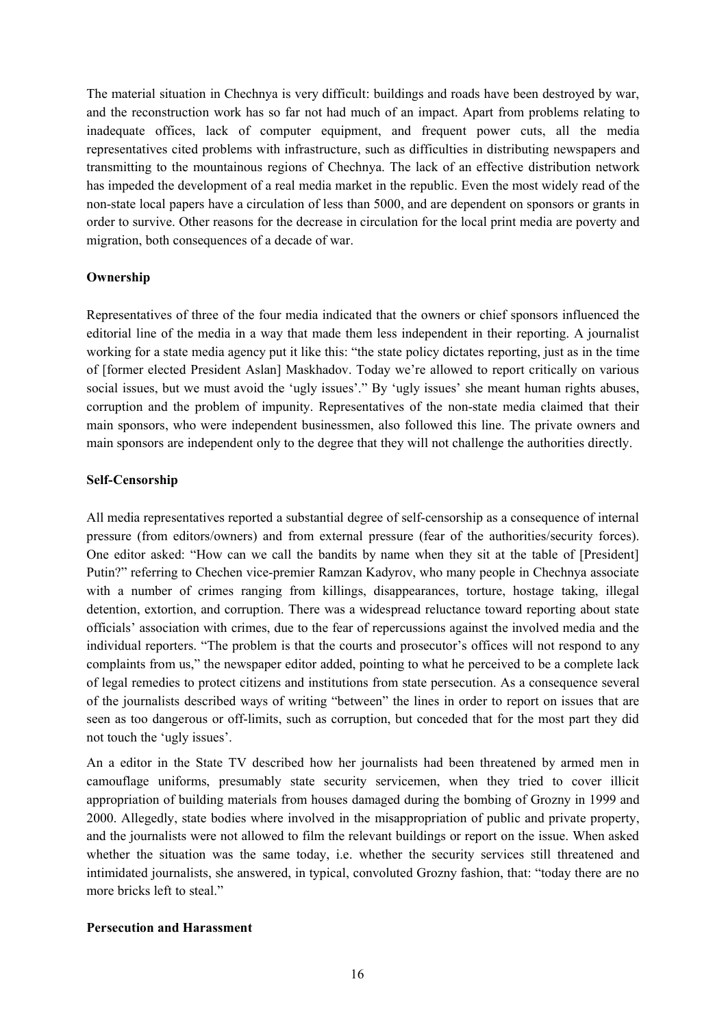The material situation in Chechnya is very difficult: buildings and roads have been destroyed by war, and the reconstruction work has so far not had much of an impact. Apart from problems relating to inadequate offices, lack of computer equipment, and frequent power cuts, all the media representatives cited problems with infrastructure, such as difficulties in distributing newspapers and transmitting to the mountainous regions of Chechnya. The lack of an effective distribution network has impeded the development of a real media market in the republic. Even the most widely read of the non-state local papers have a circulation of less than 5000, and are dependent on sponsors or grants in order to survive. Other reasons for the decrease in circulation for the local print media are poverty and migration, both consequences of a decade of war.

### Ownership

Representatives of three of the four media indicated that the owners or chief sponsors influenced the editorial line of the media in a way that made them less independent in their reporting. A journalist working for a state media agency put it like this: "the state policy dictates reporting, just as in the time of [former elected President Aslan] Maskhadov. Today we're allowed to report critically on various social issues, but we must avoid the 'ugly issues'." By 'ugly issues' she meant human rights abuses, corruption and the problem of impunity. Representatives of the non-state media claimed that their main sponsors, who were independent businessmen, also followed this line. The private owners and main sponsors are independent only to the degree that they will not challenge the authorities directly.

### Self-Censorship

All media representatives reported a substantial degree of self-censorship as a consequence of internal pressure (from editors/owners) and from external pressure (fear of the authorities/security forces). One editor asked: "How can we call the bandits by name when they sit at the table of [President] Putin?" referring to Chechen vice-premier Ramzan Kadyrov, who many people in Chechnya associate with a number of crimes ranging from killings, disappearances, torture, hostage taking, illegal detention, extortion, and corruption. There was a widespread reluctance toward reporting about state officials' association with crimes, due to the fear of repercussions against the involved media and the individual reporters. "The problem is that the courts and prosecutor's offices will not respond to any complaints from us," the newspaper editor added, pointing to what he perceived to be a complete lack of legal remedies to protect citizens and institutions from state persecution. As a consequence several of the journalists described ways of writing "between" the lines in order to report on issues that are seen as too dangerous or off-limits, such as corruption, but conceded that for the most part they did not touch the 'ugly issues'.

An a editor in the State TV described how her journalists had been threatened by armed men in camouflage uniforms, presumably state security servicemen, when they tried to cover illicit appropriation of building materials from houses damaged during the bombing of Grozny in 1999 and 2000. Allegedly, state bodies where involved in the misappropriation of public and private property, and the journalists were not allowed to film the relevant buildings or report on the issue. When asked whether the situation was the same today, i.e. whether the security services still threatened and intimidated journalists, she answered, in typical, convoluted Grozny fashion, that: "today there are no more bricks left to steal."

### Persecution and Harassment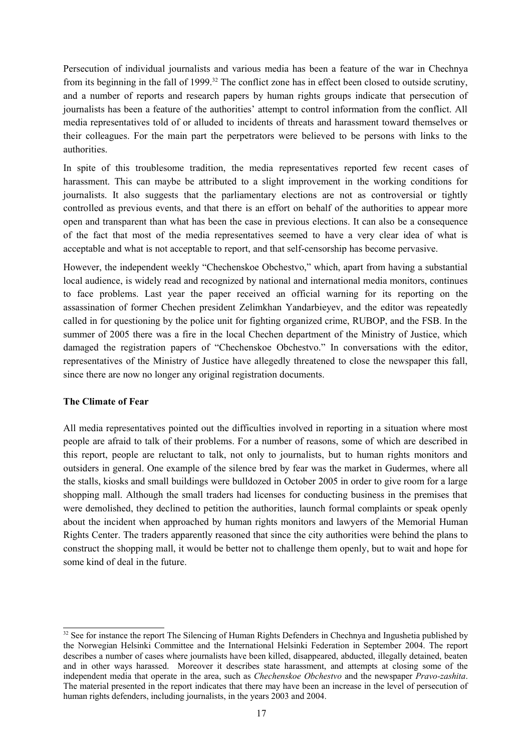Persecution of individual journalists and various media has been a feature of the war in Chechnya from its beginning in the fall of 1999.[32] The conflict zone has in effect been closed to outside scrutiny, and a number of reports and research papers by human rights groups indicate that persecution of journalists has been a feature of the authorities' attempt to control information from the conflict. All media representatives told of or alluded to incidents of threats and harassment toward themselves or their colleagues. For the main part the perpetrators were believed to be persons with links to the authorities.

In spite of this troublesome tradition, the media representatives reported few recent cases of harassment. This can maybe be attributed to a slight improvement in the working conditions for journalists. It also suggests that the parliamentary elections are not as controversial or tightly controlled as previous events, and that there is an effort on behalf of the authorities to appear more open and transparent than what has been the case in previous elections. It can also be a consequence of the fact that most of the media representatives seemed to have a very clear idea of what is acceptable and what is not acceptable to report, and that self-censorship has become pervasive.

However, the independent weekly "Chechenskoe Obchestvo," which, apart from having a substantial local audience, is widely read and recognized by national and international media monitors, continues to face problems. Last year the paper received an official warning for its reporting on the assassination of former Chechen president Zelimkhan Yandarbieyev, and the editor was repeatedly called in for questioning by the police unit for fighting organized crime, RUBOP, and the FSB. In the summer of 2005 there was a fire in the local Chechen department of the Ministry of Justice, which damaged the registration papers of "Chechenskoe Obchestvo." In conversations with the editor, representatives of the Ministry of Justice have allegedly threatened to close the newspaper this fall, since there are now no longer any original registration documents.

**The Climate of Fear**

All media representatives pointed out the difficulties involved in reporting in a situation where most people are afraid to talk of their problems. For a number of reasons, some of which are described in this report, people are reluctant to talk, not only to journalists, but to human rights monitors and outsiders in general. One example of the silence bred by fear was the market in Gudermes, where all the stalls, kiosks and small buildings were bulldozed in October 2005 in order to give room for a large shopping mall. Although the small traders had licenses for conducting business in the premises that were demolished, they declined to petition the authorities, launch formal complaints or speak openly about the incident when approached by human rights monitors and lawyers of the Memorial Human Rights Center. The traders apparently reasoned that since the city authorities were behind the plans to construct the shopping mall, it would be better not to challenge them openly, but to wait and hope for some kind of deal in the future.

---

[32] See for instance the report The Silencing of Human Rights Defenders in Chechnya and Ingushetia published by the Norwegian Helsinki Committee and the International Helsinki Federation in September 2004. The report describes a number of cases where journalists have been killed, disappeared, abducted, illegally detained, beaten and in other ways harassed. Moreover it describes state harassment, and attempts at closing some of the independent media that operate in the area, such as *Chechenskoe Obchestvo* and the newspaper *Pravo-zashita*. The material presented in the report indicates that there may have been an increase in the level of persecution of human rights defenders, including journalists, in the years 2003 and 2004.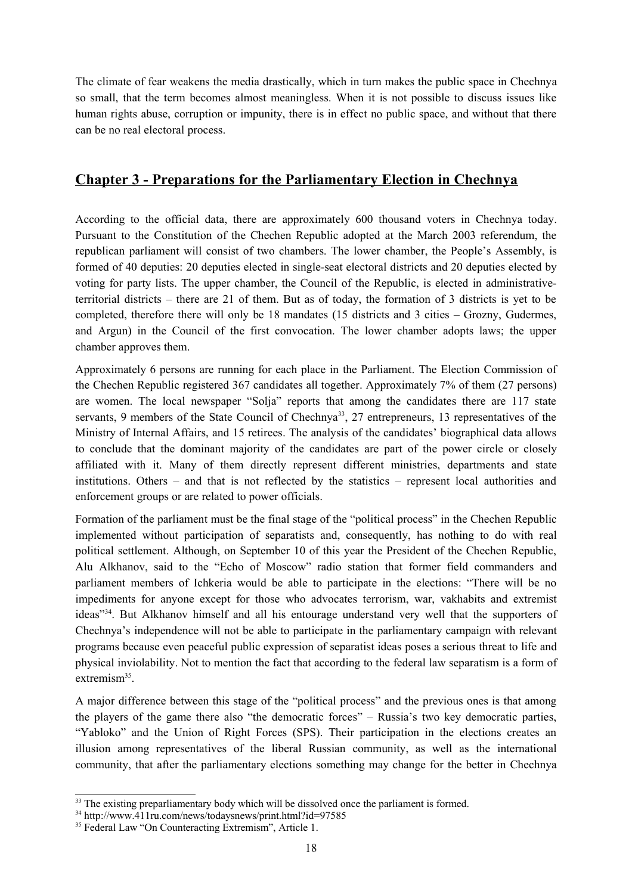The climate of fear weakens the media drastically, which in turn makes the public space in Chechnya so small, that the term becomes almost meaningless. When it is not possible to discuss issues like human rights abuse, corruption or impunity, there is in effect no public space, and without that there can be no real electoral process.

## Chapter 3 - Preparations for the Parliamentary Election in Chechnya

According to the official data, there are approximately 600 thousand voters in Chechnya today. Pursuant to the Constitution of the Chechen Republic adopted at the March 2003 referendum, the republican parliament will consist of two chambers. The lower chamber, the People's Assembly, is formed of 40 deputies: 20 deputies elected in single-seat electoral districts and 20 deputies elected by voting for party lists. The upper chamber, the Council of the Republic, is elected in administrative-territorial districts – there are 21 of them. But as of today, the formation of 3 districts is yet to be completed, therefore there will only be 18 mandates (15 districts and 3 cities – Grozny, Gudermes, and Argun) in the Council of the first convocation. The lower chamber adopts laws; the upper chamber approves them.

Approximately 6 persons are running for each place in the Parliament. The Election Commission of the Chechen Republic registered 367 candidates all together. Approximately 7% of them (27 persons) are women. The local newspaper "Solja" reports that among the candidates there are 117 state servants, 9 members of the State Council of Chechnya[33], 27 entrepreneurs, 13 representatives of the Ministry of Internal Affairs, and 15 retirees. The analysis of the candidates' biographical data allows to conclude that the dominant majority of the candidates are part of the power circle or closely affiliated with it. Many of them directly represent different ministries, departments and state institutions. Others – and that is not reflected by the statistics – represent local authorities and enforcement groups or are related to power officials.

Formation of the parliament must be the final stage of the "political process" in the Chechen Republic implemented without participation of separatists and, consequently, has nothing to do with real political settlement. Although, on September 10 of this year the President of the Chechen Republic, Alu Alkhanov, said to the "Echo of Moscow" radio station that former field commanders and parliament members of Ichkeria would be able to participate in the elections: "There will be no impediments for anyone except for those who advocates terrorism, war, vakhabits and extremist ideas"[34]. But Alkhanov himself and all his entourage understand very well that the supporters of Chechnya's independence will not be able to participate in the parliamentary campaign with relevant programs because even peaceful public expression of separatist ideas poses a serious threat to life and physical inviolability. Not to mention the fact that according to the federal law separatism is a form of extremism[35].

A major difference between this stage of the "political process" and the previous ones is that among the players of the game there also "the democratic forces" – Russia's two key democratic parties, "Yabloko" and the Union of Right Forces (SPS). Their participation in the elections creates an illusion among representatives of the liberal Russian community, as well as the international community, that after the parliamentary elections something may change for the better in Chechnya

---

[33] The existing preparliamentary body which will be dissolved once the parliament is formed.

[34] http://www.411ru.com/news/todaysnews/print.html?id=97585

[35] Federal Law "On Counteracting Extremism", Article 1.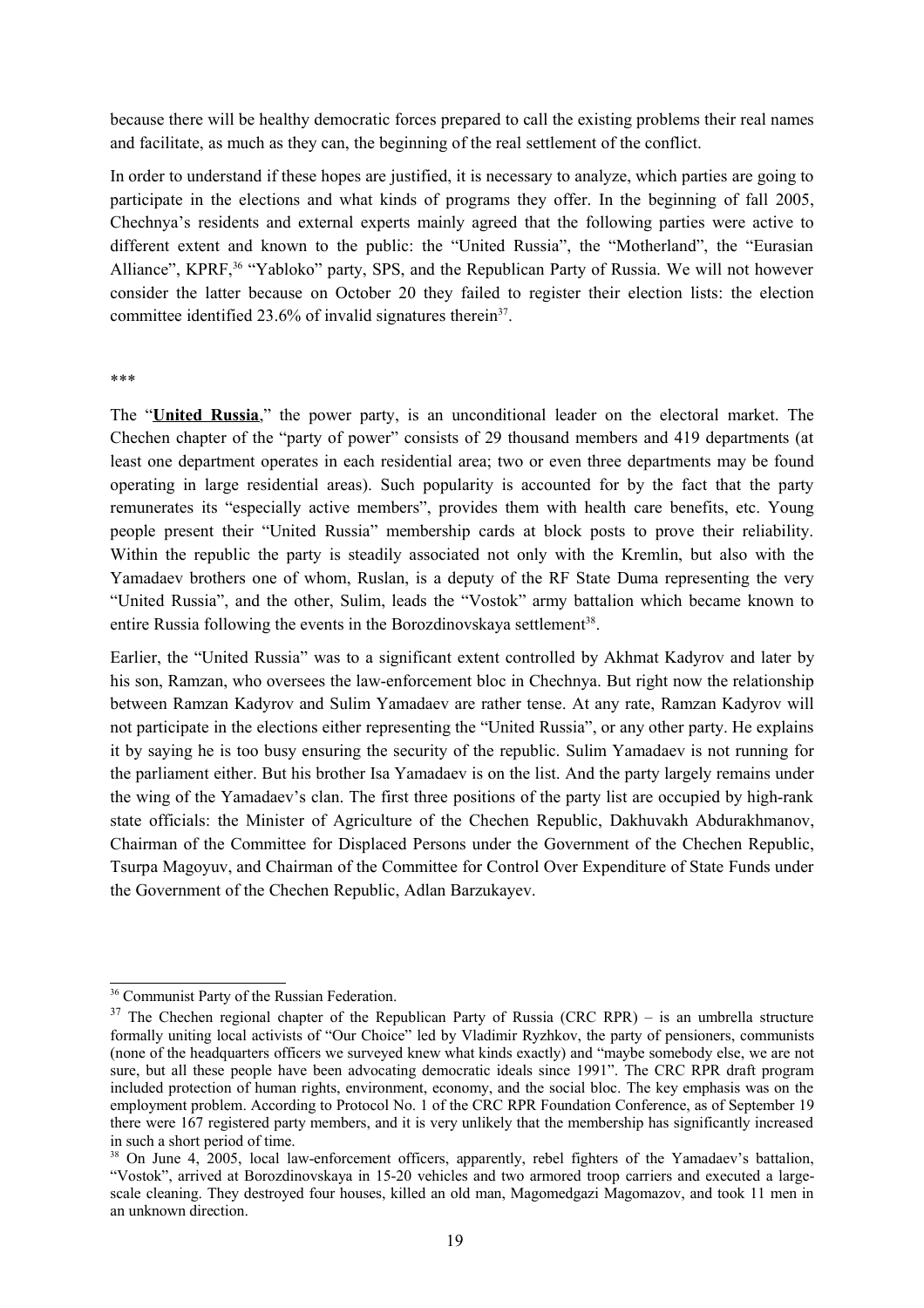because there will be healthy democratic forces prepared to call the existing problems their real names and facilitate, as much as they can, the beginning of the real settlement of the conflict.

In order to understand if these hopes are justified, it is necessary to analyze, which parties are going to participate in the elections and what kinds of programs they offer. In the beginning of fall 2005, Chechnya's residents and external experts mainly agreed that the following parties were active to different extent and known to the public: the "United Russia", the "Motherland", the "Eurasian Alliance", KPRF,[36] "Yabloko" party, SPS, and the Republican Party of Russia. We will not however consider the latter because on October 20 they failed to register their election lists: the election committee identified 23.6% of invalid signatures therein[37].

***

The "**United Russia**," the power party, is an unconditional leader on the electoral market. The Chechen chapter of the "party of power" consists of 29 thousand members and 419 departments (at least one department operates in each residential area; two or even three departments may be found operating in large residential areas). Such popularity is accounted for by the fact that the party remunerates its "especially active members", provides them with health care benefits, etc. Young people present their "United Russia" membership cards at block posts to prove their reliability. Within the republic the party is steadily associated not only with the Kremlin, but also with the Yamadaev brothers one of whom, Ruslan, is a deputy of the RF State Duma representing the very "United Russia", and the other, Sulim, leads the "Vostok" army battalion which became known to entire Russia following the events in the Borozdinovskaya settlement[38].

Earlier, the "United Russia" was to a significant extent controlled by Akhmat Kadyrov and later by his son, Ramzan, who oversees the law-enforcement bloc in Chechnya. But right now the relationship between Ramzan Kadyrov and Sulim Yamadaev are rather tense. At any rate, Ramzan Kadyrov will not participate in the elections either representing the "United Russia", or any other party. He explains it by saying he is too busy ensuring the security of the republic. Sulim Yamadaev is not running for the parliament either. But his brother Isa Yamadaev is on the list. And the party largely remains under the wing of the Yamadaev's clan. The first three positions of the party list are occupied by high-rank state officials: the Minister of Agriculture of the Chechen Republic, Dakhuvakh Abdurakhmanov, Chairman of the Committee for Displaced Persons under the Government of the Chechen Republic, Tsurpa Magoyuv, and Chairman of the Committee for Control Over Expenditure of State Funds under the Government of the Chechen Republic, Adlan Barzukayev.

---

[36] Communist Party of the Russian Federation.

[37] The Chechen regional chapter of the Republican Party of Russia (CRC RPR) – is an umbrella structure formally uniting local activists of "Our Choice" led by Vladimir Ryzhkov, the party of pensioners, communists (none of the headquarters officers we surveyed knew what kinds exactly) and "maybe somebody else, we are not sure, but all these people have been advocating democratic ideals since 1991". The CRC RPR draft program included protection of human rights, environment, economy, and the social bloc. The key emphasis was on the employment problem. According to Protocol No. 1 of the CRC RPR Foundation Conference, as of September 19 there were 167 registered party members, and it is very unlikely that the membership has significantly increased in such a short period of time.

[38] On June 4, 2005, local law-enforcement officers, apparently, rebel fighters of the Yamadaev's battalion, "Vostok", arrived at Borozdinovskaya in 15-20 vehicles and two armored troop carriers and executed a large-scale cleaning. They destroyed four houses, killed an old man, Magomedgazi Magomazov, and took 11 men in an unknown direction.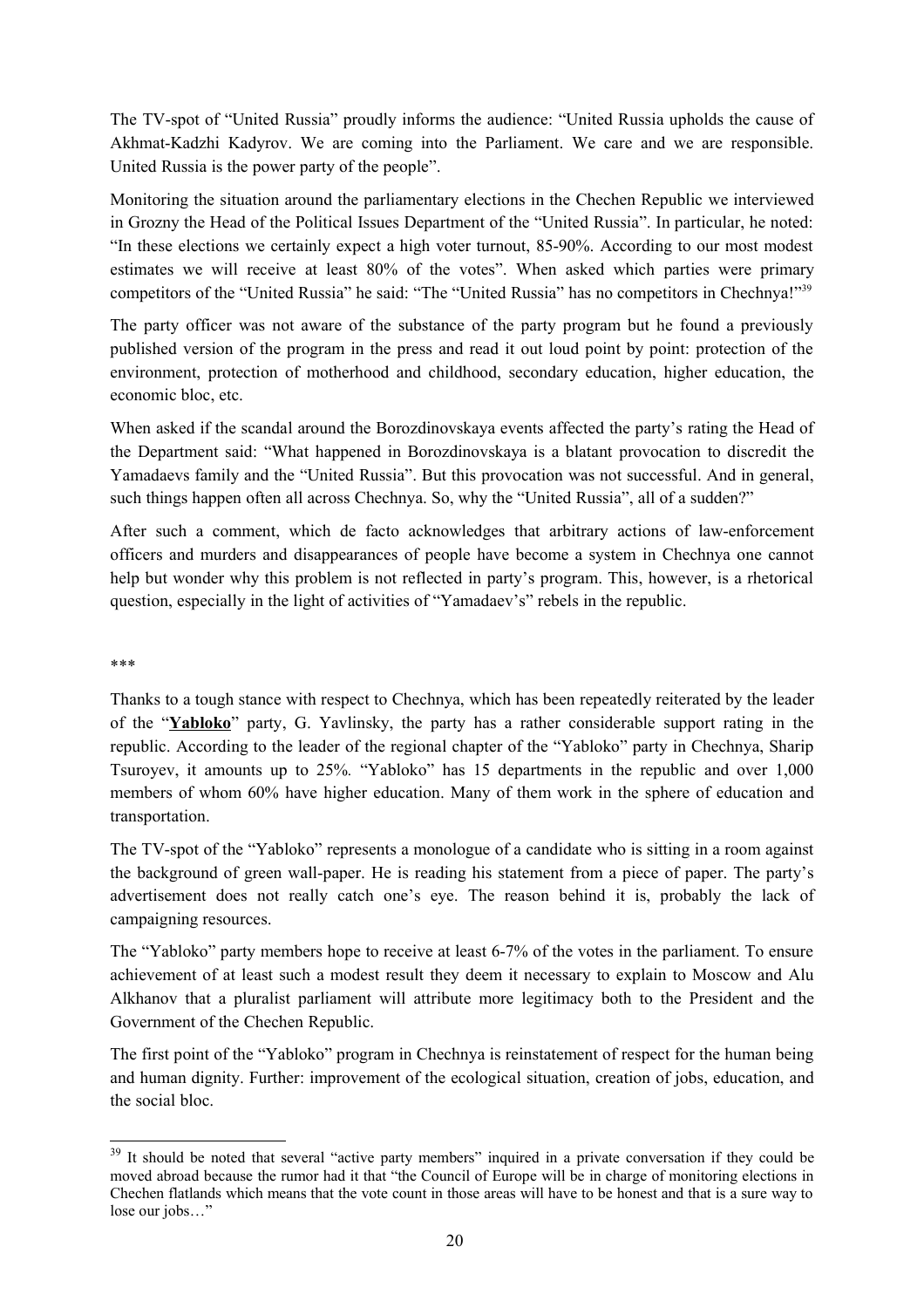The TV-spot of "United Russia" proudly informs the audience: "United Russia upholds the cause of Akhmat-Kadzhi Kadyrov. We are coming into the Parliament. We care and we are responsible. United Russia is the power party of the people".

Monitoring the situation around the parliamentary elections in the Chechen Republic we interviewed in Grozny the Head of the Political Issues Department of the "United Russia". In particular, he noted: "In these elections we certainly expect a high voter turnout, 85-90%. According to our most modest estimates we will receive at least 80% of the votes". When asked which parties were primary competitors of the "United Russia" he said: "The "United Russia" has no competitors in Chechnya!"[39]

The party officer was not aware of the substance of the party program but he found a previously published version of the program in the press and read it out loud point by point: protection of the environment, protection of motherhood and childhood, secondary education, higher education, the economic bloc, etc.

When asked if the scandal around the Borozdinovskaya events affected the party's rating the Head of the Department said: "What happened in Borozdinovskaya is a blatant provocation to discredit the Yamadaevs family and the "United Russia". But this provocation was not successful. And in general, such things happen often all across Chechnya. So, why the "United Russia", all of a sudden?"

After such a comment, which de facto acknowledges that arbitrary actions of law-enforcement officers and murders and disappearances of people have become a system in Chechnya one cannot help but wonder why this problem is not reflected in party's program. This, however, is a rhetorical question, especially in the light of activities of "Yamadaev's" rebels in the republic.

\*\*\*

Thanks to a tough stance with respect to Chechnya, which has been repeatedly reiterated by the leader of the "**Yabloko**" party, G. Yavlinsky, the party has a rather considerable support rating in the republic. According to the leader of the regional chapter of the "Yabloko" party in Chechnya, Sharip Tsuroyev, it amounts up to 25%. "Yabloko" has 15 departments in the republic and over 1,000 members of whom 60% have higher education. Many of them work in the sphere of education and transportation.

The TV-spot of the "Yabloko" represents a monologue of a candidate who is sitting in a room against the background of green wall-paper. He is reading his statement from a piece of paper. The party's advertisement does not really catch one's eye. The reason behind it is, probably the lack of campaigning resources.

The "Yabloko" party members hope to receive at least 6-7% of the votes in the parliament. To ensure achievement of at least such a modest result they deem it necessary to explain to Moscow and Alu Alkhanov that a pluralist parliament will attribute more legitimacy both to the President and the Government of the Chechen Republic.

The first point of the "Yabloko" program in Chechnya is reinstatement of respect for the human being and human dignity. Further: improvement of the ecological situation, creation of jobs, education, and the social bloc.

---

[39] It should be noted that several "active party members" inquired in a private conversation if they could be moved abroad because the rumor had it that "the Council of Europe will be in charge of monitoring elections in Chechen flatlands which means that the vote count in those areas will have to be honest and that is a sure way to lose our jobs…"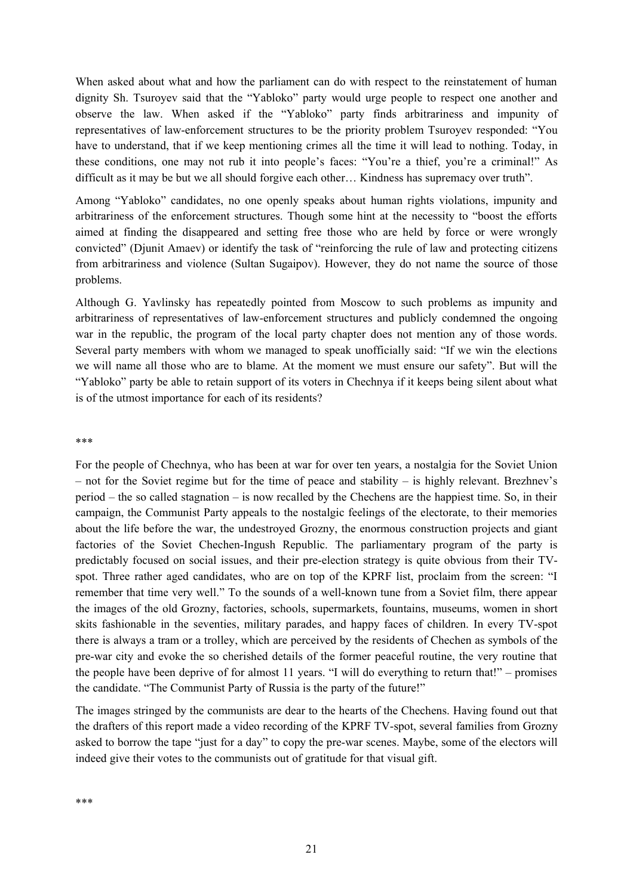When asked about what and how the parliament can do with respect to the reinstatement of human dignity Sh. Tsuroyev said that the "Yabloko" party would urge people to respect one another and observe the law. When asked if the "Yabloko" party finds arbitrariness and impunity of representatives of law-enforcement structures to be the priority problem Tsuroyev responded: "You have to understand, that if we keep mentioning crimes all the time it will lead to nothing. Today, in these conditions, one may not rub it into people's faces: "You're a thief, you're a criminal!" As difficult as it may be but we all should forgive each other… Kindness has supremacy over truth".

Among "Yabloko" candidates, no one openly speaks about human rights violations, impunity and arbitrariness of the enforcement structures. Though some hint at the necessity to "boost the efforts aimed at finding the disappeared and setting free those who are held by force or were wrongly convicted" (Djunit Amaev) or identify the task of "reinforcing the rule of law and protecting citizens from arbitrariness and violence (Sultan Sugaipov). However, they do not name the source of those problems.

Although G. Yavlinsky has repeatedly pointed from Moscow to such problems as impunity and arbitrariness of representatives of law-enforcement structures and publicly condemned the ongoing war in the republic, the program of the local party chapter does not mention any of those words. Several party members with whom we managed to speak unofficially said: "If we win the elections we will name all those who are to blame. At the moment we must ensure our safety". But will the "Yabloko" party be able to retain support of its voters in Chechnya if it keeps being silent about what is of the utmost importance for each of its residents?

***

For the people of Chechnya, who has been at war for over ten years, a nostalgia for the Soviet Union – not for the Soviet regime but for the time of peace and stability – is highly relevant. Brezhnev's period – the so called stagnation – is now recalled by the Chechens are the happiest time. So, in their campaign, the Communist Party appeals to the nostalgic feelings of the electorate, to their memories about the life before the war, the undestroyed Grozny, the enormous construction projects and giant factories of the Soviet Chechen-Ingush Republic. The parliamentary program of the party is predictably focused on social issues, and their pre-election strategy is quite obvious from their TV-spot. Three rather aged candidates, who are on top of the KPRF list, proclaim from the screen: "I remember that time very well." To the sounds of a well-known tune from a Soviet film, there appear the images of the old Grozny, factories, schools, supermarkets, fountains, museums, women in short skits fashionable in the seventies, military parades, and happy faces of children. In every TV-spot there is always a tram or a trolley, which are perceived by the residents of Chechen as symbols of the pre-war city and evoke the so cherished details of the former peaceful routine, the very routine that the people have been deprive of for almost 11 years. "I will do everything to return that!" – promises the candidate. "The Communist Party of Russia is the party of the future!"

The images stringed by the communists are dear to the hearts of the Chechens. Having found out that the drafters of this report made a video recording of the KPRF TV-spot, several families from Grozny asked to borrow the tape "just for a day" to copy the pre-war scenes. Maybe, some of the electors will indeed give their votes to the communists out of gratitude for that visual gift.

***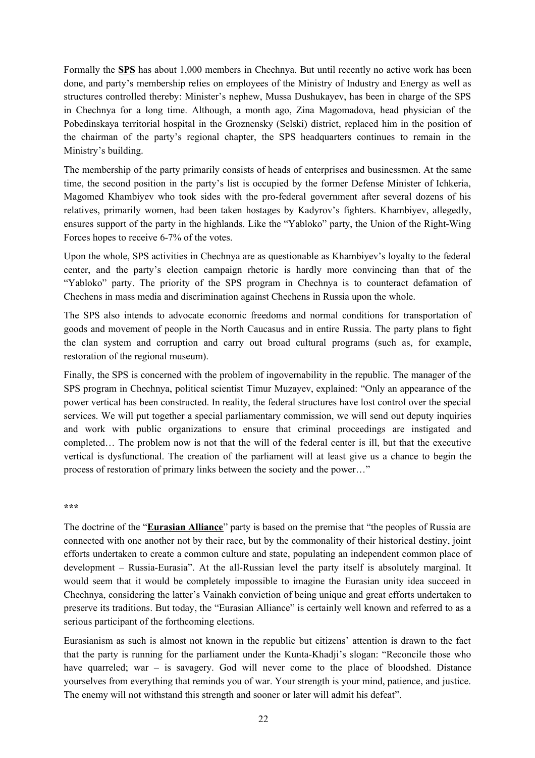Formally the **SPS** has about 1,000 members in Chechnya. But until recently no active work has been done, and party's membership relies on employees of the Ministry of Industry and Energy as well as structures controlled thereby: Minister's nephew, Mussa Dushukayev, has been in charge of the SPS in Chechnya for a long time. Although, a month ago, Zina Magomadova, head physician of the Pobedinskaya territorial hospital in the Groznensky (Selski) district, replaced him in the position of the chairman of the party's regional chapter, the SPS headquarters continues to remain in the Ministry's building.

The membership of the party primarily consists of heads of enterprises and businessmen. At the same time, the second position in the party's list is occupied by the former Defense Minister of Ichkeria, Magomed Khambiyev who took sides with the pro-federal government after several dozens of his relatives, primarily women, had been taken hostages by Kadyrov's fighters. Khambiyev, allegedly, ensures support of the party in the highlands. Like the "Yabloko" party, the Union of the Right-Wing Forces hopes to receive 6-7% of the votes.

Upon the whole, SPS activities in Chechnya are as questionable as Khambiyev's loyalty to the federal center, and the party's election campaign rhetoric is hardly more convincing than that of the "Yabloko" party. The priority of the SPS program in Chechnya is to counteract defamation of Chechens in mass media and discrimination against Chechens in Russia upon the whole.

The SPS also intends to advocate economic freedoms and normal conditions for transportation of goods and movement of people in the North Caucasus and in entire Russia. The party plans to fight the clan system and corruption and carry out broad cultural programs (such as, for example, restoration of the regional museum).

Finally, the SPS is concerned with the problem of ingovernability in the republic. The manager of the SPS program in Chechnya, political scientist Timur Muzayev, explained: "Only an appearance of the power vertical has been constructed. In reality, the federal structures have lost control over the special services. We will put together a special parliamentary commission, we will send out deputy inquiries and work with public organizations to ensure that criminal proceedings are instigated and completed… The problem now is not that the will of the federal center is ill, but that the executive vertical is dysfunctional. The creation of the parliament will at least give us a chance to begin the process of restoration of primary links between the society and the power…"

\*\*\*

The doctrine of the "**Eurasian Alliance**" party is based on the premise that "the peoples of Russia are connected with one another not by their race, but by the commonality of their historical destiny, joint efforts undertaken to create a common culture and state, populating an independent common place of development – Russia-Eurasia". At the all-Russian level the party itself is absolutely marginal. It would seem that it would be completely impossible to imagine the Eurasian unity idea succeed in Chechnya, considering the latter's Vainakh conviction of being unique and great efforts undertaken to preserve its traditions. But today, the "Eurasian Alliance" is certainly well known and referred to as a serious participant of the forthcoming elections.

Eurasianism as such is almost not known in the republic but citizens' attention is drawn to the fact that the party is running for the parliament under the Kunta-Khadji's slogan: "Reconcile those who have quarreled; war – is savagery. God will never come to the place of bloodshed. Distance yourselves from everything that reminds you of war. Your strength is your mind, patience, and justice. The enemy will not withstand this strength and sooner or later will admit his defeat".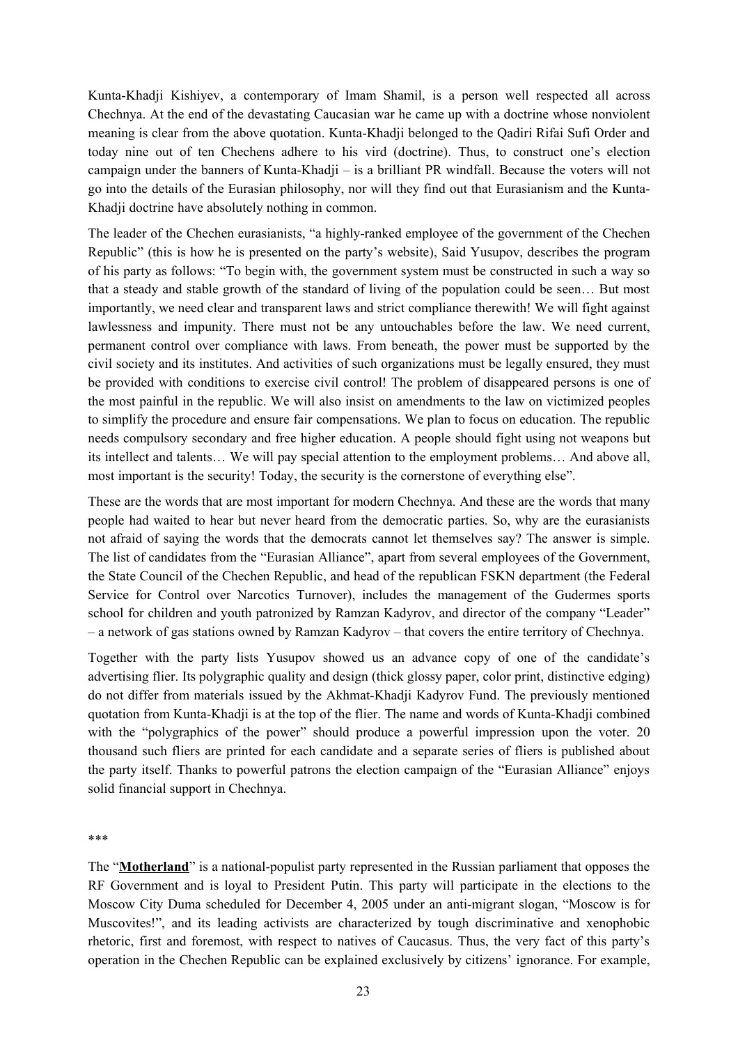Kunta-Khadji Kishiyev, a contemporary of Imam Shamil, is a person well respected all across Chechnya. At the end of the devastating Caucasian war he came up with a doctrine whose nonviolent meaning is clear from the above quotation. Kunta-Khadji belonged to the Qadiri Rifai Sufi Order and today nine out of ten Chechens adhere to his vird (doctrine). Thus, to construct one's election campaign under the banners of Kunta-Khadji – is a brilliant PR windfall. Because the voters will not go into the details of the Eurasian philosophy, nor will they find out that Eurasianism and the Kunta-Khadji doctrine have absolutely nothing in common.

The leader of the Chechen eurasianists, "a highly-ranked employee of the government of the Chechen Republic" (this is how he is presented on the party's website), Said Yusupov, describes the program of his party as follows: "To begin with, the government system must be constructed in such a way so that a steady and stable growth of the standard of living of the population could be seen… But most importantly, we need clear and transparent laws and strict compliance therewith! We will fight against lawlessness and impunity. There must not be any untouchables before the law. We need current, permanent control over compliance with laws. From beneath, the power must be supported by the civil society and its institutes. And activities of such organizations must be legally ensured, they must be provided with conditions to exercise civil control! The problem of disappeared persons is one of the most painful in the republic. We will also insist on amendments to the law on victimized peoples to simplify the procedure and ensure fair compensations. We plan to focus on education. The republic needs compulsory secondary and free higher education. A people should fight using not weapons but its intellect and talents… We will pay special attention to the employment problems… And above all, most important is the security! Today, the security is the cornerstone of everything else".

These are the words that are most important for modern Chechnya. And these are the words that many people had waited to hear but never heard from the democratic parties. So, why are the eurasianists not afraid of saying the words that the democrats cannot let themselves say? The answer is simple. The list of candidates from the "Eurasian Alliance", apart from several employees of the Government, the State Council of the Chechen Republic, and head of the republican FSKN department (the Federal Service for Control over Narcotics Turnover), includes the management of the Gudermes sports school for children and youth patronized by Ramzan Kadyrov, and director of the company "Leader" – a network of gas stations owned by Ramzan Kadyrov – that covers the entire territory of Chechnya.

Together with the party lists Yusupov showed us an advance copy of one of the candidate's advertising flier. Its polygraphic quality and design (thick glossy paper, color print, distinctive edging) do not differ from materials issued by the Akhmat-Khadji Kadyrov Fund. The previously mentioned quotation from Kunta-Khadji is at the top of the flier. The name and words of Kunta-Khadji combined with the "polygraphics of the power" should produce a powerful impression upon the voter. 20 thousand such fliers are printed for each candidate and a separate series of fliers is published about the party itself. Thanks to powerful patrons the election campaign of the "Eurasian Alliance" enjoys solid financial support in Chechnya.

\*\*\*

The "**Motherland**" is a national-populist party represented in the Russian parliament that opposes the RF Government and is loyal to President Putin. This party will participate in the elections to the Moscow City Duma scheduled for December 4, 2005 under an anti-migrant slogan, "Moscow is for Muscovites!", and its leading activists are characterized by tough discriminative and xenophobic rhetoric, first and foremost, with respect to natives of Caucasus. Thus, the very fact of this party's operation in the Chechen Republic can be explained exclusively by citizens' ignorance. For example,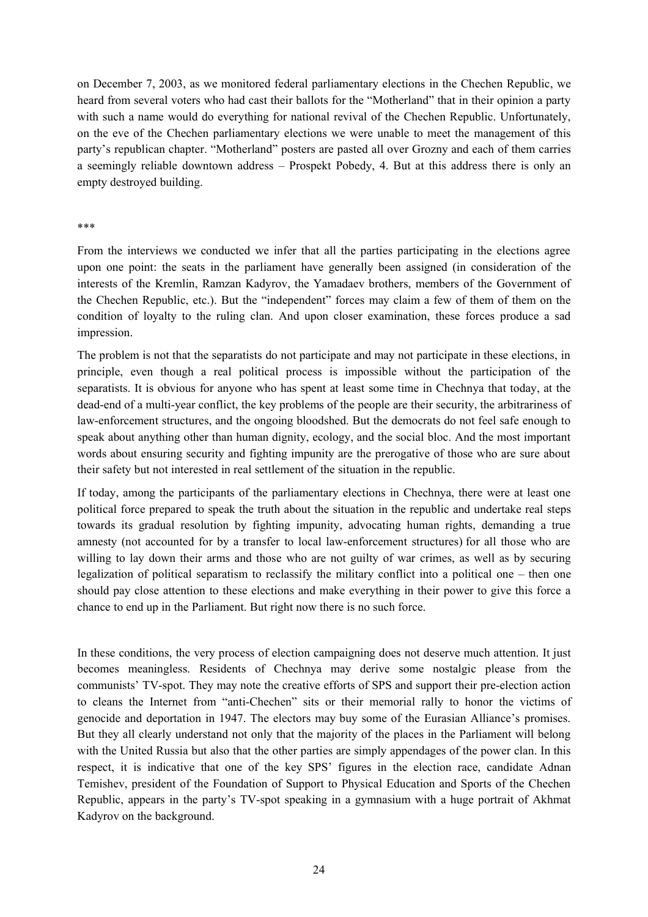on December 7, 2003, as we monitored federal parliamentary elections in the Chechen Republic, we heard from several voters who had cast their ballots for the "Motherland" that in their opinion a party with such a name would do everything for national revival of the Chechen Republic. Unfortunately, on the eve of the Chechen parliamentary elections we were unable to meet the management of this party's republican chapter. "Motherland" posters are pasted all over Grozny and each of them carries a seemingly reliable downtown address – Prospekt Pobedy, 4. But at this address there is only an empty destroyed building.

\*\*\*

From the interviews we conducted we infer that all the parties participating in the elections agree upon one point: the seats in the parliament have generally been assigned (in consideration of the interests of the Kremlin, Ramzan Kadyrov, the Yamadaev brothers, members of the Government of the Chechen Republic, etc.). But the "independent" forces may claim a few of them of them on the condition of loyalty to the ruling clan. And upon closer examination, these forces produce a sad impression.

The problem is not that the separatists do not participate and may not participate in these elections, in principle, even though a real political process is impossible without the participation of the separatists. It is obvious for anyone who has spent at least some time in Chechnya that today, at the dead-end of a multi-year conflict, the key problems of the people are their security, the arbitrariness of law-enforcement structures, and the ongoing bloodshed. But the democrats do not feel safe enough to speak about anything other than human dignity, ecology, and the social bloc. And the most important words about ensuring security and fighting impunity are the prerogative of those who are sure about their safety but not interested in real settlement of the situation in the republic.

If today, among the participants of the parliamentary elections in Chechnya, there were at least one political force prepared to speak the truth about the situation in the republic and undertake real steps towards its gradual resolution by fighting impunity, advocating human rights, demanding a true amnesty (not accounted for by a transfer to local law-enforcement structures) for all those who are willing to lay down their arms and those who are not guilty of war crimes, as well as by securing legalization of political separatism to reclassify the military conflict into a political one – then one should pay close attention to these elections and make everything in their power to give this force a chance to end up in the Parliament. But right now there is no such force.

In these conditions, the very process of election campaigning does not deserve much attention. It just becomes meaningless. Residents of Chechnya may derive some nostalgic please from the communists' TV-spot. They may note the creative efforts of SPS and support their pre-election action to cleans the Internet from "anti-Chechen" sits or their memorial rally to honor the victims of genocide and deportation in 1947. The electors may buy some of the Eurasian Alliance's promises. But they all clearly understand not only that the majority of the places in the Parliament will belong with the United Russia but also that the other parties are simply appendages of the power clan. In this respect, it is indicative that one of the key SPS' figures in the election race, candidate Adnan Temishev, president of the Foundation of Support to Physical Education and Sports of the Chechen Republic, appears in the party's TV-spot speaking in a gymnasium with a huge portrait of Akhmat Kadyrov on the background.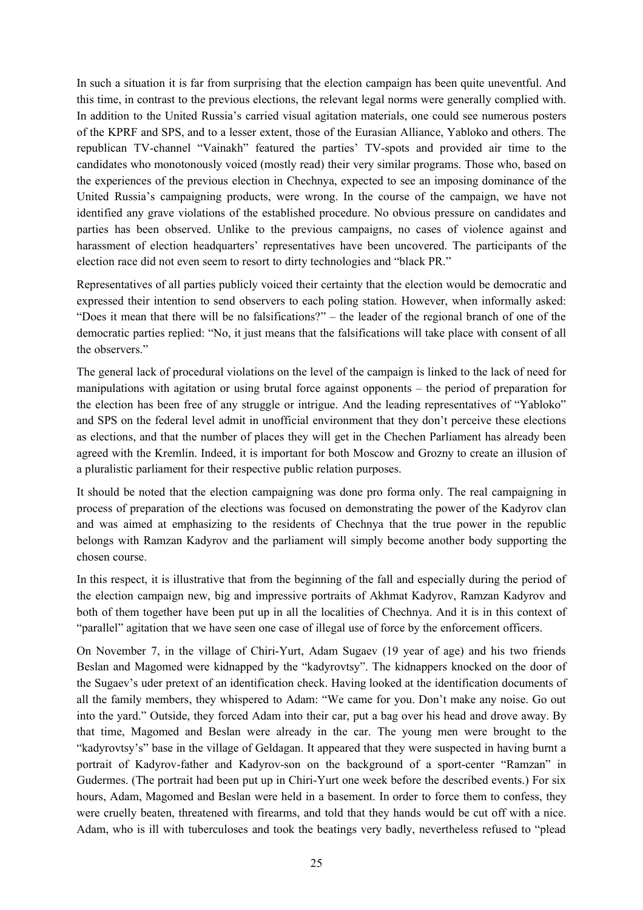In such a situation it is far from surprising that the election campaign has been quite uneventful. And this time, in contrast to the previous elections, the relevant legal norms were generally complied with. In addition to the United Russia's carried visual agitation materials, one could see numerous posters of the KPRF and SPS, and to a lesser extent, those of the Eurasian Alliance, Yabloko and others. The republican TV-channel "Vainakh" featured the parties' TV-spots and provided air time to the candidates who monotonously voiced (mostly read) their very similar programs. Those who, based on the experiences of the previous election in Chechnya, expected to see an imposing dominance of the United Russia's campaigning products, were wrong. In the course of the campaign, we have not identified any grave violations of the established procedure. No obvious pressure on candidates and parties has been observed. Unlike to the previous campaigns, no cases of violence against and harassment of election headquarters' representatives have been uncovered. The participants of the election race did not even seem to resort to dirty technologies and "black PR."

Representatives of all parties publicly voiced their certainty that the election would be democratic and expressed their intention to send observers to each poling station. However, when informally asked: "Does it mean that there will be no falsifications?" – the leader of the regional branch of one of the democratic parties replied: "No, it just means that the falsifications will take place with consent of all the observers."

The general lack of procedural violations on the level of the campaign is linked to the lack of need for manipulations with agitation or using brutal force against opponents – the period of preparation for the election has been free of any struggle or intrigue. And the leading representatives of "Yabloko" and SPS on the federal level admit in unofficial environment that they don't perceive these elections as elections, and that the number of places they will get in the Chechen Parliament has already been agreed with the Kremlin. Indeed, it is important for both Moscow and Grozny to create an illusion of a pluralistic parliament for their respective public relation purposes.

It should be noted that the election campaigning was done pro forma only. The real campaigning in process of preparation of the elections was focused on demonstrating the power of the Kadyrov clan and was aimed at emphasizing to the residents of Chechnya that the true power in the republic belongs with Ramzan Kadyrov and the parliament will simply become another body supporting the chosen course.

In this respect, it is illustrative that from the beginning of the fall and especially during the period of the election campaign new, big and impressive portraits of Akhmat Kadyrov, Ramzan Kadyrov and both of them together have been put up in all the localities of Chechnya. And it is in this context of "parallel" agitation that we have seen one case of illegal use of force by the enforcement officers.

On November 7, in the village of Chiri-Yurt, Adam Sugaev (19 year of age) and his two friends Beslan and Magomed were kidnapped by the "kadyrovtsy". The kidnappers knocked on the door of the Sugaev's uder pretext of an identification check. Having looked at the identification documents of all the family members, they whispered to Adam: "We came for you. Don't make any noise. Go out into the yard." Outside, they forced Adam into their car, put a bag over his head and drove away. By that time, Magomed and Beslan were already in the car. The young men were brought to the "kadyrovtsy's" base in the village of Geldagan. It appeared that they were suspected in having burnt a portrait of Kadyrov-father and Kadyrov-son on the background of a sport-center "Ramzan" in Gudermes. (The portrait had been put up in Chiri-Yurt one week before the described events.) For six hours, Adam, Magomed and Beslan were held in a basement. In order to force them to confess, they were cruelly beaten, threatened with firearms, and told that they hands would be cut off with a nice. Adam, who is ill with tuberculoses and took the beatings very badly, nevertheless refused to "plead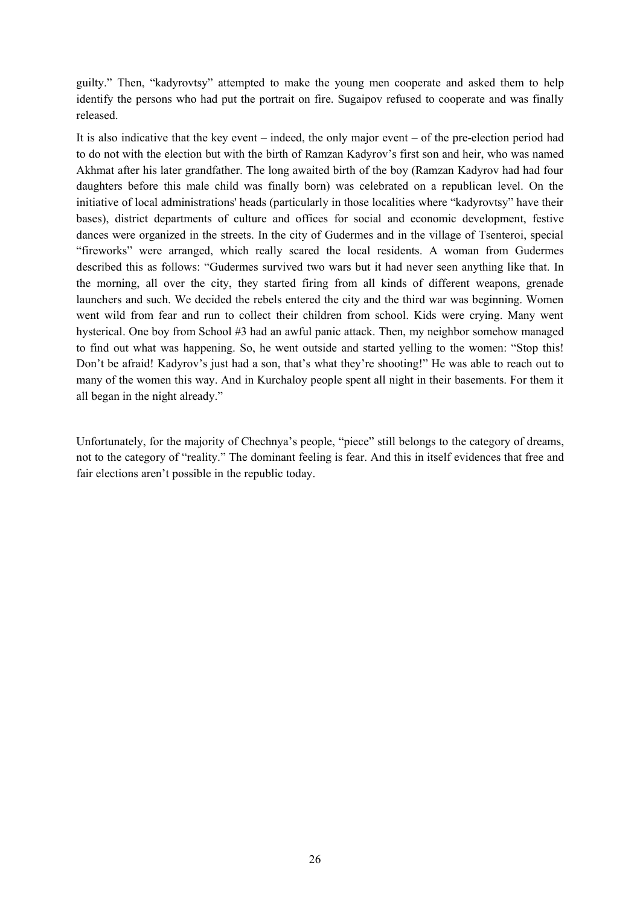guilty." Then, "kadyrovtsy" attempted to make the young men cooperate and asked them to help identify the persons who had put the portrait on fire. Sugaipov refused to cooperate and was finally released.

It is also indicative that the key event – indeed, the only major event – of the pre-election period had to do not with the election but with the birth of Ramzan Kadyrov's first son and heir, who was named Akhmat after his later grandfather. The long awaited birth of the boy (Ramzan Kadyrov had had four daughters before this male child was finally born) was celebrated on a republican level. On the initiative of local administrations' heads (particularly in those localities where "kadyrovtsy" have their bases), district departments of culture and offices for social and economic development, festive dances were organized in the streets. In the city of Gudermes and in the village of Tsenteroi, special "fireworks" were arranged, which really scared the local residents. A woman from Gudermes described this as follows: "Gudermes survived two wars but it had never seen anything like that. In the morning, all over the city, they started firing from all kinds of different weapons, grenade launchers and such. We decided the rebels entered the city and the third war was beginning. Women went wild from fear and run to collect their children from school. Kids were crying. Many went hysterical. One boy from School #3 had an awful panic attack. Then, my neighbor somehow managed to find out what was happening. So, he went outside and started yelling to the women: "Stop this! Don't be afraid! Kadyrov's just had a son, that's what they're shooting!" He was able to reach out to many of the women this way. And in Kurchaloy people spent all night in their basements. For them it all began in the night already."

Unfortunately, for the majority of Chechnya's people, "piece" still belongs to the category of dreams, not to the category of "reality." The dominant feeling is fear. And this in itself evidences that free and fair elections aren't possible in the republic today.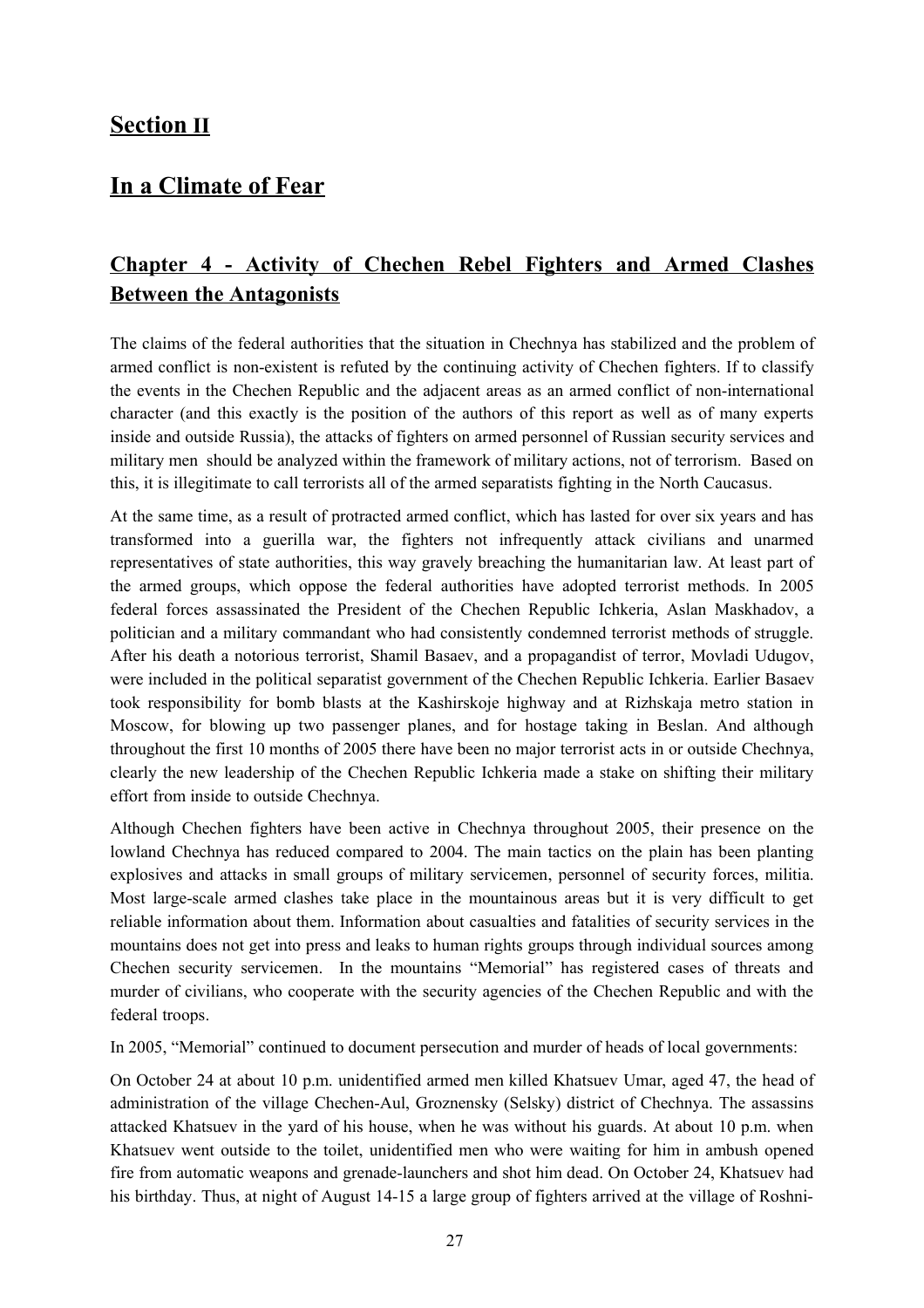# Section II

# In a Climate of Fear

## Chapter 4 - Activity of Chechen Rebel Fighters and Armed Clashes Between the Antagonists

The claims of the federal authorities that the situation in Chechnya has stabilized and the problem of armed conflict is non-existent is refuted by the continuing activity of Chechen fighters. If to classify the events in the Chechen Republic and the adjacent areas as an armed conflict of non-international character (and this exactly is the position of the authors of this report as well as of many experts inside and outside Russia), the attacks of fighters on armed personnel of Russian security services and military men should be analyzed within the framework of military actions, not of terrorism. Based on this, it is illegitimate to call terrorists all of the armed separatists fighting in the North Caucasus.

At the same time, as a result of protracted armed conflict, which has lasted for over six years and has transformed into a guerilla war, the fighters not infrequently attack civilians and unarmed representatives of state authorities, this way gravely breaching the humanitarian law. At least part of the armed groups, which oppose the federal authorities have adopted terrorist methods. In 2005 federal forces assassinated the President of the Chechen Republic Ichkeria, Aslan Maskhadov, a politician and a military commandant who had consistently condemned terrorist methods of struggle. After his death a notorious terrorist, Shamil Basaev, and a propagandist of terror, Movladi Udugov, were included in the political separatist government of the Chechen Republic Ichkeria. Earlier Basaev took responsibility for bomb blasts at the Kashirskoje highway and at Rizhskaja metro station in Moscow, for blowing up two passenger planes, and for hostage taking in Beslan. And although throughout the first 10 months of 2005 there have been no major terrorist acts in or outside Chechnya, clearly the new leadership of the Chechen Republic Ichkeria made a stake on shifting their military effort from inside to outside Chechnya.

Although Chechen fighters have been active in Chechnya throughout 2005, their presence on the lowland Chechnya has reduced compared to 2004. The main tactics on the plain has been planting explosives and attacks in small groups of military servicemen, personnel of security forces, militia. Most large-scale armed clashes take place in the mountainous areas but it is very difficult to get reliable information about them. Information about casualties and fatalities of security services in the mountains does not get into press and leaks to human rights groups through individual sources among Chechen security servicemen. In the mountains "Memorial" has registered cases of threats and murder of civilians, who cooperate with the security agencies of the Chechen Republic and with the federal troops.

In 2005, "Memorial" continued to document persecution and murder of heads of local governments:

On October 24 at about 10 p.m. unidentified armed men killed Khatsuev Umar, aged 47, the head of administration of the village Chechen-Aul, Groznensky (Selsky) district of Chechnya. The assassins attacked Khatsuev in the yard of his house, when he was without his guards. At about 10 p.m. when Khatsuev went outside to the toilet, unidentified men who were waiting for him in ambush opened fire from automatic weapons and grenade-launchers and shot him dead. On October 24, Khatsuev had his birthday. Thus, at night of August 14-15 a large group of fighters arrived at the village of Roshni-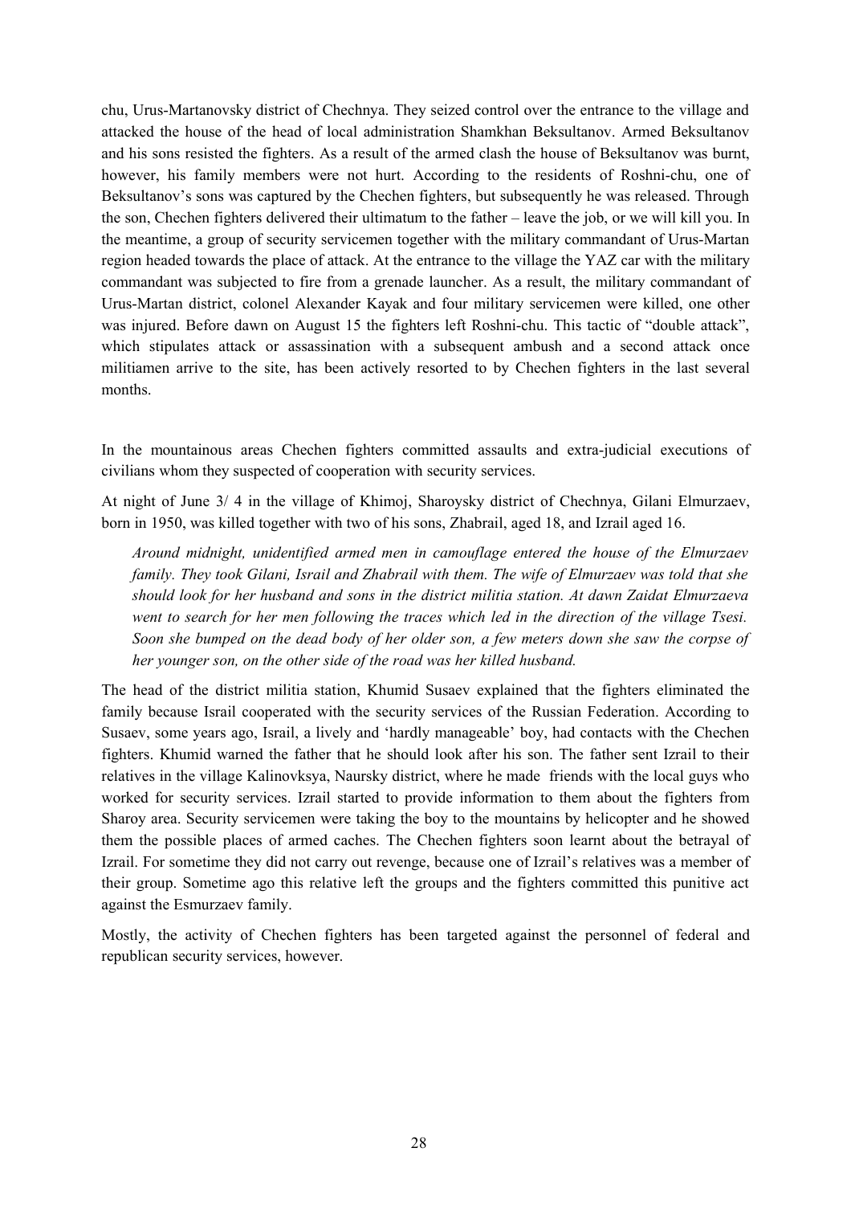chu, Urus-Martanovsky district of Chechnya. They seized control over the entrance to the village and attacked the house of the head of local administration Shamkhan Beksultanov. Armed Beksultanov and his sons resisted the fighters. As a result of the armed clash the house of Beksultanov was burnt, however, his family members were not hurt. According to the residents of Roshni-chu, one of Beksultanov's sons was captured by the Chechen fighters, but subsequently he was released. Through the son, Chechen fighters delivered their ultimatum to the father – leave the job, or we will kill you. In the meantime, a group of security servicemen together with the military commandant of Urus-Martan region headed towards the place of attack. At the entrance to the village the YAZ car with the military commandant was subjected to fire from a grenade launcher. As a result, the military commandant of Urus-Martan district, colonel Alexander Kayak and four military servicemen were killed, one other was injured. Before dawn on August 15 the fighters left Roshni-chu. This tactic of "double attack", which stipulates attack or assassination with a subsequent ambush and a second attack once militiamen arrive to the site, has been actively resorted to by Chechen fighters in the last several months.

In the mountainous areas Chechen fighters committed assaults and extra-judicial executions of civilians whom they suspected of cooperation with security services.

At night of June 3/ 4 in the village of Khimoj, Sharoysky district of Chechnya, Gilani Elmurzaev, born in 1950, was killed together with two of his sons, Zhabrail, aged 18, and Izrail aged 16.

> *Around midnight, unidentified armed men in camouflage entered the house of the Elmurzaev family. They took Gilani, Israil and Zhabrail with them. The wife of Elmurzaev was told that she should look for her husband and sons in the district militia station. At dawn Zaidat Elmurzaeva went to search for her men following the traces which led in the direction of the village Tsesi. Soon she bumped on the dead body of her older son, a few meters down she saw the corpse of her younger son, on the other side of the road was her killed husband.*

The head of the district militia station, Khumid Susaev explained that the fighters eliminated the family because Israil cooperated with the security services of the Russian Federation. According to Susaev, some years ago, Israil, a lively and 'hardly manageable' boy, had contacts with the Chechen fighters. Khumid warned the father that he should look after his son. The father sent Izrail to their relatives in the village Kalinovksya, Naursky district, where he made friends with the local guys who worked for security services. Izrail started to provide information to them about the fighters from Sharoy area. Security servicemen were taking the boy to the mountains by helicopter and he showed them the possible places of armed caches. The Chechen fighters soon learnt about the betrayal of Izrail. For sometime they did not carry out revenge, because one of Izrail's relatives was a member of their group. Sometime ago this relative left the groups and the fighters committed this punitive act against the Esmurzaev family.

Mostly, the activity of Chechen fighters has been targeted against the personnel of federal and republican security services, however.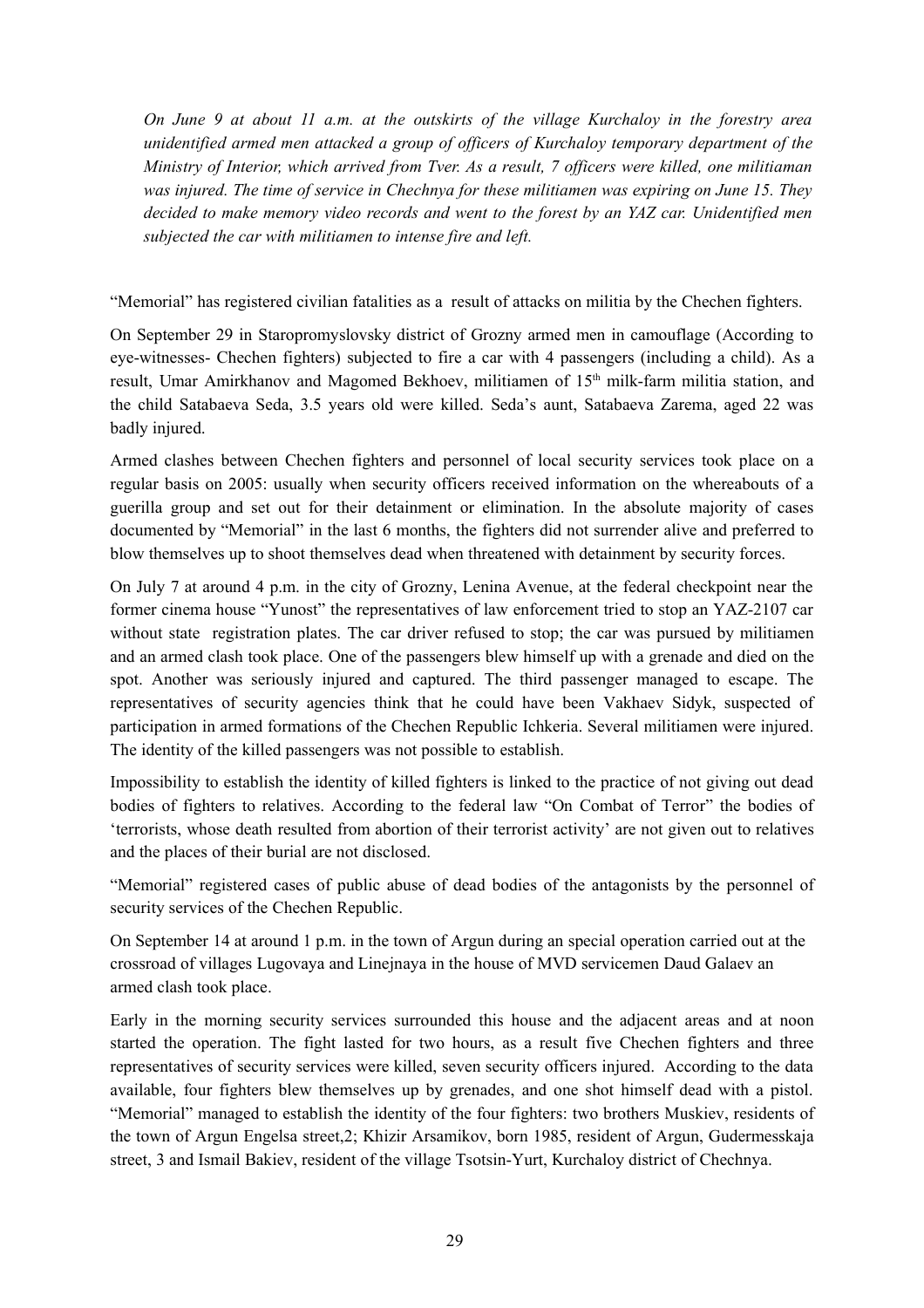*On June 9 at about 11 a.m. at the outskirts of the village Kurchaloy in the forestry area unidentified armed men attacked a group of officers of Kurchaloy temporary department of the Ministry of Interior, which arrived from Tver. As a result, 7 officers were killed, one militiaman was injured. The time of service in Chechnya for these militiamen was expiring on June 15. They decided to make memory video records and went to the forest by an YAZ car. Unidentified men subjected the car with militiamen to intense fire and left.*

"Memorial" has registered civilian fatalities as a result of attacks on militia by the Chechen fighters.

On September 29 in Staropromyslovsky district of Grozny armed men in camouflage (According to eye-witnesses- Chechen fighters) subjected to fire a car with 4 passengers (including a child). As a result, Umar Amirkhanov and Magomed Bekhoev, militiamen of 15th milk-farm militia station, and the child Satabaeva Seda, 3.5 years old were killed. Seda's aunt, Satabaeva Zarema, aged 22 was badly injured.

Armed clashes between Chechen fighters and personnel of local security services took place on a regular basis on 2005: usually when security officers received information on the whereabouts of a guerilla group and set out for their detainment or elimination. In the absolute majority of cases documented by "Memorial" in the last 6 months, the fighters did not surrender alive and preferred to blow themselves up to shoot themselves dead when threatened with detainment by security forces.

On July 7 at around 4 p.m. in the city of Grozny, Lenina Avenue, at the federal checkpoint near the former cinema house "Yunost" the representatives of law enforcement tried to stop an YAZ-2107 car without state registration plates. The car driver refused to stop; the car was pursued by militiamen and an armed clash took place. One of the passengers blew himself up with a grenade and died on the spot. Another was seriously injured and captured. The third passenger managed to escape. The representatives of security agencies think that he could have been Vakhaev Sidyk, suspected of participation in armed formations of the Chechen Republic Ichkeria. Several militiamen were injured. The identity of the killed passengers was not possible to establish.

Impossibility to establish the identity of killed fighters is linked to the practice of not giving out dead bodies of fighters to relatives. According to the federal law "On Combat of Terror" the bodies of 'terrorists, whose death resulted from abortion of their terrorist activity' are not given out to relatives and the places of their burial are not disclosed.

"Memorial" registered cases of public abuse of dead bodies of the antagonists by the personnel of security services of the Chechen Republic.

On September 14 at around 1 p.m. in the town of Argun during an special operation carried out at the crossroad of villages Lugovaya and Linejnaya in the house of MVD servicemen Daud Galaev an armed clash took place.

Early in the morning security services surrounded this house and the adjacent areas and at noon started the operation. The fight lasted for two hours, as a result five Chechen fighters and three representatives of security services were killed, seven security officers injured. According to the data available, four fighters blew themselves up by grenades, and one shot himself dead with a pistol. "Memorial" managed to establish the identity of the four fighters: two brothers Muskiev, residents of the town of Argun Engelsa street,2; Khizir Arsamikov, born 1985, resident of Argun, Gudermesskaja street, 3 and Ismail Bakiev, resident of the village Tsotsin-Yurt, Kurchaloy district of Chechnya.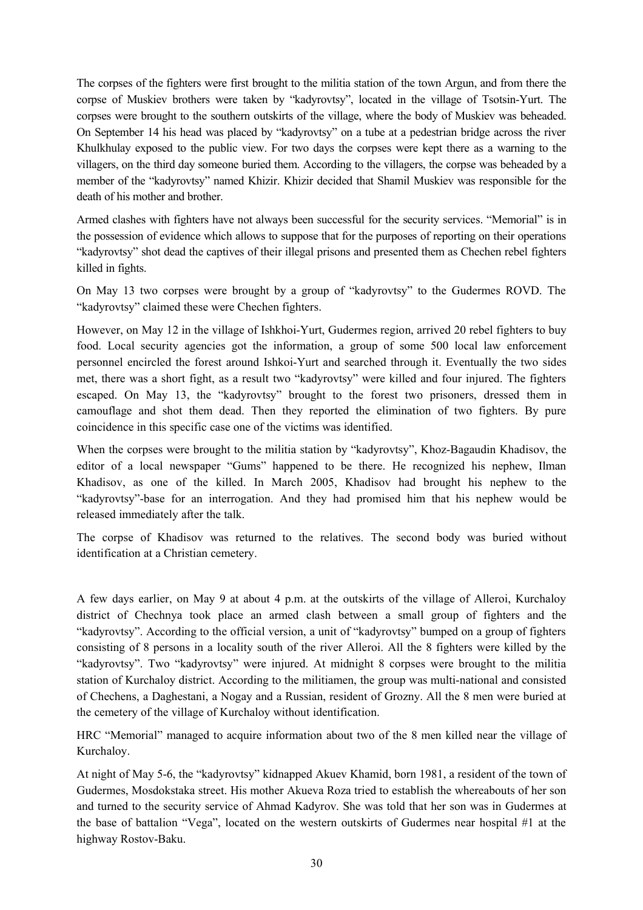The corpses of the fighters were first brought to the militia station of the town Argun, and from there the corpse of Muskiev brothers were taken by "kadyrovtsy", located in the village of Tsotsin-Yurt. The corpses were brought to the southern outskirts of the village, where the body of Muskiev was beheaded. On September 14 his head was placed by "kadyrovtsy" on a tube at a pedestrian bridge across the river Khulkhulay exposed to the public view. For two days the corpses were kept there as a warning to the villagers, on the third day someone buried them. According to the villagers, the corpse was beheaded by a member of the "kadyrovtsy" named Khizir. Khizir decided that Shamil Muskiev was responsible for the death of his mother and brother.

Armed clashes with fighters have not always been successful for the security services. "Memorial" is in the possession of evidence which allows to suppose that for the purposes of reporting on their operations "kadyrovtsy" shot dead the captives of their illegal prisons and presented them as Chechen rebel fighters killed in fights.

On May 13 two corpses were brought by a group of "kadyrovtsy" to the Gudermes ROVD. The "kadyrovtsy" claimed these were Chechen fighters.

However, on May 12 in the village of Ishkhoi-Yurt, Gudermes region, arrived 20 rebel fighters to buy food. Local security agencies got the information, a group of some 500 local law enforcement personnel encircled the forest around Ishkoi-Yurt and searched through it. Eventually the two sides met, there was a short fight, as a result two "kadyrovtsy" were killed and four injured. The fighters escaped. On May 13, the "kadyrovtsy" brought to the forest two prisoners, dressed them in camouflage and shot them dead. Then they reported the elimination of two fighters. By pure coincidence in this specific case one of the victims was identified.

When the corpses were brought to the militia station by "kadyrovtsy", Khoz-Bagaudin Khadisov, the editor of a local newspaper "Gums" happened to be there. He recognized his nephew, Ilman Khadisov, as one of the killed. In March 2005, Khadisov had brought his nephew to the "kadyrovtsy"-base for an interrogation. And they had promised him that his nephew would be released immediately after the talk.

The corpse of Khadisov was returned to the relatives. The second body was buried without identification at a Christian cemetery.

A few days earlier, on May 9 at about 4 p.m. at the outskirts of the village of Alleroi, Kurchaloy district of Chechnya took place an armed clash between a small group of fighters and the "kadyrovtsy". According to the official version, a unit of "kadyrovtsy" bumped on a group of fighters consisting of 8 persons in a locality south of the river Alleroi. All the 8 fighters were killed by the "kadyrovtsy". Two "kadyrovtsy" were injured. At midnight 8 corpses were brought to the militia station of Kurchaloy district. According to the militiamen, the group was multi-national and consisted of Chechens, a Daghestani, a Nogay and a Russian, resident of Grozny. All the 8 men were buried at the cemetery of the village of Kurchaloy without identification.

HRC "Memorial" managed to acquire information about two of the 8 men killed near the village of Kurchaloy.

At night of May 5-6, the "kadyrovtsy" kidnapped Akuev Khamid, born 1981, a resident of the town of Gudermes, Mosdokstaka street. His mother Akueva Roza tried to establish the whereabouts of her son and turned to the security service of Ahmad Kadyrov. She was told that her son was in Gudermes at the base of battalion "Vega", located on the western outskirts of Gudermes near hospital #1 at the highway Rostov-Baku.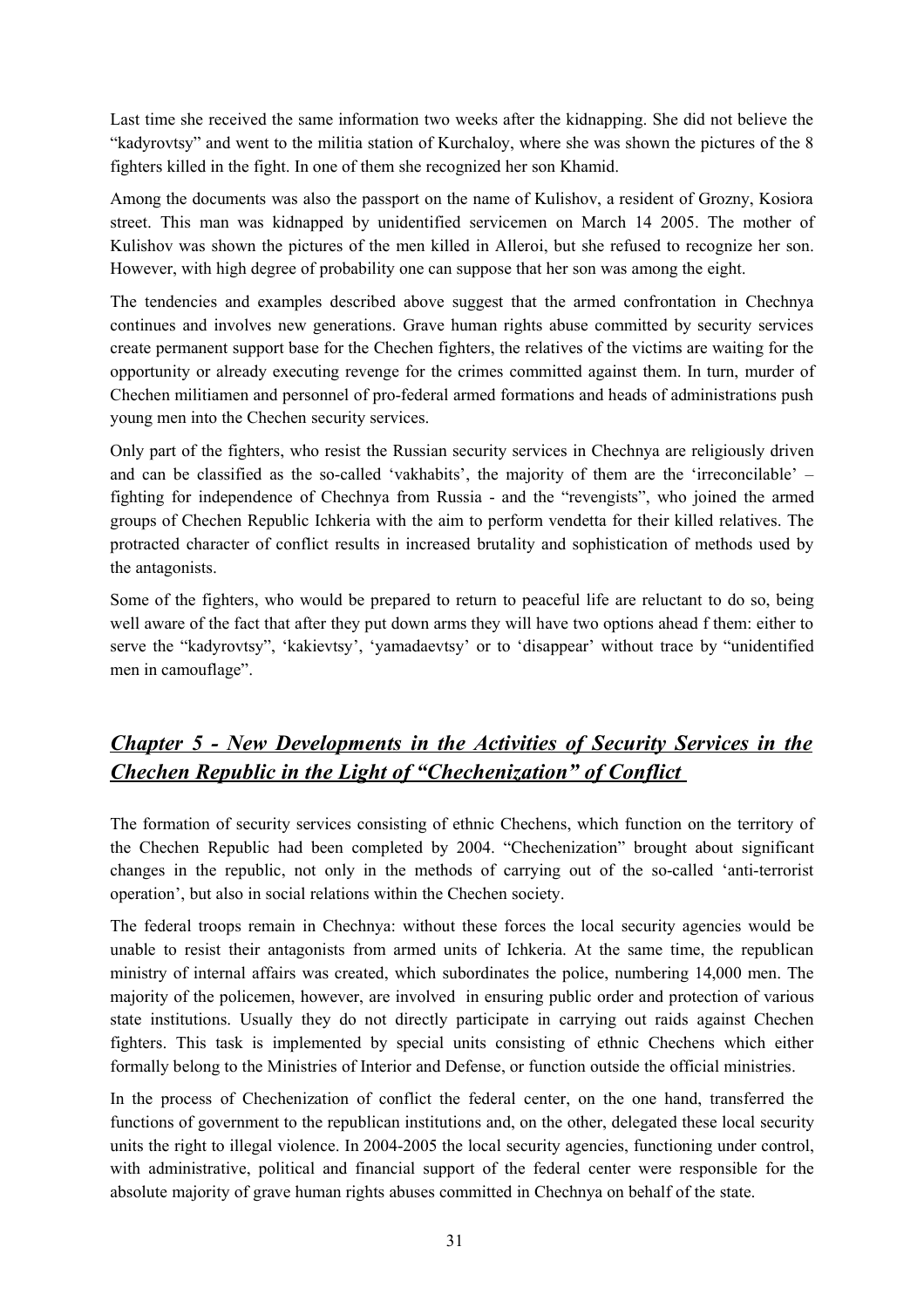Last time she received the same information two weeks after the kidnapping. She did not believe the "kadyrovtsy" and went to the militia station of Kurchaloy, where she was shown the pictures of the 8 fighters killed in the fight. In one of them she recognized her son Khamid.

Among the documents was also the passport on the name of Kulishov, a resident of Grozny, Kosiora street. This man was kidnapped by unidentified servicemen on March 14 2005. The mother of Kulishov was shown the pictures of the men killed in Alleroi, but she refused to recognize her son. However, with high degree of probability one can suppose that her son was among the eight.

The tendencies and examples described above suggest that the armed confrontation in Chechnya continues and involves new generations. Grave human rights abuse committed by security services create permanent support base for the Chechen fighters, the relatives of the victims are waiting for the opportunity or already executing revenge for the crimes committed against them. In turn, murder of Chechen militiamen and personnel of pro-federal armed formations and heads of administrations push young men into the Chechen security services.

Only part of the fighters, who resist the Russian security services in Chechnya are religiously driven and can be classified as the so-called 'vakhabits', the majority of them are the 'irreconcilable' – fighting for independence of Chechnya from Russia - and the "revengists", who joined the armed groups of Chechen Republic Ichkeria with the aim to perform vendetta for their killed relatives. The protracted character of conflict results in increased brutality and sophistication of methods used by the antagonists.

Some of the fighters, who would be prepared to return to peaceful life are reluctant to do so, being well aware of the fact that after they put down arms they will have two options ahead f them: either to serve the "kadyrovtsy", 'kakievtsy', 'yamadaevtsy' or to 'disappear' without trace by "unidentified men in camouflage".

## ***Chapter 5 - New Developments in the Activities of Security Services in the Chechen Republic in the Light of "Chechenization" of Conflict***

The formation of security services consisting of ethnic Chechens, which function on the territory of the Chechen Republic had been completed by 2004. "Chechenization" brought about significant changes in the republic, not only in the methods of carrying out of the so-called 'anti-terrorist operation', but also in social relations within the Chechen society.

The federal troops remain in Chechnya: without these forces the local security agencies would be unable to resist their antagonists from armed units of Ichkeria. At the same time, the republican ministry of internal affairs was created, which subordinates the police, numbering 14,000 men. The majority of the policemen, however, are involved in ensuring public order and protection of various state institutions. Usually they do not directly participate in carrying out raids against Chechen fighters. This task is implemented by special units consisting of ethnic Chechens which either formally belong to the Ministries of Interior and Defense, or function outside the official ministries.

In the process of Chechenization of conflict the federal center, on the one hand, transferred the functions of government to the republican institutions and, on the other, delegated these local security units the right to illegal violence. In 2004-2005 the local security agencies, functioning under control, with administrative, political and financial support of the federal center were responsible for the absolute majority of grave human rights abuses committed in Chechnya on behalf of the state.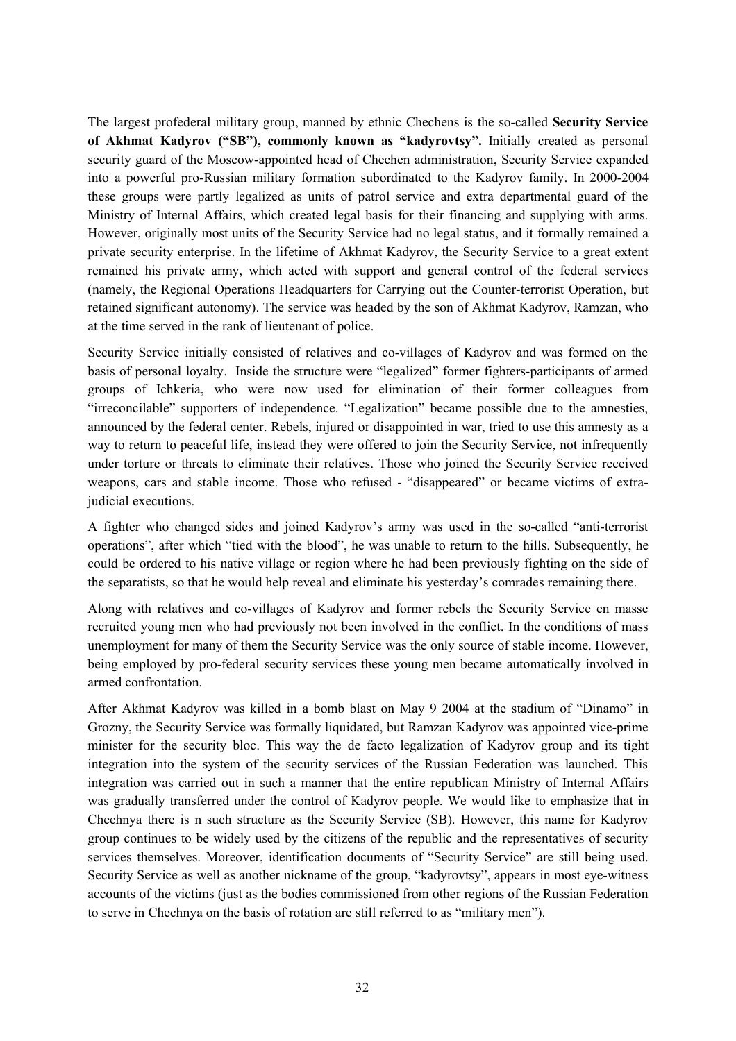The largest profederal military group, manned by ethnic Chechens is the so-called **Security Service of Akhmat Kadyrov ("SB"), commonly known as "kadyrovtsy".** Initially created as personal security guard of the Moscow-appointed head of Chechen administration, Security Service expanded into a powerful pro-Russian military formation subordinated to the Kadyrov family. In 2000-2004 these groups were partly legalized as units of patrol service and extra departmental guard of the Ministry of Internal Affairs, which created legal basis for their financing and supplying with arms. However, originally most units of the Security Service had no legal status, and it formally remained a private security enterprise. In the lifetime of Akhmat Kadyrov, the Security Service to a great extent remained his private army, which acted with support and general control of the federal services (namely, the Regional Operations Headquarters for Carrying out the Counter-terrorist Operation, but retained significant autonomy). The service was headed by the son of Akhmat Kadyrov, Ramzan, who at the time served in the rank of lieutenant of police.

Security Service initially consisted of relatives and co-villages of Kadyrov and was formed on the basis of personal loyalty. Inside the structure were "legalized" former fighters-participants of armed groups of Ichkeria, who were now used for elimination of their former colleagues from "irreconcilable" supporters of independence. "Legalization" became possible due to the amnesties, announced by the federal center. Rebels, injured or disappointed in war, tried to use this amnesty as a way to return to peaceful life, instead they were offered to join the Security Service, not infrequently under torture or threats to eliminate their relatives. Those who joined the Security Service received weapons, cars and stable income. Those who refused - "disappeared" or became victims of extra-judicial executions.

A fighter who changed sides and joined Kadyrov's army was used in the so-called "anti-terrorist operations", after which "tied with the blood", he was unable to return to the hills. Subsequently, he could be ordered to his native village or region where he had been previously fighting on the side of the separatists, so that he would help reveal and eliminate his yesterday's comrades remaining there.

Along with relatives and co-villages of Kadyrov and former rebels the Security Service en masse recruited young men who had previously not been involved in the conflict. In the conditions of mass unemployment for many of them the Security Service was the only source of stable income. However, being employed by pro-federal security services these young men became automatically involved in armed confrontation.

After Akhmat Kadyrov was killed in a bomb blast on May 9 2004 at the stadium of "Dinamo" in Grozny, the Security Service was formally liquidated, but Ramzan Kadyrov was appointed vice-prime minister for the security bloc. This way the de facto legalization of Kadyrov group and its tight integration into the system of the security services of the Russian Federation was launched. This integration was carried out in such a manner that the entire republican Ministry of Internal Affairs was gradually transferred under the control of Kadyrov people. We would like to emphasize that in Chechnya there is n such structure as the Security Service (SB). However, this name for Kadyrov group continues to be widely used by the citizens of the republic and the representatives of security services themselves. Moreover, identification documents of "Security Service" are still being used. Security Service as well as another nickname of the group, "kadyrovtsy", appears in most eye-witness accounts of the victims (just as the bodies commissioned from other regions of the Russian Federation to serve in Chechnya on the basis of rotation are still referred to as "military men").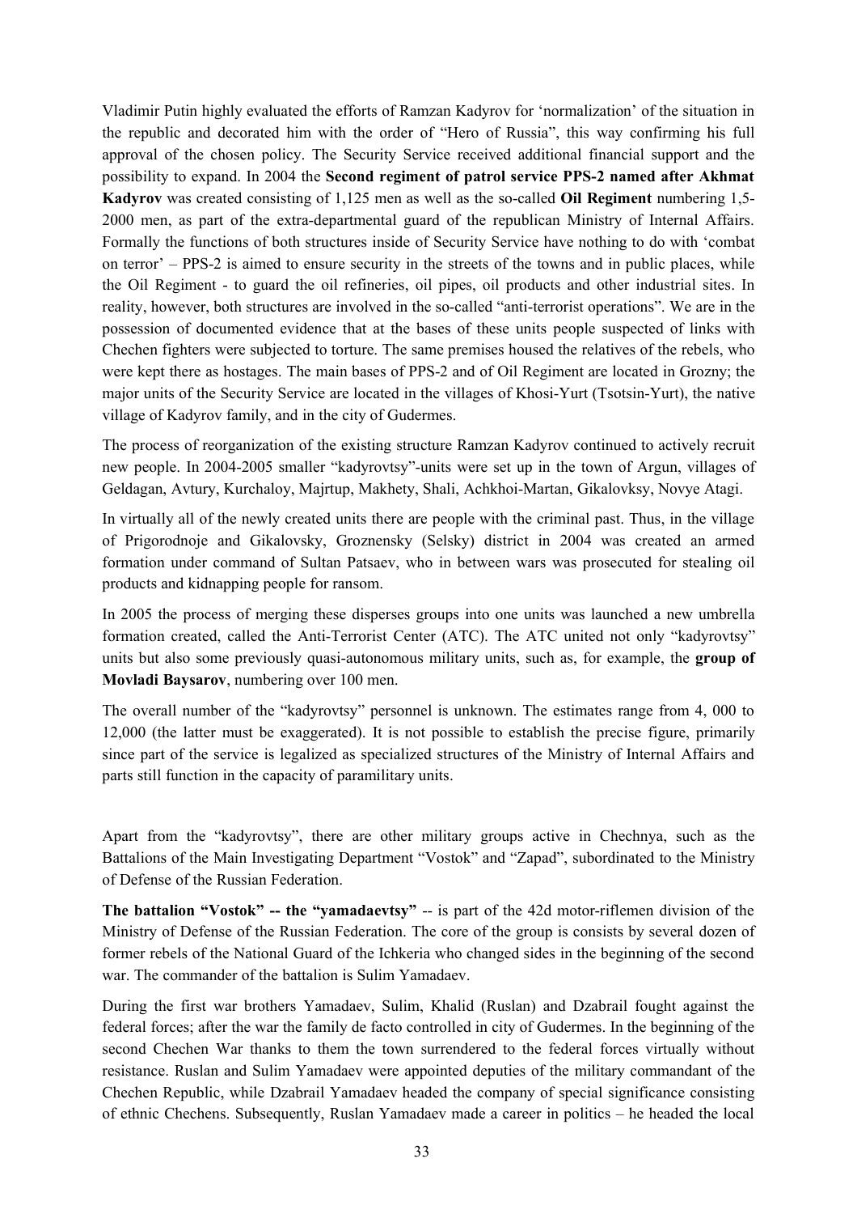Vladimir Putin highly evaluated the efforts of Ramzan Kadyrov for 'normalization' of the situation in the republic and decorated him with the order of "Hero of Russia", this way confirming his full approval of the chosen policy. The Security Service received additional financial support and the possibility to expand. In 2004 the **Second regiment of patrol service PPS-2 named after Akhmat Kadyrov** was created consisting of 1,125 men as well as the so-called **Oil Regiment** numbering 1,5-2000 men, as part of the extra-departmental guard of the republican Ministry of Internal Affairs. Formally the functions of both structures inside of Security Service have nothing to do with 'combat on terror' – PPS-2 is aimed to ensure security in the streets of the towns and in public places, while the Oil Regiment - to guard the oil refineries, oil pipes, oil products and other industrial sites. In reality, however, both structures are involved in the so-called "anti-terrorist operations". We are in the possession of documented evidence that at the bases of these units people suspected of links with Chechen fighters were subjected to torture. The same premises housed the relatives of the rebels, who were kept there as hostages. The main bases of PPS-2 and of Oil Regiment are located in Grozny; the major units of the Security Service are located in the villages of Khosi-Yurt (Tsotsin-Yurt), the native village of Kadyrov family, and in the city of Gudermes.

The process of reorganization of the existing structure Ramzan Kadyrov continued to actively recruit new people. In 2004-2005 smaller "kadyrovtsy"-units were set up in the town of Argun, villages of Geldagan, Avtury, Kurchaloy, Majrtup, Makhety, Shali, Achkhoi-Martan, Gikalovksy, Novye Atagi.

In virtually all of the newly created units there are people with the criminal past. Thus, in the village of Prigorodnoje and Gikalovsky, Groznensky (Selsky) district in 2004 was created an armed formation under command of Sultan Patsaev, who in between wars was prosecuted for stealing oil products and kidnapping people for ransom.

In 2005 the process of merging these disperses groups into one units was launched a new umbrella formation created, called the Anti-Terrorist Center (ATC). The ATC united not only "kadyrovtsy" units but also some previously quasi-autonomous military units, such as, for example, the **group of Movladi Baysarov**, numbering over 100 men.

The overall number of the "kadyrovtsy" personnel is unknown. The estimates range from 4, 000 to 12,000 (the latter must be exaggerated). It is not possible to establish the precise figure, primarily since part of the service is legalized as specialized structures of the Ministry of Internal Affairs and parts still function in the capacity of paramilitary units.

Apart from the "kadyrovtsy", there are other military groups active in Chechnya, such as the Battalions of the Main Investigating Department "Vostok" and "Zapad", subordinated to the Ministry of Defense of the Russian Federation.

**The battalion "Vostok" -- the "yamadaevtsy"** -- is part of the 42d motor-riflemen division of the Ministry of Defense of the Russian Federation. The core of the group is consists by several dozen of former rebels of the National Guard of the Ichkeria who changed sides in the beginning of the second war. The commander of the battalion is Sulim Yamadaev.

During the first war brothers Yamadaev, Sulim, Khalid (Ruslan) and Dzabrail fought against the federal forces; after the war the family de facto controlled in city of Gudermes. In the beginning of the second Chechen War thanks to them the town surrendered to the federal forces virtually without resistance. Ruslan and Sulim Yamadaev were appointed deputies of the military commandant of the Chechen Republic, while Dzabrail Yamadaev headed the company of special significance consisting of ethnic Chechens. Subsequently, Ruslan Yamadaev made a career in politics – he headed the local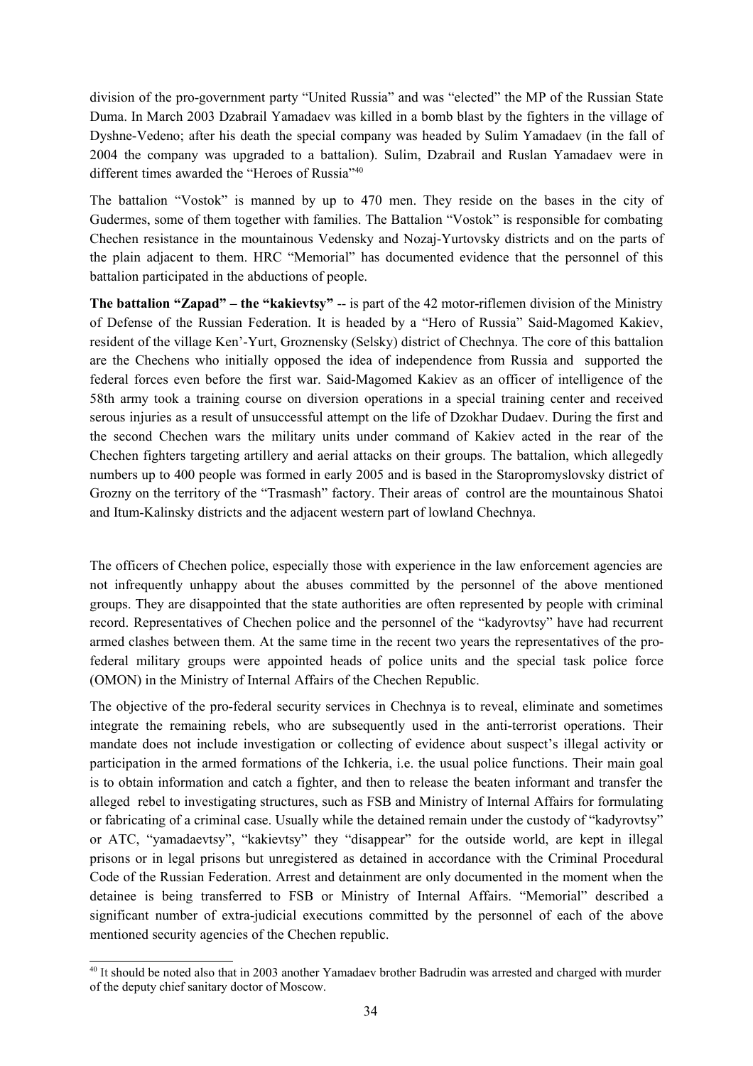division of the pro-government party "United Russia" and was "elected" the MP of the Russian State Duma. In March 2003 Dzabrail Yamadaev was killed in a bomb blast by the fighters in the village of Dyshne-Vedeno; after his death the special company was headed by Sulim Yamadaev (in the fall of 2004 the company was upgraded to a battalion). Sulim, Dzabrail and Ruslan Yamadaev were in different times awarded the "Heroes of Russia"[40]

The battalion "Vostok" is manned by up to 470 men. They reside on the bases in the city of Gudermes, some of them together with families. The Battalion "Vostok" is responsible for combating Chechen resistance in the mountainous Vedensky and Nozaj-Yurtovsky districts and on the parts of the plain adjacent to them. HRC "Memorial" has documented evidence that the personnel of this battalion participated in the abductions of people.

**The battalion "Zapad" – the "kakievtsy"** -- is part of the 42 motor-riflemen division of the Ministry of Defense of the Russian Federation. It is headed by a "Hero of Russia" Said-Magomed Kakiev, resident of the village Ken'-Yurt, Groznensky (Selsky) district of Chechnya. The core of this battalion are the Chechens who initially opposed the idea of independence from Russia and supported the federal forces even before the first war. Said-Magomed Kakiev as an officer of intelligence of the 58th army took a training course on diversion operations in a special training center and received serous injuries as a result of unsuccessful attempt on the life of Dzokhar Dudaev. During the first and the second Chechen wars the military units under command of Kakiev acted in the rear of the Chechen fighters targeting artillery and aerial attacks on their groups. The battalion, which allegedly numbers up to 400 people was formed in early 2005 and is based in the Staropromyslovsky district of Grozny on the territory of the "Trasmash" factory. Their areas of control are the mountainous Shatoi and Itum-Kalinsky districts and the adjacent western part of lowland Chechnya.

The officers of Chechen police, especially those with experience in the law enforcement agencies are not infrequently unhappy about the abuses committed by the personnel of the above mentioned groups. They are disappointed that the state authorities are often represented by people with criminal record. Representatives of Chechen police and the personnel of the "kadyrovtsy" have had recurrent armed clashes between them. At the same time in the recent two years the representatives of the pro-federal military groups were appointed heads of police units and the special task police force (OMON) in the Ministry of Internal Affairs of the Chechen Republic.

The objective of the pro-federal security services in Chechnya is to reveal, eliminate and sometimes integrate the remaining rebels, who are subsequently used in the anti-terrorist operations. Their mandate does not include investigation or collecting of evidence about suspect's illegal activity or participation in the armed formations of the Ichkeria, i.e. the usual police functions. Their main goal is to obtain information and catch a fighter, and then to release the beaten informant and transfer the alleged rebel to investigating structures, such as FSB and Ministry of Internal Affairs for formulating or fabricating of a criminal case. Usually while the detained remain under the custody of "kadyrovtsy" or ATC, "yamadaevtsy", "kakievtsy" they "disappear" for the outside world, are kept in illegal prisons or in legal prisons but unregistered as detained in accordance with the Criminal Procedural Code of the Russian Federation. Arrest and detainment are only documented in the moment when the detainee is being transferred to FSB or Ministry of Internal Affairs. "Memorial" described a significant number of extra-judicial executions committed by the personnel of each of the above mentioned security agencies of the Chechen republic.

---

[40] It should be noted also that in 2003 another Yamadaev brother Badrudin was arrested and charged with murder of the deputy chief sanitary doctor of Moscow.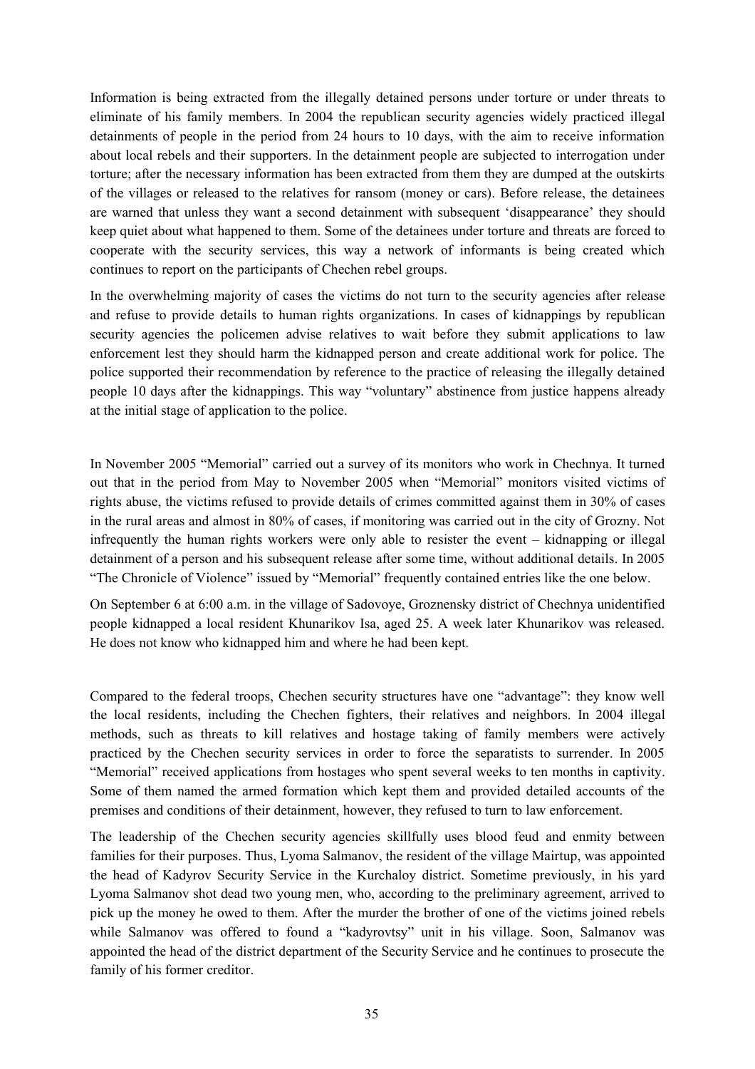Information is being extracted from the illegally detained persons under torture or under threats to eliminate of his family members. In 2004 the republican security agencies widely practiced illegal detainments of people in the period from 24 hours to 10 days, with the aim to receive information about local rebels and their supporters. In the detainment people are subjected to interrogation under torture; after the necessary information has been extracted from them they are dumped at the outskirts of the villages or released to the relatives for ransom (money or cars). Before release, the detainees are warned that unless they want a second detainment with subsequent 'disappearance' they should keep quiet about what happened to them. Some of the detainees under torture and threats are forced to cooperate with the security services, this way a network of informants is being created which continues to report on the participants of Chechen rebel groups.

In the overwhelming majority of cases the victims do not turn to the security agencies after release and refuse to provide details to human rights organizations. In cases of kidnappings by republican security agencies the policemen advise relatives to wait before they submit applications to law enforcement lest they should harm the kidnapped person and create additional work for police. The police supported their recommendation by reference to the practice of releasing the illegally detained people 10 days after the kidnappings. This way "voluntary" abstinence from justice happens already at the initial stage of application to the police.

In November 2005 "Memorial" carried out a survey of its monitors who work in Chechnya. It turned out that in the period from May to November 2005 when "Memorial" monitors visited victims of rights abuse, the victims refused to provide details of crimes committed against them in 30% of cases in the rural areas and almost in 80% of cases, if monitoring was carried out in the city of Grozny. Not infrequently the human rights workers were only able to resister the event – kidnapping or illegal detainment of a person and his subsequent release after some time, without additional details. In 2005 "The Chronicle of Violence" issued by "Memorial" frequently contained entries like the one below.

On September 6 at 6:00 a.m. in the village of Sadovoye, Groznensky district of Chechnya unidentified people kidnapped a local resident Khunarikov Isa, aged 25. A week later Khunarikov was released. He does not know who kidnapped him and where he had been kept.

Compared to the federal troops, Chechen security structures have one "advantage": they know well the local residents, including the Chechen fighters, their relatives and neighbors. In 2004 illegal methods, such as threats to kill relatives and hostage taking of family members were actively practiced by the Chechen security services in order to force the separatists to surrender. In 2005 "Memorial" received applications from hostages who spent several weeks to ten months in captivity. Some of them named the armed formation which kept them and provided detailed accounts of the premises and conditions of their detainment, however, they refused to turn to law enforcement.

The leadership of the Chechen security agencies skillfully uses blood feud and enmity between families for their purposes. Thus, Lyoma Salmanov, the resident of the village Mairtup, was appointed the head of Kadyrov Security Service in the Kurchaloy district. Sometime previously, in his yard Lyoma Salmanov shot dead two young men, who, according to the preliminary agreement, arrived to pick up the money he owed to them. After the murder the brother of one of the victims joined rebels while Salmanov was offered to found a "kadyrovtsy" unit in his village. Soon, Salmanov was appointed the head of the district department of the Security Service and he continues to prosecute the family of his former creditor.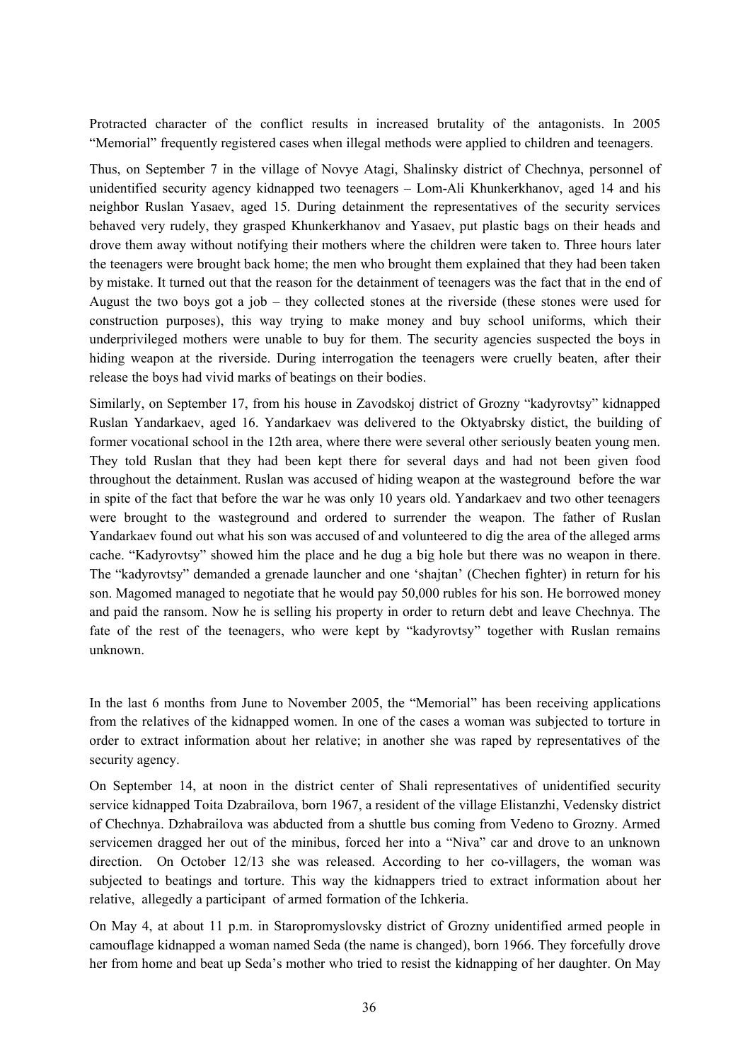Protracted character of the conflict results in increased brutality of the antagonists. In 2005 "Memorial" frequently registered cases when illegal methods were applied to children and teenagers.

Thus, on September 7 in the village of Novye Atagi, Shalinsky district of Chechnya, personnel of unidentified security agency kidnapped two teenagers – Lom-Ali Khunkerkhanov, aged 14 and his neighbor Ruslan Yasaev, aged 15. During detainment the representatives of the security services behaved very rudely, they grasped Khunkerkhanov and Yasaev, put plastic bags on their heads and drove them away without notifying their mothers where the children were taken to. Three hours later the teenagers were brought back home; the men who brought them explained that they had been taken by mistake. It turned out that the reason for the detainment of teenagers was the fact that in the end of August the two boys got a job – they collected stones at the riverside (these stones were used for construction purposes), this way trying to make money and buy school uniforms, which their underprivileged mothers were unable to buy for them. The security agencies suspected the boys in hiding weapon at the riverside. During interrogation the teenagers were cruelly beaten, after their release the boys had vivid marks of beatings on their bodies.

Similarly, on September 17, from his house in Zavodskoj district of Grozny "kadyrovtsy" kidnapped Ruslan Yandarkaev, aged 16. Yandarkaev was delivered to the Oktyabrsky distict, the building of former vocational school in the 12th area, where there were several other seriously beaten young men. They told Ruslan that they had been kept there for several days and had not been given food throughout the detainment. Ruslan was accused of hiding weapon at the wasteground before the war in spite of the fact that before the war he was only 10 years old. Yandarkaev and two other teenagers were brought to the wasteground and ordered to surrender the weapon. The father of Ruslan Yandarkaev found out what his son was accused of and volunteered to dig the area of the alleged arms cache. "Kadyrovtsy" showed him the place and he dug a big hole but there was no weapon in there. The "kadyrovtsy" demanded a grenade launcher and one 'shajtan' (Chechen fighter) in return for his son. Magomed managed to negotiate that he would pay 50,000 rubles for his son. He borrowed money and paid the ransom. Now he is selling his property in order to return debt and leave Chechnya. The fate of the rest of the teenagers, who were kept by "kadyrovtsy" together with Ruslan remains unknown.

In the last 6 months from June to November 2005, the "Memorial" has been receiving applications from the relatives of the kidnapped women. In one of the cases a woman was subjected to torture in order to extract information about her relative; in another she was raped by representatives of the security agency.

On September 14, at noon in the district center of Shali representatives of unidentified security service kidnapped Toita Dzabrailova, born 1967, a resident of the village Elistanzhi, Vedensky district of Chechnya. Dzhabrailova was abducted from a shuttle bus coming from Vedeno to Grozny. Armed servicemen dragged her out of the minibus, forced her into a "Niva" car and drove to an unknown direction. On October 12/13 she was released. According to her co-villagers, the woman was subjected to beatings and torture. This way the kidnappers tried to extract information about her relative, allegedly a participant of armed formation of the Ichkeria.

On May 4, at about 11 p.m. in Staropromyslovsky district of Grozny unidentified armed people in camouflage kidnapped a woman named Seda (the name is changed), born 1966. They forcefully drove her from home and beat up Seda's mother who tried to resist the kidnapping of her daughter. On May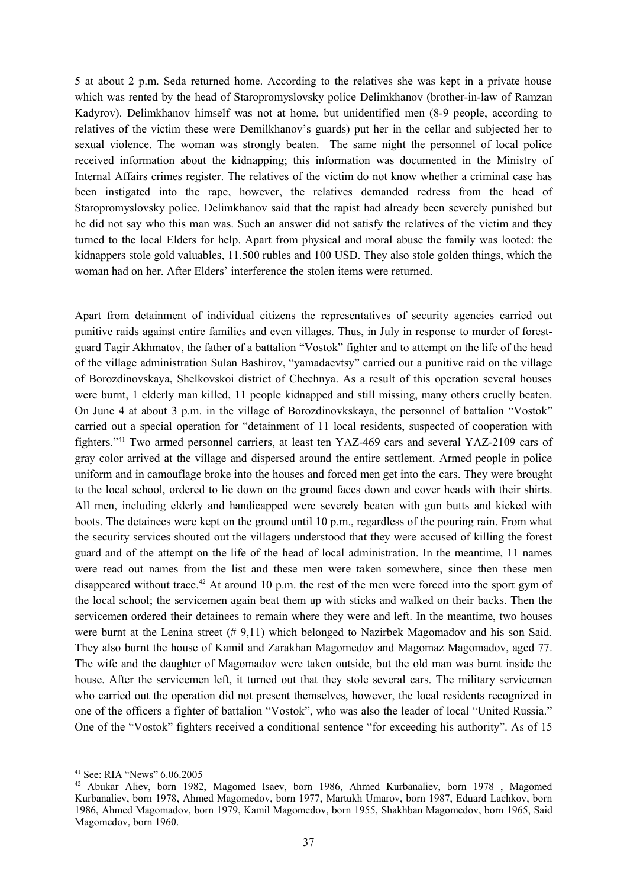5 at about 2 p.m. Seda returned home. According to the relatives she was kept in a private house which was rented by the head of Staropromyslovsky police Delimkhanov (brother-in-law of Ramzan Kadyrov). Delimkhanov himself was not at home, but unidentified men (8-9 people, according to relatives of the victim these were Demilkhanov's guards) put her in the cellar and subjected her to sexual violence. The woman was strongly beaten. The same night the personnel of local police received information about the kidnapping; this information was documented in the Ministry of Internal Affairs crimes register. The relatives of the victim do not know whether a criminal case has been instigated into the rape, however, the relatives demanded redress from the head of Staropromyslovsky police. Delimkhanov said that the rapist had already been severely punished but he did not say who this man was. Such an answer did not satisfy the relatives of the victim and they turned to the local Elders for help. Apart from physical and moral abuse the family was looted: the kidnappers stole gold valuables, 11.500 rubles and 100 USD. They also stole golden things, which the woman had on her. After Elders' interference the stolen items were returned.

Apart from detainment of individual citizens the representatives of security agencies carried out punitive raids against entire families and even villages. Thus, in July in response to murder of forest-guard Tagir Akhmatov, the father of a battalion "Vostok" fighter and to attempt on the life of the head of the village administration Sulan Bashirov, "yamadaevtsy" carried out a punitive raid on the village of Borozdinovskaya, Shelkovskoi district of Chechnya. As a result of this operation several houses were burnt, 1 elderly man killed, 11 people kidnapped and still missing, many others cruelly beaten. On June 4 at about 3 p.m. in the village of Borozdinovkskaya, the personnel of battalion "Vostok" carried out a special operation for "detainment of 11 local residents, suspected of cooperation with fighters."[41] Two armed personnel carriers, at least ten YAZ-469 cars and several YAZ-2109 cars of gray color arrived at the village and dispersed around the entire settlement. Armed people in police uniform and in camouflage broke into the houses and forced men get into the cars. They were brought to the local school, ordered to lie down on the ground faces down and cover heads with their shirts. All men, including elderly and handicapped were severely beaten with gun butts and kicked with boots. The detainees were kept on the ground until 10 p.m., regardless of the pouring rain. From what the security services shouted out the villagers understood that they were accused of killing the forest guard and of the attempt on the life of the head of local administration. In the meantime, 11 names were read out names from the list and these men were taken somewhere, since then these men disappeared without trace.[42] At around 10 p.m. the rest of the men were forced into the sport gym of the local school; the servicemen again beat them up with sticks and walked on their backs. Then the servicemen ordered their detainees to remain where they were and left. In the meantime, two houses were burnt at the Lenina street (# 9,11) which belonged to Nazirbek Magomadov and his son Said. They also burnt the house of Kamil and Zarakhan Magomedov and Magomaz Magomadov, aged 77. The wife and the daughter of Magomadov were taken outside, but the old man was burnt inside the house. After the servicemen left, it turned out that they stole several cars. The military servicemen who carried out the operation did not present themselves, however, the local residents recognized in one of the officers a fighter of battalion "Vostok", who was also the leader of local "United Russia." One of the "Vostok" fighters received a conditional sentence "for exceeding his authority". As of 15

---

[41] See: RIA "News" 6.06.2005

[42] Abukar Aliev, born 1982, Magomed Isaev, born 1986, Ahmed Kurbanaliev, born 1978 , Magomed Kurbanaliev, born 1978, Ahmed Magomedov, born 1977, Martukh Umarov, born 1987, Eduard Lachkov, born 1986, Ahmed Magomadov, born 1979, Kamil Magomedov, born 1955, Shakhban Magomedov, born 1965, Said Magomedov, born 1960.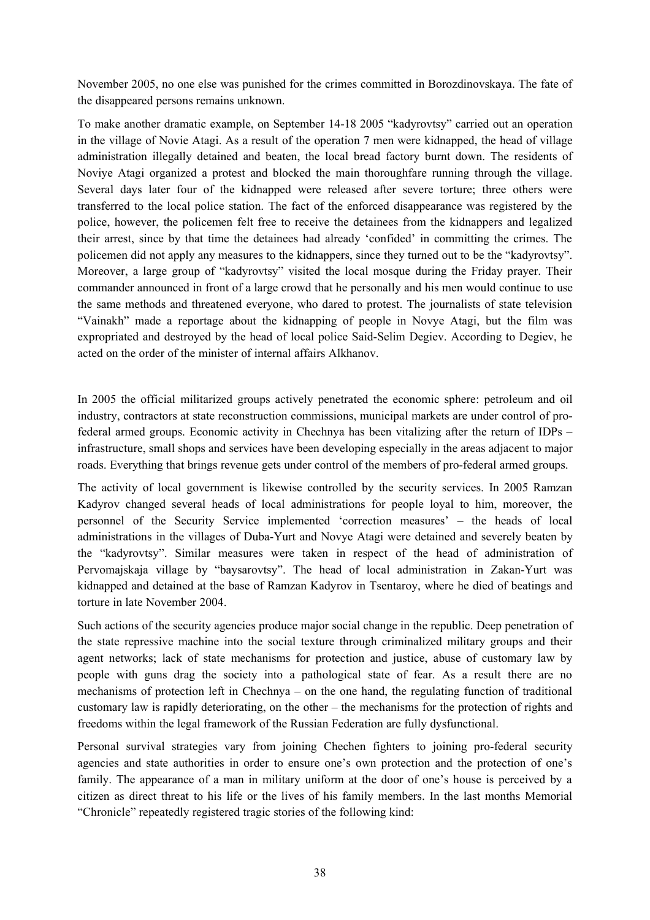November 2005, no one else was punished for the crimes committed in Borozdinovskaya. The fate of the disappeared persons remains unknown.

To make another dramatic example, on September 14-18 2005 "kadyrovtsy" carried out an operation in the village of Novie Atagi. As a result of the operation 7 men were kidnapped, the head of village administration illegally detained and beaten, the local bread factory burnt down. The residents of Noviye Atagi organized a protest and blocked the main thoroughfare running through the village. Several days later four of the kidnapped were released after severe torture; three others were transferred to the local police station. The fact of the enforced disappearance was registered by the police, however, the policemen felt free to receive the detainees from the kidnappers and legalized their arrest, since by that time the detainees had already 'confided' in committing the crimes. The policemen did not apply any measures to the kidnappers, since they turned out to be the "kadyrovtsy". Moreover, a large group of "kadyrovtsy" visited the local mosque during the Friday prayer. Their commander announced in front of a large crowd that he personally and his men would continue to use the same methods and threatened everyone, who dared to protest. The journalists of state television "Vainakh" made a reportage about the kidnapping of people in Novye Atagi, but the film was expropriated and destroyed by the head of local police Said-Selim Degiev. According to Degiev, he acted on the order of the minister of internal affairs Alkhanov.

In 2005 the official militarized groups actively penetrated the economic sphere: petroleum and oil industry, contractors at state reconstruction commissions, municipal markets are under control of pro-federal armed groups. Economic activity in Chechnya has been vitalizing after the return of IDPs – infrastructure, small shops and services have been developing especially in the areas adjacent to major roads. Everything that brings revenue gets under control of the members of pro-federal armed groups.

The activity of local government is likewise controlled by the security services. In 2005 Ramzan Kadyrov changed several heads of local administrations for people loyal to him, moreover, the personnel of the Security Service implemented 'correction measures' – the heads of local administrations in the villages of Duba-Yurt and Novye Atagi were detained and severely beaten by the "kadyrovtsy". Similar measures were taken in respect of the head of administration of Pervomajskaja village by "baysarovtsy". The head of local administration in Zakan-Yurt was kidnapped and detained at the base of Ramzan Kadyrov in Tsentaroy, where he died of beatings and torture in late November 2004.

Such actions of the security agencies produce major social change in the republic. Deep penetration of the state repressive machine into the social texture through criminalized military groups and their agent networks; lack of state mechanisms for protection and justice, abuse of customary law by people with guns drag the society into a pathological state of fear. As a result there are no mechanisms of protection left in Chechnya – on the one hand, the regulating function of traditional customary law is rapidly deteriorating, on the other – the mechanisms for the protection of rights and freedoms within the legal framework of the Russian Federation are fully dysfunctional.

Personal survival strategies vary from joining Chechen fighters to joining pro-federal security agencies and state authorities in order to ensure one's own protection and the protection of one's family. The appearance of a man in military uniform at the door of one's house is perceived by a citizen as direct threat to his life or the lives of his family members. In the last months Memorial "Chronicle" repeatedly registered tragic stories of the following kind: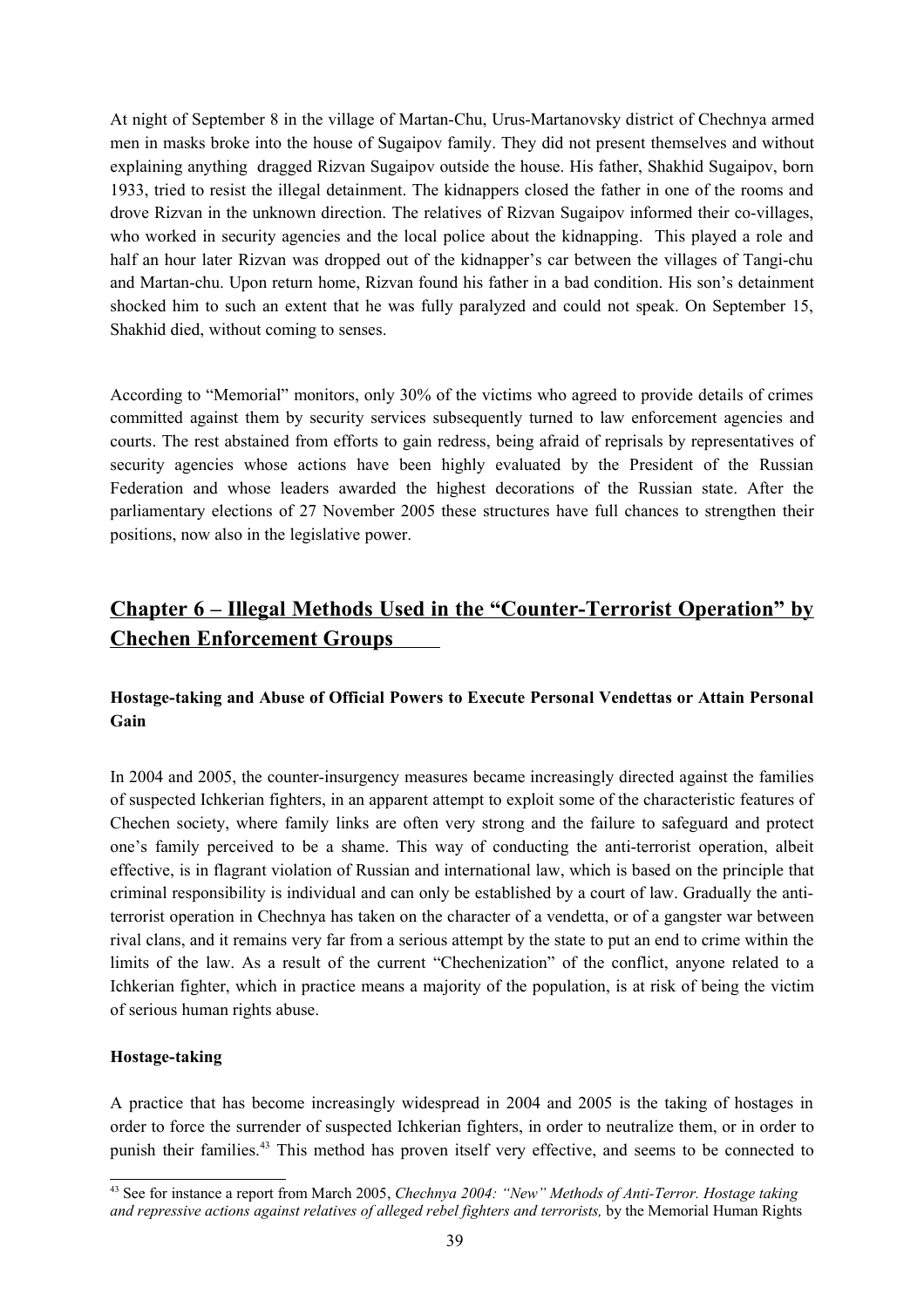At night of September 8 in the village of Martan-Chu, Urus-Martanovsky district of Chechnya armed men in masks broke into the house of Sugaipov family. They did not present themselves and without explaining anything dragged Rizvan Sugaipov outside the house. His father, Shakhid Sugaipov, born 1933, tried to resist the illegal detainment. The kidnappers closed the father in one of the rooms and drove Rizvan in the unknown direction. The relatives of Rizvan Sugaipov informed their co-villages, who worked in security agencies and the local police about the kidnapping. This played a role and half an hour later Rizvan was dropped out of the kidnapper's car between the villages of Tangi-chu and Martan-chu. Upon return home, Rizvan found his father in a bad condition. His son's detainment shocked him to such an extent that he was fully paralyzed and could not speak. On September 15, Shakhid died, without coming to senses.

According to "Memorial" monitors, only 30% of the victims who agreed to provide details of crimes committed against them by security services subsequently turned to law enforcement agencies and courts. The rest abstained from efforts to gain redress, being afraid of reprisals by representatives of security agencies whose actions have been highly evaluated by the President of the Russian Federation and whose leaders awarded the highest decorations of the Russian state. After the parliamentary elections of 27 November 2005 these structures have full chances to strengthen their positions, now also in the legislative power.

## Chapter 6 – Illegal Methods Used in the "Counter-Terrorist Operation" by Chechen Enforcement Groups

### Hostage-taking and Abuse of Official Powers to Execute Personal Vendettas or Attain Personal Gain

In 2004 and 2005, the counter-insurgency measures became increasingly directed against the families of suspected Ichkerian fighters, in an apparent attempt to exploit some of the characteristic features of Chechen society, where family links are often very strong and the failure to safeguard and protect one's family perceived to be a shame. This way of conducting the anti-terrorist operation, albeit effective, is in flagrant violation of Russian and international law, which is based on the principle that criminal responsibility is individual and can only be established by a court of law. Gradually the anti-terrorist operation in Chechnya has taken on the character of a vendetta, or of a gangster war between rival clans, and it remains very far from a serious attempt by the state to put an end to crime within the limits of the law. As a result of the current "Chechenization" of the conflict, anyone related to a Ichkerian fighter, which in practice means a majority of the population, is at risk of being the victim of serious human rights abuse.

### Hostage-taking

A practice that has become increasingly widespread in 2004 and 2005 is the taking of hostages in order to force the surrender of suspected Ichkerian fighters, in order to neutralize them, or in order to punish their families.[43] This method has proven itself very effective, and seems to be connected to

[43] See for instance a report from March 2005, *Chechnya 2004: "New" Methods of Anti-Terror. Hostage taking and repressive actions against relatives of alleged rebel fighters and terrorists,* by the Memorial Human Rights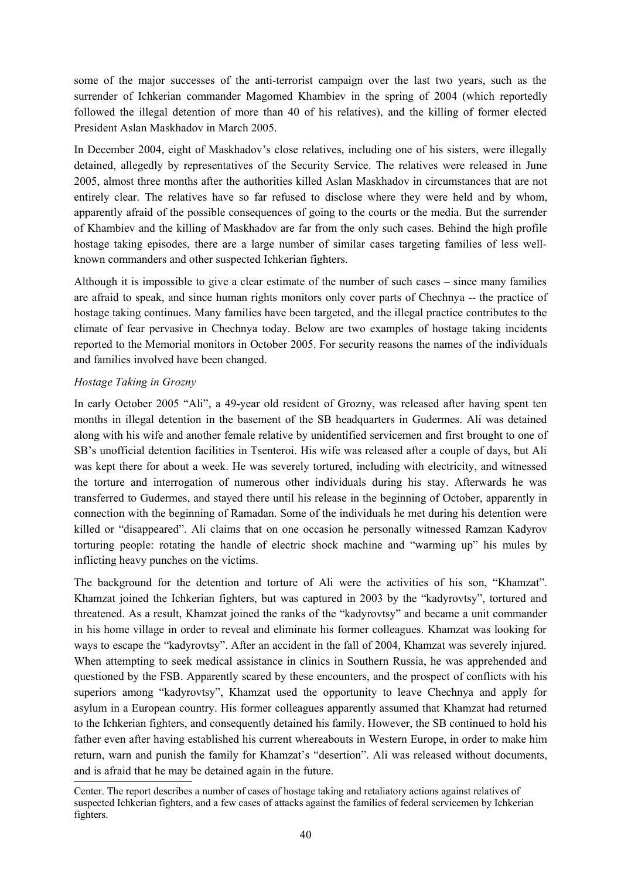some of the major successes of the anti-terrorist campaign over the last two years, such as the surrender of Ichkerian commander Magomed Khambiev in the spring of 2004 (which reportedly followed the illegal detention of more than 40 of his relatives), and the killing of former elected President Aslan Maskhadov in March 2005.

In December 2004, eight of Maskhadov's close relatives, including one of his sisters, were illegally detained, allegedly by representatives of the Security Service. The relatives were released in June 2005, almost three months after the authorities killed Aslan Maskhadov in circumstances that are not entirely clear. The relatives have so far refused to disclose where they were held and by whom, apparently afraid of the possible consequences of going to the courts or the media. But the surrender of Khambiev and the killing of Maskhadov are far from the only such cases. Behind the high profile hostage taking episodes, there are a large number of similar cases targeting families of less well-known commanders and other suspected Ichkerian fighters.

Although it is impossible to give a clear estimate of the number of such cases – since many families are afraid to speak, and since human rights monitors only cover parts of Chechnya -- the practice of hostage taking continues. Many families have been targeted, and the illegal practice contributes to the climate of fear pervasive in Chechnya today. Below are two examples of hostage taking incidents reported to the Memorial monitors in October 2005. For security reasons the names of the individuals and families involved have been changed.

*Hostage Taking in Grozny*

In early October 2005 "Ali", a 49-year old resident of Grozny, was released after having spent ten months in illegal detention in the basement of the SB headquarters in Gudermes. Ali was detained along with his wife and another female relative by unidentified servicemen and first brought to one of SB's unofficial detention facilities in Tsenteroi. His wife was released after a couple of days, but Ali was kept there for about a week. He was severely tortured, including with electricity, and witnessed the torture and interrogation of numerous other individuals during his stay. Afterwards he was transferred to Gudermes, and stayed there until his release in the beginning of October, apparently in connection with the beginning of Ramadan. Some of the individuals he met during his detention were killed or "disappeared". Ali claims that on one occasion he personally witnessed Ramzan Kadyrov torturing people: rotating the handle of electric shock machine and "warming up" his mules by inflicting heavy punches on the victims.

The background for the detention and torture of Ali were the activities of his son, "Khamzat". Khamzat joined the Ichkerian fighters, but was captured in 2003 by the "kadyrovtsy", tortured and threatened. As a result, Khamzat joined the ranks of the "kadyrovtsy" and became a unit commander in his home village in order to reveal and eliminate his former colleagues. Khamzat was looking for ways to escape the "kadyrovtsy". After an accident in the fall of 2004, Khamzat was severely injured. When attempting to seek medical assistance in clinics in Southern Russia, he was apprehended and questioned by the FSB. Apparently scared by these encounters, and the prospect of conflicts with his superiors among "kadyrovtsy", Khamzat used the opportunity to leave Chechnya and apply for asylum in a European country. His former colleagues apparently assumed that Khamzat had returned to the Ichkerian fighters, and consequently detained his family. However, the SB continued to hold his father even after having established his current whereabouts in Western Europe, in order to make him return, warn and punish the family for Khamzat's "desertion". Ali was released without documents, and is afraid that he may be detained again in the future.

---

Center. The report describes a number of cases of hostage taking and retaliatory actions against relatives of suspected Ichkerian fighters, and a few cases of attacks against the families of federal servicemen by Ichkerian fighters.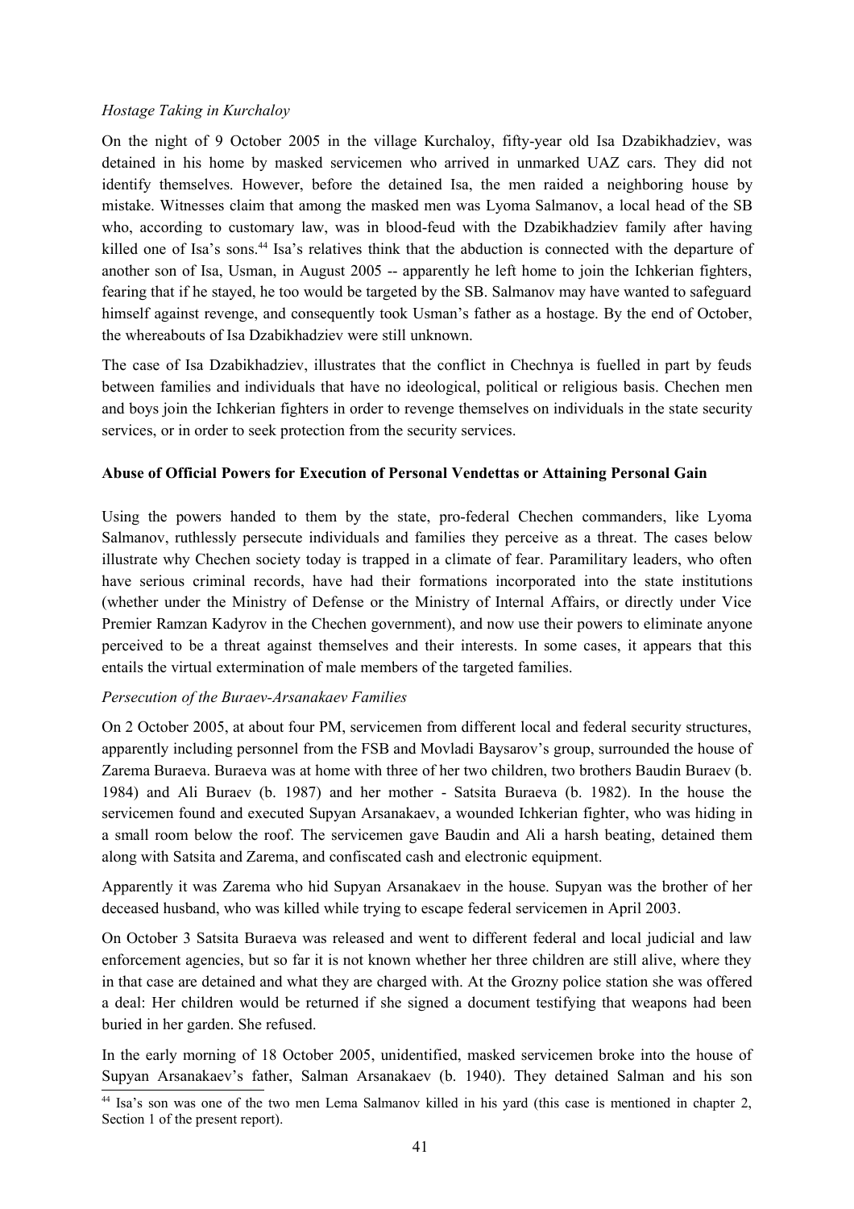*Hostage Taking in Kurchaloy*

On the night of 9 October 2005 in the village Kurchaloy, fifty-year old Isa Dzabikhadziev, was detained in his home by masked servicemen who arrived in unmarked UAZ cars. They did not identify themselves. However, before the detained Isa, the men raided a neighboring house by mistake. Witnesses claim that among the masked men was Lyoma Salmanov, a local head of the SB who, according to customary law, was in blood-feud with the Dzabikhadziev family after having killed one of Isa's sons.[44] Isa's relatives think that the abduction is connected with the departure of another son of Isa, Usman, in August 2005 -- apparently he left home to join the Ichkerian fighters, fearing that if he stayed, he too would be targeted by the SB. Salmanov may have wanted to safeguard himself against revenge, and consequently took Usman's father as a hostage. By the end of October, the whereabouts of Isa Dzabikhadziev were still unknown.

The case of Isa Dzabikhadziev, illustrates that the conflict in Chechnya is fuelled in part by feuds between families and individuals that have no ideological, political or religious basis. Chechen men and boys join the Ichkerian fighters in order to revenge themselves on individuals in the state security services, or in order to seek protection from the security services.

**Abuse of Official Powers for Execution of Personal Vendettas or Attaining Personal Gain**

Using the powers handed to them by the state, pro-federal Chechen commanders, like Lyoma Salmanov, ruthlessly persecute individuals and families they perceive as a threat. The cases below illustrate why Chechen society today is trapped in a climate of fear. Paramilitary leaders, who often have serious criminal records, have had their formations incorporated into the state institutions (whether under the Ministry of Defense or the Ministry of Internal Affairs, or directly under Vice Premier Ramzan Kadyrov in the Chechen government), and now use their powers to eliminate anyone perceived to be a threat against themselves and their interests. In some cases, it appears that this entails the virtual extermination of male members of the targeted families.

*Persecution of the Buraev-Arsanakaev Families*

On 2 October 2005, at about four PM, servicemen from different local and federal security structures, apparently including personnel from the FSB and Movladi Baysarov's group, surrounded the house of Zarema Buraeva. Buraeva was at home with three of her two children, two brothers Baudin Buraev (b. 1984) and Ali Buraev (b. 1987) and her mother - Satsita Buraeva (b. 1982). In the house the servicemen found and executed Supyan Arsanakaev, a wounded Ichkerian fighter, who was hiding in a small room below the roof. The servicemen gave Baudin and Ali a harsh beating, detained them along with Satsita and Zarema, and confiscated cash and electronic equipment.

Apparently it was Zarema who hid Supyan Arsanakaev in the house. Supyan was the brother of her deceased husband, who was killed while trying to escape federal servicemen in April 2003.

On October 3 Satsita Buraeva was released and went to different federal and local judicial and law enforcement agencies, but so far it is not known whether her three children are still alive, where they in that case are detained and what they are charged with. At the Grozny police station she was offered a deal: Her children would be returned if she signed a document testifying that weapons had been buried in her garden. She refused.

In the early morning of 18 October 2005, unidentified, masked servicemen broke into the house of Supyan Arsanakaev's father, Salman Arsanakaev (b. 1940). They detained Salman and his son

[44] Isa's son was one of the two men Lema Salmanov killed in his yard (this case is mentioned in chapter 2, Section 1 of the present report).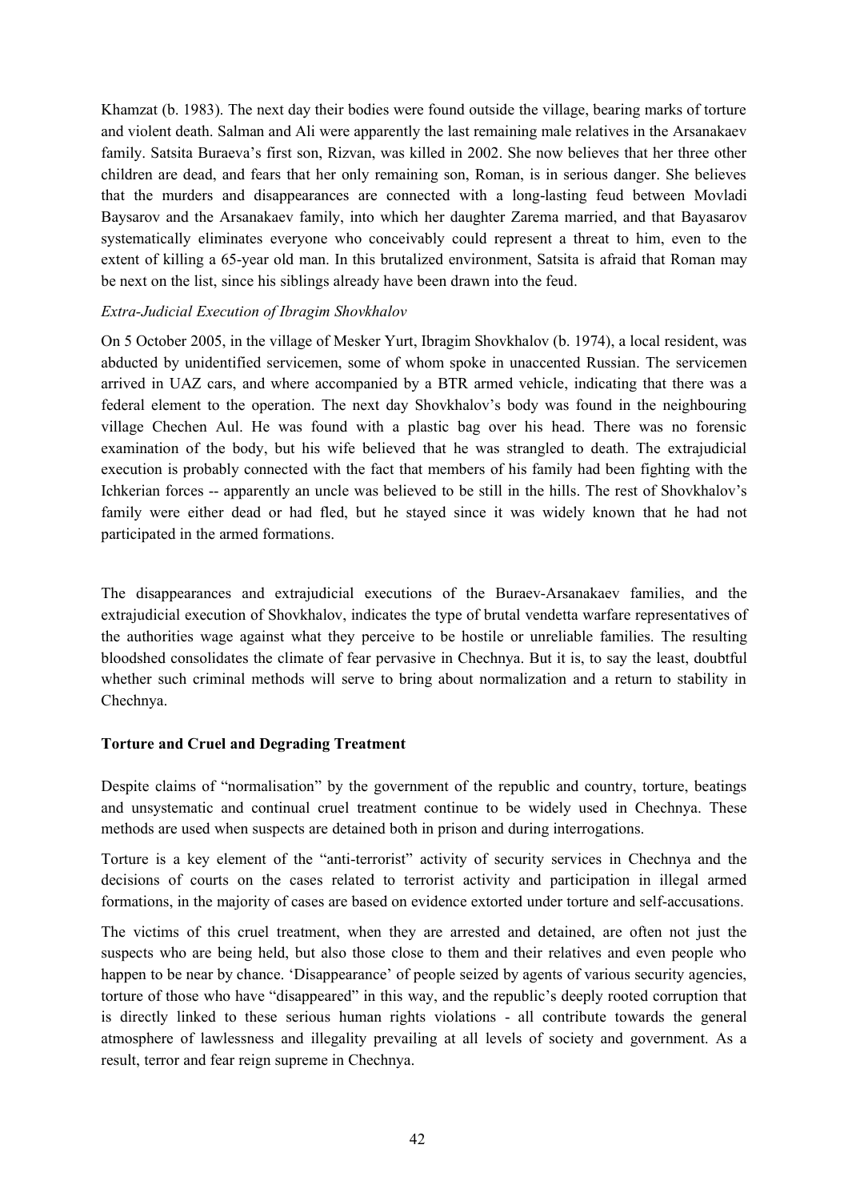Khamzat (b. 1983). The next day their bodies were found outside the village, bearing marks of torture and violent death. Salman and Ali were apparently the last remaining male relatives in the Arsanakaev family. Satsita Buraeva's first son, Rizvan, was killed in 2002. She now believes that her three other children are dead, and fears that her only remaining son, Roman, is in serious danger. She believes that the murders and disappearances are connected with a long-lasting feud between Movladi Baysarov and the Arsanakaev family, into which her daughter Zarema married, and that Bayasarov systematically eliminates everyone who conceivably could represent a threat to him, even to the extent of killing a 65-year old man. In this brutalized environment, Satsita is afraid that Roman may be next on the list, since his siblings already have been drawn into the feud.

*Extra-Judicial Execution of Ibragim Shovkhalov*

On 5 October 2005, in the village of Mesker Yurt, Ibragim Shovkhalov (b. 1974), a local resident, was abducted by unidentified servicemen, some of whom spoke in unaccented Russian. The servicemen arrived in UAZ cars, and where accompanied by a BTR armed vehicle, indicating that there was a federal element to the operation. The next day Shovkhalov's body was found in the neighbouring village Chechen Aul. He was found with a plastic bag over his head. There was no forensic examination of the body, but his wife believed that he was strangled to death. The extrajudicial execution is probably connected with the fact that members of his family had been fighting with the Ichkerian forces -- apparently an uncle was believed to be still in the hills. The rest of Shovkhalov's family were either dead or had fled, but he stayed since it was widely known that he had not participated in the armed formations.

The disappearances and extrajudicial executions of the Buraev-Arsanakaev families, and the extrajudicial execution of Shovkhalov, indicates the type of brutal vendetta warfare representatives of the authorities wage against what they perceive to be hostile or unreliable families. The resulting bloodshed consolidates the climate of fear pervasive in Chechnya. But it is, to say the least, doubtful whether such criminal methods will serve to bring about normalization and a return to stability in Chechnya.

**Torture and Cruel and Degrading Treatment**

Despite claims of "normalisation" by the government of the republic and country, torture, beatings and unsystematic and continual cruel treatment continue to be widely used in Chechnya. These methods are used when suspects are detained both in prison and during interrogations.

Torture is a key element of the "anti-terrorist" activity of security services in Chechnya and the decisions of courts on the cases related to terrorist activity and participation in illegal armed formations, in the majority of cases are based on evidence extorted under torture and self-accusations.

The victims of this cruel treatment, when they are arrested and detained, are often not just the suspects who are being held, but also those close to them and their relatives and even people who happen to be near by chance. 'Disappearance' of people seized by agents of various security agencies, torture of those who have "disappeared" in this way, and the republic's deeply rooted corruption that is directly linked to these serious human rights violations - all contribute towards the general atmosphere of lawlessness and illegality prevailing at all levels of society and government. As a result, terror and fear reign supreme in Chechnya.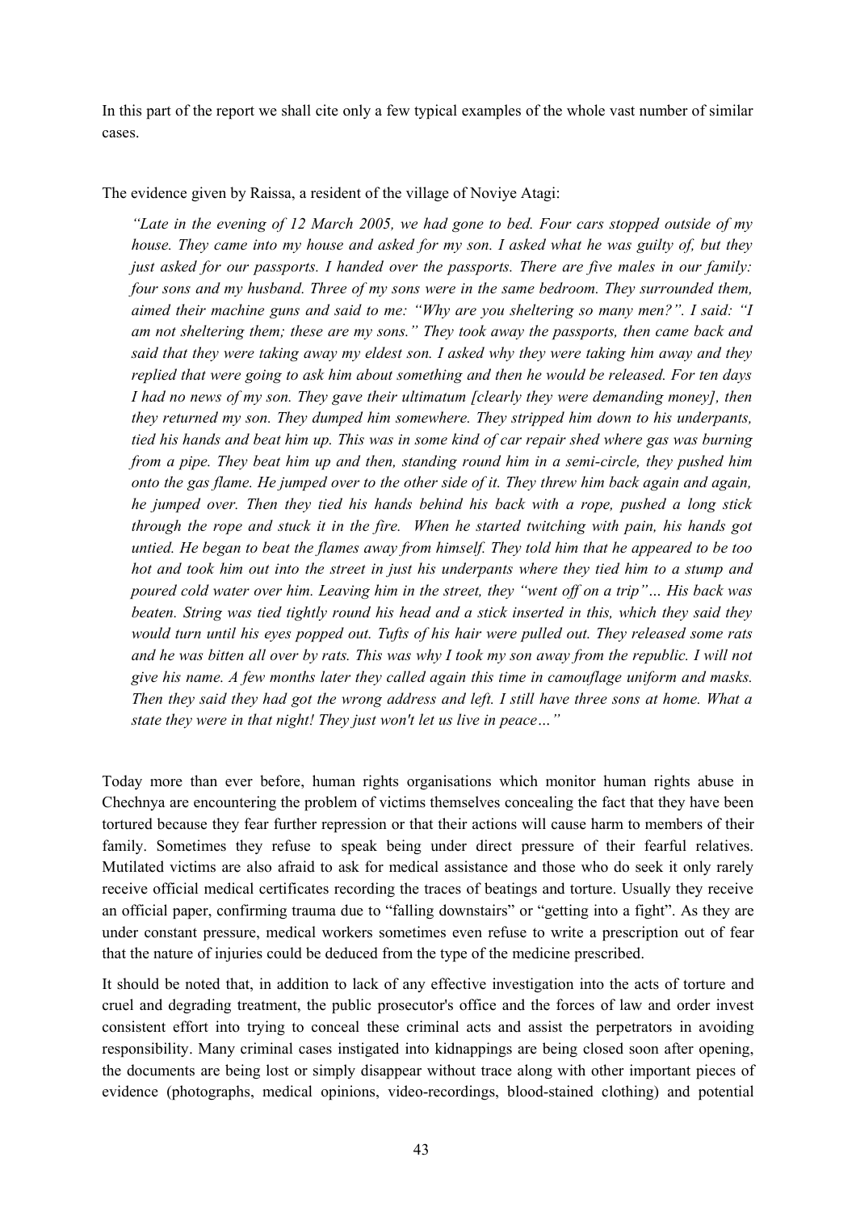In this part of the report we shall cite only a few typical examples of the whole vast number of similar cases.

The evidence given by Raissa, a resident of the village of Noviye Atagi:

> *"Late in the evening of 12 March 2005, we had gone to bed. Four cars stopped outside of my house. They came into my house and asked for my son. I asked what he was guilty of, but they just asked for our passports. I handed over the passports. There are five males in our family: four sons and my husband. Three of my sons were in the same bedroom. They surrounded them, aimed their machine guns and said to me: "Why are you sheltering so many men?". I said: "I am not sheltering them; these are my sons." They took away the passports, then came back and said that they were taking away my eldest son. I asked why they were taking him away and they replied that were going to ask him about something and then he would be released. For ten days I had no news of my son. They gave their ultimatum [clearly they were demanding money], then they returned my son. They dumped him somewhere. They stripped him down to his underpants, tied his hands and beat him up. This was in some kind of car repair shed where gas was burning from a pipe. They beat him up and then, standing round him in a semi-circle, they pushed him onto the gas flame. He jumped over to the other side of it. They threw him back again and again, he jumped over. Then they tied his hands behind his back with a rope, pushed a long stick through the rope and stuck it in the fire. When he started twitching with pain, his hands got untied. He began to beat the flames away from himself. They told him that he appeared to be too hot and took him out into the street in just his underpants where they tied him to a stump and poured cold water over him. Leaving him in the street, they "went off on a trip"… His back was beaten. String was tied tightly round his head and a stick inserted in this, which they said they would turn until his eyes popped out. Tufts of his hair were pulled out. They released some rats and he was bitten all over by rats. This was why I took my son away from the republic. I will not give his name. A few months later they called again this time in camouflage uniform and masks. Then they said they had got the wrong address and left. I still have three sons at home. What a state they were in that night! They just won't let us live in peace…"*

Today more than ever before, human rights organisations which monitor human rights abuse in Chechnya are encountering the problem of victims themselves concealing the fact that they have been tortured because they fear further repression or that their actions will cause harm to members of their family. Sometimes they refuse to speak being under direct pressure of their fearful relatives. Mutilated victims are also afraid to ask for medical assistance and those who do seek it only rarely receive official medical certificates recording the traces of beatings and torture. Usually they receive an official paper, confirming trauma due to "falling downstairs" or "getting into a fight". As they are under constant pressure, medical workers sometimes even refuse to write a prescription out of fear that the nature of injuries could be deduced from the type of the medicine prescribed.

It should be noted that, in addition to lack of any effective investigation into the acts of torture and cruel and degrading treatment, the public prosecutor's office and the forces of law and order invest consistent effort into trying to conceal these criminal acts and assist the perpetrators in avoiding responsibility. Many criminal cases instigated into kidnappings are being closed soon after opening, the documents are being lost or simply disappear without trace along with other important pieces of evidence (photographs, medical opinions, video-recordings, blood-stained clothing) and potential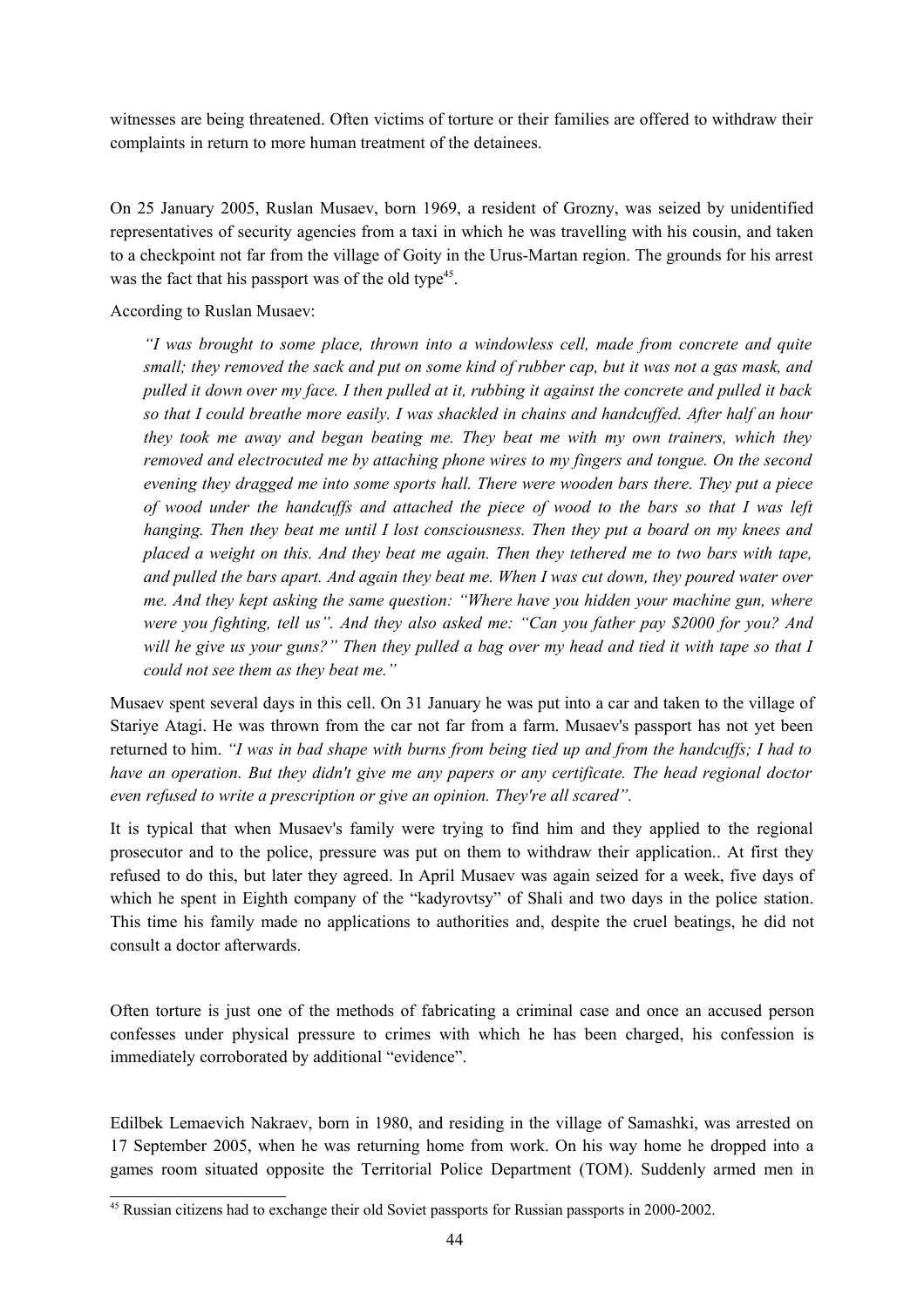witnesses are being threatened. Often victims of torture or their families are offered to withdraw their complaints in return to more human treatment of the detainees.

On 25 January 2005, Ruslan Musaev, born 1969, a resident of Grozny, was seized by unidentified representatives of security agencies from a taxi in which he was travelling with his cousin, and taken to a checkpoint not far from the village of Goity in the Urus-Martan region. The grounds for his arrest was the fact that his passport was of the old type[45].

According to Ruslan Musaev:

> *"I was brought to some place, thrown into a windowless cell, made from concrete and quite small; they removed the sack and put on some kind of rubber cap, but it was not a gas mask, and pulled it down over my face. I then pulled at it, rubbing it against the concrete and pulled it back so that I could breathe more easily. I was shackled in chains and handcuffed. After half an hour they took me away and began beating me. They beat me with my own trainers, which they removed and electrocuted me by attaching phone wires to my fingers and tongue. On the second evening they dragged me into some sports hall. There were wooden bars there. They put a piece of wood under the handcuffs and attached the piece of wood to the bars so that I was left hanging. Then they beat me until I lost consciousness. Then they put a board on my knees and placed a weight on this. And they beat me again. Then they tethered me to two bars with tape, and pulled the bars apart. And again they beat me. When I was cut down, they poured water over me. And they kept asking the same question: "Where have you hidden your machine gun, where were you fighting, tell us". And they also asked me: "Can you father pay $2000 for you? And will he give us your guns?" Then they pulled a bag over my head and tied it with tape so that I could not see them as they beat me."*

Musaev spent several days in this cell. On 31 January he was put into a car and taken to the village of Stariye Atagi. He was thrown from the car not far from a farm. Musaev's passport has not yet been returned to him. *"I was in bad shape with burns from being tied up and from the handcuffs; I had to have an operation. But they didn't give me any papers or any certificate. The head regional doctor even refused to write a prescription or give an opinion. They're all scared".*

It is typical that when Musaev's family were trying to find him and they applied to the regional prosecutor and to the police, pressure was put on them to withdraw their application.. At first they refused to do this, but later they agreed. In April Musaev was again seized for a week, five days of which he spent in Eighth company of the "kadyrovtsy" of Shali and two days in the police station. This time his family made no applications to authorities and, despite the cruel beatings, he did not consult a doctor afterwards.

Often torture is just one of the methods of fabricating a criminal case and once an accused person confesses under physical pressure to crimes with which he has been charged, his confession is immediately corroborated by additional "evidence".

Edilbek Lemaevich Nakraev, born in 1980, and residing in the village of Samashki, was arrested on 17 September 2005, when he was returning home from work. On his way home he dropped into a games room situated opposite the Territorial Police Department (TOM). Suddenly armed men in

---

[45] Russian citizens had to exchange their old Soviet passports for Russian passports in 2000-2002.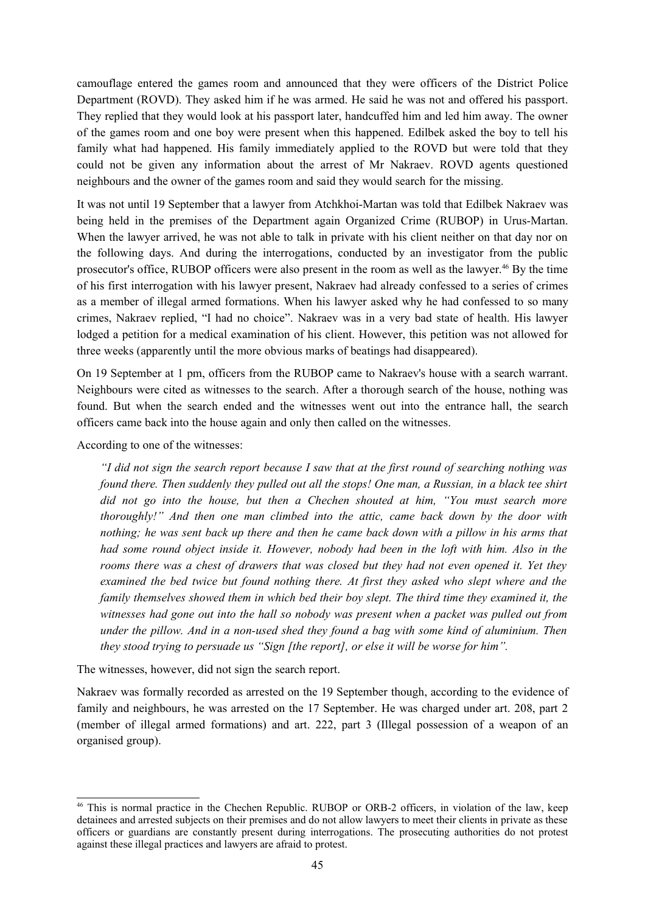camouflage entered the games room and announced that they were officers of the District Police Department (ROVD). They asked him if he was armed. He said he was not and offered his passport. They replied that they would look at his passport later, handcuffed him and led him away. The owner of the games room and one boy were present when this happened. Edilbek asked the boy to tell his family what had happened. His family immediately applied to the ROVD but were told that they could not be given any information about the arrest of Mr Nakraev. ROVD agents questioned neighbours and the owner of the games room and said they would search for the missing.

It was not until 19 September that a lawyer from Atchkhoi-Martan was told that Edilbek Nakraev was being held in the premises of the Department again Organized Crime (RUBOP) in Urus-Martan. When the lawyer arrived, he was not able to talk in private with his client neither on that day nor on the following days. And during the interrogations, conducted by an investigator from the public prosecutor's office, RUBOP officers were also present in the room as well as the lawyer.[46] By the time of his first interrogation with his lawyer present, Nakraev had already confessed to a series of crimes as a member of illegal armed formations. When his lawyer asked why he had confessed to so many crimes, Nakraev replied, "I had no choice". Nakraev was in a very bad state of health. His lawyer lodged a petition for a medical examination of his client. However, this petition was not allowed for three weeks (apparently until the more obvious marks of beatings had disappeared).

On 19 September at 1 pm, officers from the RUBOP came to Nakraev's house with a search warrant. Neighbours were cited as witnesses to the search. After a thorough search of the house, nothing was found. But when the search ended and the witnesses went out into the entrance hall, the search officers came back into the house again and only then called on the witnesses.

According to one of the witnesses:

> *"I did not sign the search report because I saw that at the first round of searching nothing was found there. Then suddenly they pulled out all the stops! One man, a Russian, in a black tee shirt did not go into the house, but then a Chechen shouted at him, "You must search more thoroughly!" And then one man climbed into the attic, came back down by the door with nothing; he was sent back up there and then he came back down with a pillow in his arms that had some round object inside it. However, nobody had been in the loft with him. Also in the rooms there was a chest of drawers that was closed but they had not even opened it. Yet they examined the bed twice but found nothing there. At first they asked who slept where and the family themselves showed them in which bed their boy slept. The third time they examined it, the witnesses had gone out into the hall so nobody was present when a packet was pulled out from under the pillow. And in a non-used shed they found a bag with some kind of aluminium. Then they stood trying to persuade us "Sign [the report], or else it will be worse for him".*

The witnesses, however, did not sign the search report.

Nakraev was formally recorded as arrested on the 19 September though, according to the evidence of family and neighbours, he was arrested on the 17 September. He was charged under art. 208, part 2 (member of illegal armed formations) and art. 222, part 3 (Illegal possession of a weapon of an organised group).

---

[46] This is normal practice in the Chechen Republic. RUBOP or ORB-2 officers, in violation of the law, keep detainees and arrested subjects on their premises and do not allow lawyers to meet their clients in private as these officers or guardians are constantly present during interrogations. The prosecuting authorities do not protest against these illegal practices and lawyers are afraid to protest.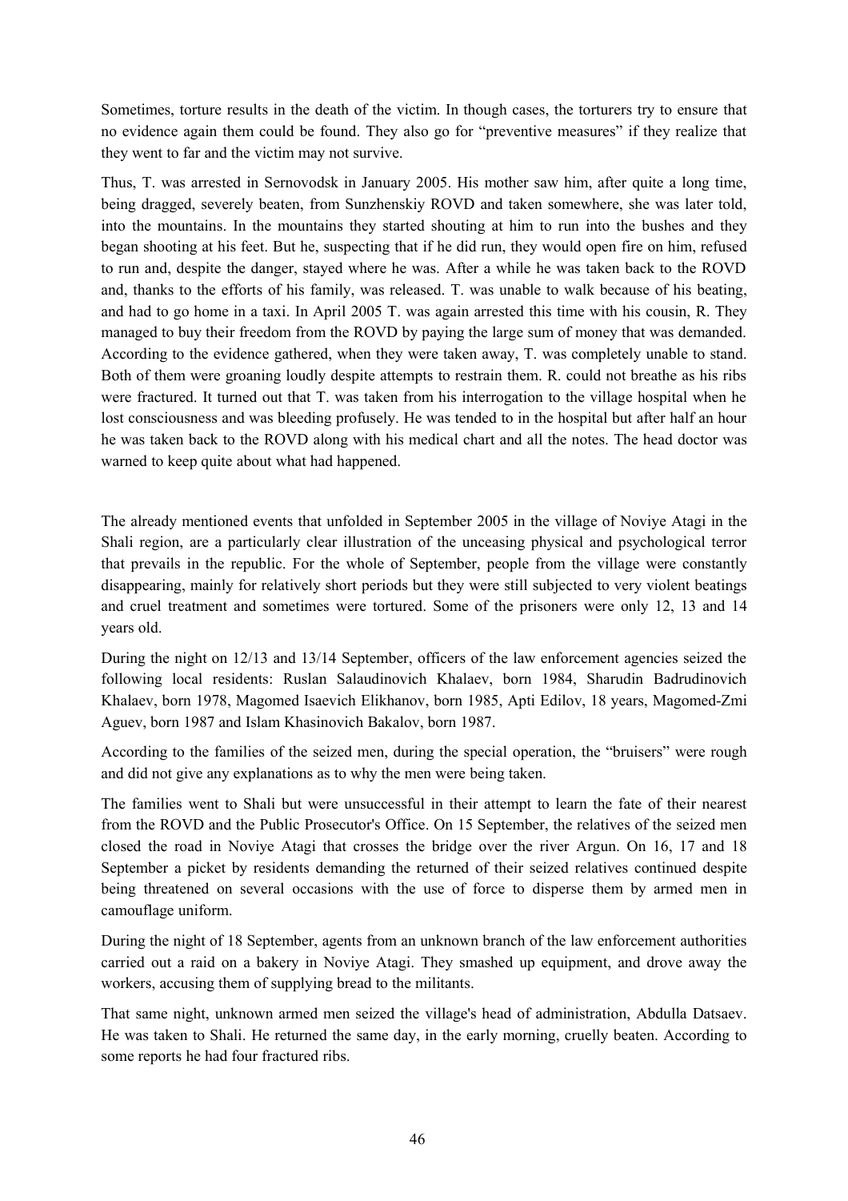Sometimes, torture results in the death of the victim. In though cases, the torturers try to ensure that no evidence again them could be found. They also go for "preventive measures" if they realize that they went to far and the victim may not survive.

Thus, T. was arrested in Sernovodsk in January 2005. His mother saw him, after quite a long time, being dragged, severely beaten, from Sunzhenskiy ROVD and taken somewhere, she was later told, into the mountains. In the mountains they started shouting at him to run into the bushes and they began shooting at his feet. But he, suspecting that if he did run, they would open fire on him, refused to run and, despite the danger, stayed where he was. After a while he was taken back to the ROVD and, thanks to the efforts of his family, was released. T. was unable to walk because of his beating, and had to go home in a taxi. In April 2005 T. was again arrested this time with his cousin, R. They managed to buy their freedom from the ROVD by paying the large sum of money that was demanded. According to the evidence gathered, when they were taken away, T. was completely unable to stand. Both of them were groaning loudly despite attempts to restrain them. R. could not breathe as his ribs were fractured. It turned out that T. was taken from his interrogation to the village hospital when he lost consciousness and was bleeding profusely. He was tended to in the hospital but after half an hour he was taken back to the ROVD along with his medical chart and all the notes. The head doctor was warned to keep quite about what had happened.

The already mentioned events that unfolded in September 2005 in the village of Noviye Atagi in the Shali region, are a particularly clear illustration of the unceasing physical and psychological terror that prevails in the republic. For the whole of September, people from the village were constantly disappearing, mainly for relatively short periods but they were still subjected to very violent beatings and cruel treatment and sometimes were tortured. Some of the prisoners were only 12, 13 and 14 years old.

During the night on 12/13 and 13/14 September, officers of the law enforcement agencies seized the following local residents: Ruslan Salaudinovich Khalaev, born 1984, Sharudin Badrudinovich Khalaev, born 1978, Magomed Isaevich Elikhanov, born 1985, Apti Edilov, 18 years, Magomed-Zmi Aguev, born 1987 and Islam Khasinovich Bakalov, born 1987.

According to the families of the seized men, during the special operation, the "bruisers" were rough and did not give any explanations as to why the men were being taken.

The families went to Shali but were unsuccessful in their attempt to learn the fate of their nearest from the ROVD and the Public Prosecutor's Office. On 15 September, the relatives of the seized men closed the road in Noviye Atagi that crosses the bridge over the river Argun. On 16, 17 and 18 September a picket by residents demanding the returned of their seized relatives continued despite being threatened on several occasions with the use of force to disperse them by armed men in camouflage uniform.

During the night of 18 September, agents from an unknown branch of the law enforcement authorities carried out a raid on a bakery in Noviye Atagi. They smashed up equipment, and drove away the workers, accusing them of supplying bread to the militants.

That same night, unknown armed men seized the village's head of administration, Abdulla Datsaev. He was taken to Shali. He returned the same day, in the early morning, cruelly beaten. According to some reports he had four fractured ribs.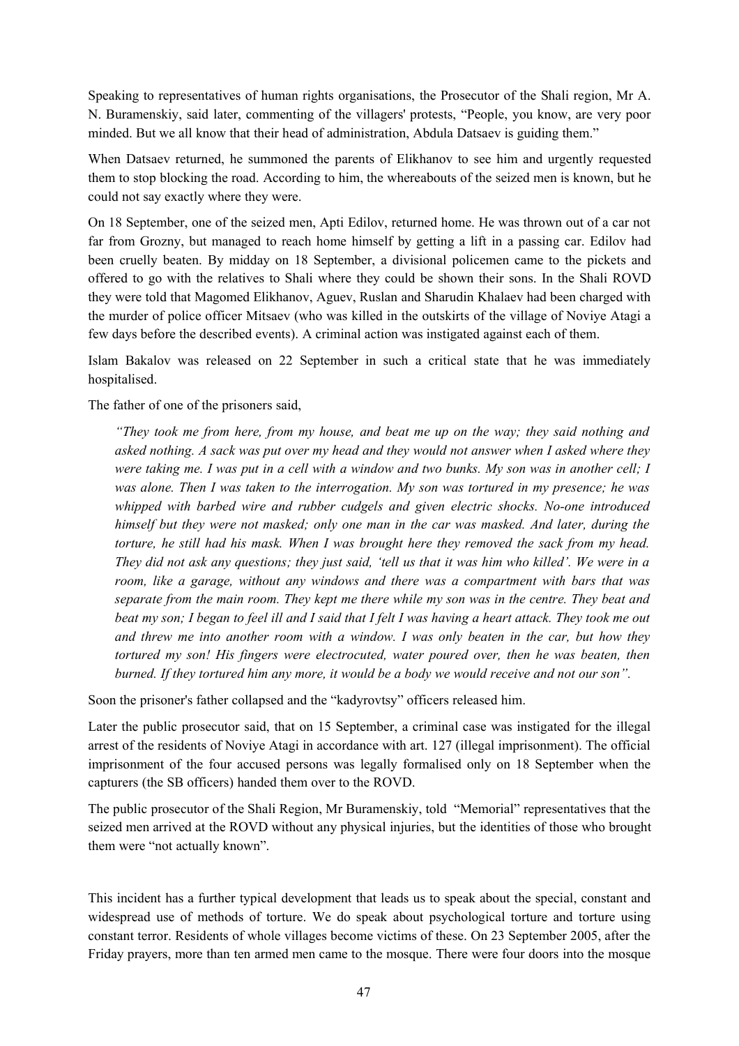Speaking to representatives of human rights organisations, the Prosecutor of the Shali region, Mr A. N. Buramenskiy, said later, commenting of the villagers' protests, "People, you know, are very poor minded. But we all know that their head of administration, Abdula Datsaev is guiding them."

When Datsaev returned, he summoned the parents of Elikhanov to see him and urgently requested them to stop blocking the road. According to him, the whereabouts of the seized men is known, but he could not say exactly where they were.

On 18 September, one of the seized men, Apti Edilov, returned home. He was thrown out of a car not far from Grozny, but managed to reach home himself by getting a lift in a passing car. Edilov had been cruelly beaten. By midday on 18 September, a divisional policemen came to the pickets and offered to go with the relatives to Shali where they could be shown their sons. In the Shali ROVD they were told that Magomed Elikhanov, Aguev, Ruslan and Sharudin Khalaev had been charged with the murder of police officer Mitsaev (who was killed in the outskirts of the village of Noviye Atagi a few days before the described events). A criminal action was instigated against each of them.

Islam Bakalov was released on 22 September in such a critical state that he was immediately hospitalised.

The father of one of the prisoners said,

> *"They took me from here, from my house, and beat me up on the way; they said nothing and asked nothing. A sack was put over my head and they would not answer when I asked where they were taking me. I was put in a cell with a window and two bunks. My son was in another cell; I was alone. Then I was taken to the interrogation. My son was tortured in my presence; he was whipped with barbed wire and rubber cudgels and given electric shocks. No-one introduced himself but they were not masked; only one man in the car was masked. And later, during the torture, he still had his mask. When I was brought here they removed the sack from my head. They did not ask any questions; they just said, 'tell us that it was him who killed'. We were in a room, like a garage, without any windows and there was a compartment with bars that was separate from the main room. They kept me there while my son was in the centre. They beat and beat my son; I began to feel ill and I said that I felt I was having a heart attack. They took me out and threw me into another room with a window. I was only beaten in the car, but how they tortured my son! His fingers were electrocuted, water poured over, then he was beaten, then burned. If they tortured him any more, it would be a body we would receive and not our son".*

Soon the prisoner's father collapsed and the "kadyrovtsy" officers released him.

Later the public prosecutor said, that on 15 September, a criminal case was instigated for the illegal arrest of the residents of Noviye Atagi in accordance with art. 127 (illegal imprisonment). The official imprisonment of the four accused persons was legally formalised only on 18 September when the capturers (the SB officers) handed them over to the ROVD.

The public prosecutor of the Shali Region, Mr Buramenskiy, told "Memorial" representatives that the seized men arrived at the ROVD without any physical injuries, but the identities of those who brought them were "not actually known".

This incident has a further typical development that leads us to speak about the special, constant and widespread use of methods of torture. We do speak about psychological torture and torture using constant terror. Residents of whole villages become victims of these. On 23 September 2005, after the Friday prayers, more than ten armed men came to the mosque. There were four doors into the mosque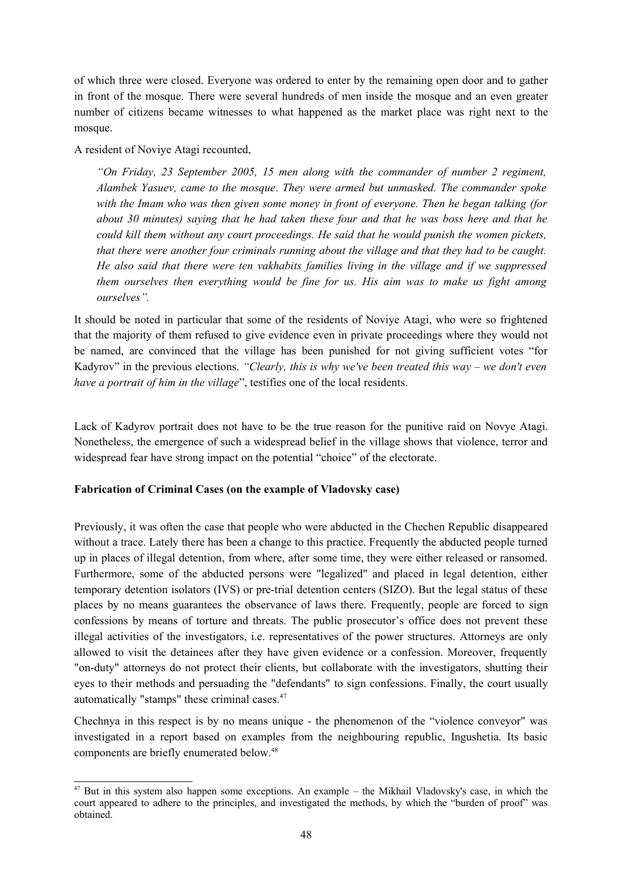of which three were closed. Everyone was ordered to enter by the remaining open door and to gather in front of the mosque. There were several hundreds of men inside the mosque and an even greater number of citizens became witnesses to what happened as the market place was right next to the mosque.

A resident of Noviye Atagi recounted,

> *"On Friday, 23 September 2005, 15 men along with the commander of number 2 regiment, Alambek Yasuev, came to the mosque. They were armed but unmasked. The commander spoke with the Imam who was then given some money in front of everyone. Then he began talking (for about 30 minutes) saying that he had taken these four and that he was boss here and that he could kill them without any court proceedings. He said that he would punish the women pickets, that there were another four criminals running about the village and that they had to be caught. He also said that there were ten vakhabits families living in the village and if we suppressed them ourselves then everything would be fine for us. His aim was to make us fight among ourselves".*

It should be noted in particular that some of the residents of Noviye Atagi, who were so frightened that the majority of them refused to give evidence even in private proceedings where they would not be named, are convinced that the village has been punished for not giving sufficient votes "for Kadyrov" in the previous elections. *"Clearly, this is why we've been treated this way – we don't even have a portrait of him in the village*", testifies one of the local residents.

Lack of Kadyrov portrait does not have to be the true reason for the punitive raid on Novye Atagi. Nonetheless, the emergence of such a widespread belief in the village shows that violence, terror and widespread fear have strong impact on the potential "choice" of the electorate.

**Fabrication of Criminal Cases (on the example of Vladovsky case)**

Previously, it was often the case that people who were abducted in the Chechen Republic disappeared without a trace. Lately there has been a change to this practice. Frequently the abducted people turned up in places of illegal detention, from where, after some time, they were either released or ransomed. Furthermore, some of the abducted persons were "legalized" and placed in legal detention, either temporary detention isolators (IVS) or pre-trial detention centers (SIZO). But the legal status of these places by no means guarantees the observance of laws there. Frequently, people are forced to sign confessions by means of torture and threats. The public prosecutor's office does not prevent these illegal activities of the investigators, i.e. representatives of the power structures. Attorneys are only allowed to visit the detainees after they have given evidence or a confession. Moreover, frequently "on-duty" attorneys do not protect their clients, but collaborate with the investigators, shutting their eyes to their methods and persuading the "defendants" to sign confessions. Finally, the court usually automatically "stamps" these criminal cases.[47]

Chechnya in this respect is by no means unique - the phenomenon of the "violence conveyor" was investigated in a report based on examples from the neighbouring republic, Ingushetia. Its basic components are briefly enumerated below.[48]

[47] But in this system also happen some exceptions. An example – the Mikhail Vladovsky's case, in which the court appeared to adhere to the principles, and investigated the methods, by which the "burden of proof" was obtained.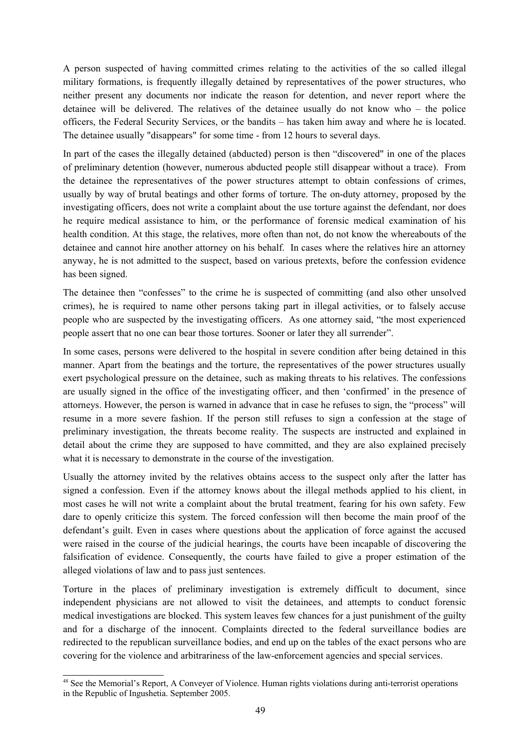A person suspected of having committed crimes relating to the activities of the so called illegal military formations, is frequently illegally detained by representatives of the power structures, who neither present any documents nor indicate the reason for detention, and never report where the detainee will be delivered. The relatives of the detainee usually do not know who – the police officers, the Federal Security Services, or the bandits – has taken him away and where he is located. The detainee usually "disappears" for some time - from 12 hours to several days.

In part of the cases the illegally detained (abducted) person is then "discovered" in one of the places of preliminary detention (however, numerous abducted people still disappear without a trace). From the detainee the representatives of the power structures attempt to obtain confessions of crimes, usually by way of brutal beatings and other forms of torture. The on-duty attorney, proposed by the investigating officers, does not write a complaint about the use torture against the defendant, nor does he require medical assistance to him, or the performance of forensic medical examination of his health condition. At this stage, the relatives, more often than not, do not know the whereabouts of the detainee and cannot hire another attorney on his behalf. In cases where the relatives hire an attorney anyway, he is not admitted to the suspect, based on various pretexts, before the confession evidence has been signed.

The detainee then "confesses" to the crime he is suspected of committing (and also other unsolved crimes), he is required to name other persons taking part in illegal activities, or to falsely accuse people who are suspected by the investigating officers. As one attorney said, "the most experienced people assert that no one can bear those tortures. Sooner or later they all surrender".

In some cases, persons were delivered to the hospital in severe condition after being detained in this manner. Apart from the beatings and the torture, the representatives of the power structures usually exert psychological pressure on the detainee, such as making threats to his relatives. The confessions are usually signed in the office of the investigating officer, and then 'confirmed' in the presence of attorneys. However, the person is warned in advance that in case he refuses to sign, the "process" will resume in a more severe fashion. If the person still refuses to sign a confession at the stage of preliminary investigation, the threats become reality. The suspects are instructed and explained in detail about the crime they are supposed to have committed, and they are also explained precisely what it is necessary to demonstrate in the course of the investigation.

Usually the attorney invited by the relatives obtains access to the suspect only after the latter has signed a confession. Even if the attorney knows about the illegal methods applied to his client, in most cases he will not write a complaint about the brutal treatment, fearing for his own safety. Few dare to openly criticize this system. The forced confession will then become the main proof of the defendant's guilt. Even in cases where questions about the application of force against the accused were raised in the course of the judicial hearings, the courts have been incapable of discovering the falsification of evidence. Consequently, the courts have failed to give a proper estimation of the alleged violations of law and to pass just sentences.

Torture in the places of preliminary investigation is extremely difficult to document, since independent physicians are not allowed to visit the detainees, and attempts to conduct forensic medical investigations are blocked. This system leaves few chances for a just punishment of the guilty and for a discharge of the innocent. Complaints directed to the federal surveillance bodies are redirected to the republican surveillance bodies, and end up on the tables of the exact persons who are covering for the violence and arbitrariness of the law-enforcement agencies and special services.

---

[48] See the Memorial's Report, A Conveyer of Violence. Human rights violations during anti-terrorist operations in the Republic of Ingushetia. September 2005.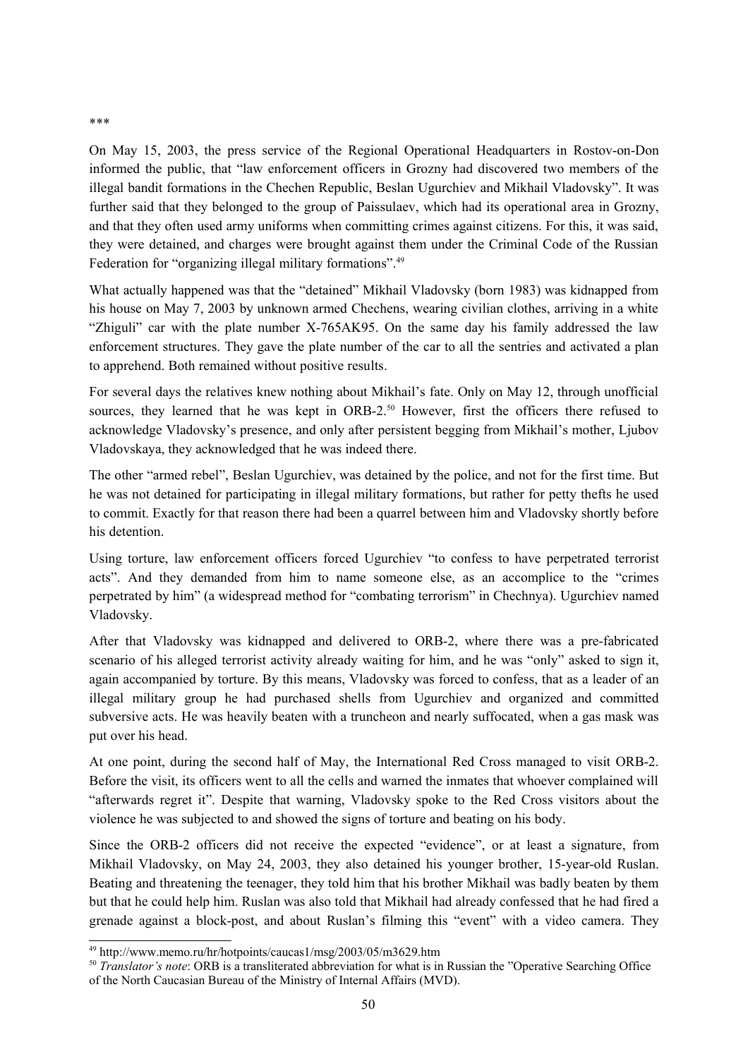\*\*\*

On May 15, 2003, the press service of the Regional Operational Headquarters in Rostov-on-Don informed the public, that "law enforcement officers in Grozny had discovered two members of the illegal bandit formations in the Chechen Republic, Beslan Ugurchiev and Mikhail Vladovsky". It was further said that they belonged to the group of Paissulaev, which had its operational area in Grozny, and that they often used army uniforms when committing crimes against citizens. For this, it was said, they were detained, and charges were brought against them under the Criminal Code of the Russian Federation for "organizing illegal military formations".[49]

What actually happened was that the "detained" Mikhail Vladovsky (born 1983) was kidnapped from his house on May 7, 2003 by unknown armed Chechens, wearing civilian clothes, arriving in a white "Zhiguli" car with the plate number X-765AK95. On the same day his family addressed the law enforcement structures. They gave the plate number of the car to all the sentries and activated a plan to apprehend. Both remained without positive results.

For several days the relatives knew nothing about Mikhail's fate. Only on May 12, through unofficial sources, they learned that he was kept in ORB-2.[50] However, first the officers there refused to acknowledge Vladovsky's presence, and only after persistent begging from Mikhail's mother, Ljubov Vladovskaya, they acknowledged that he was indeed there.

The other "armed rebel", Beslan Ugurchiev, was detained by the police, and not for the first time. But he was not detained for participating in illegal military formations, but rather for petty thefts he used to commit. Exactly for that reason there had been a quarrel between him and Vladovsky shortly before his detention.

Using torture, law enforcement officers forced Ugurchiev "to confess to have perpetrated terrorist acts". And they demanded from him to name someone else, as an accomplice to the "crimes perpetrated by him" (a widespread method for "combating terrorism" in Chechnya). Ugurchiev named Vladovsky.

After that Vladovsky was kidnapped and delivered to ORB-2, where there was a pre-fabricated scenario of his alleged terrorist activity already waiting for him, and he was "only" asked to sign it, again accompanied by torture. By this means, Vladovsky was forced to confess, that as a leader of an illegal military group he had purchased shells from Ugurchiev and organized and committed subversive acts. He was heavily beaten with a truncheon and nearly suffocated, when a gas mask was put over his head.

At one point, during the second half of May, the International Red Cross managed to visit ORB-2. Before the visit, its officers went to all the cells and warned the inmates that whoever complained will "afterwards regret it". Despite that warning, Vladovsky spoke to the Red Cross visitors about the violence he was subjected to and showed the signs of torture and beating on his body.

Since the ORB-2 officers did not receive the expected "evidence", or at least a signature, from Mikhail Vladovsky, on May 24, 2003, they also detained his younger brother, 15-year-old Ruslan. Beating and threatening the teenager, they told him that his brother Mikhail was badly beaten by them but that he could help him. Ruslan was also told that Mikhail had already confessed that he had fired a grenade against a block-post, and about Ruslan's filming this "event" with a video camera. They

---

[49] http://www.memo.ru/hr/hotpoints/caucas1/msg/2003/05/m3629.htm

[50] *Translator's note*: ORB is a transliterated abbreviation for what is in Russian the "Operative Searching Office of the North Caucasian Bureau of the Ministry of Internal Affairs (MVD).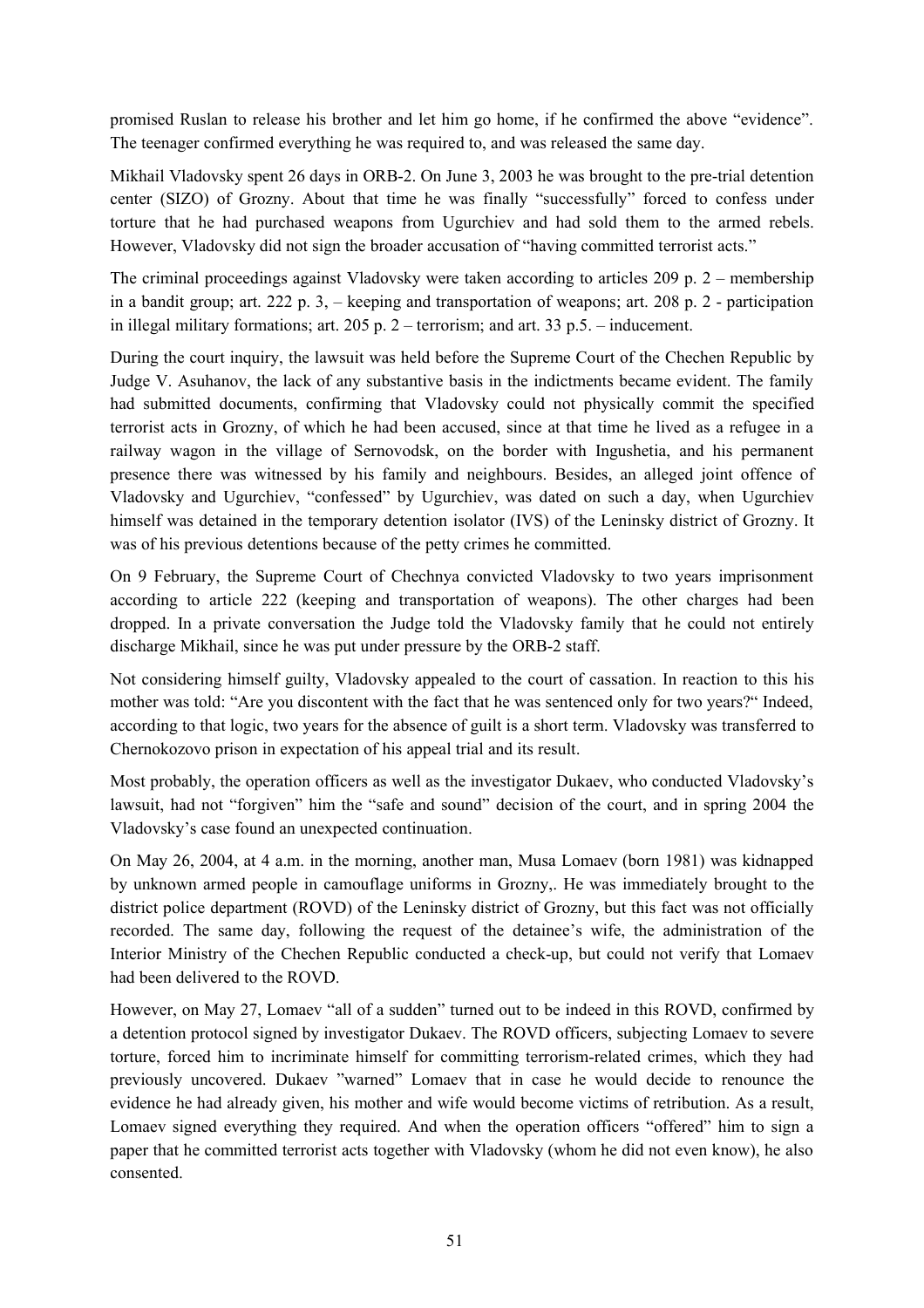promised Ruslan to release his brother and let him go home, if he confirmed the above "evidence". The teenager confirmed everything he was required to, and was released the same day.

Mikhail Vladovsky spent 26 days in ORB-2. On June 3, 2003 he was brought to the pre-trial detention center (SIZO) of Grozny. About that time he was finally "successfully" forced to confess under torture that he had purchased weapons from Ugurchiev and had sold them to the armed rebels. However, Vladovsky did not sign the broader accusation of "having committed terrorist acts."

The criminal proceedings against Vladovsky were taken according to articles 209 p. 2 – membership in a bandit group; art. 222 p. 3, – keeping and transportation of weapons; art. 208 p. 2 - participation in illegal military formations; art. 205 p. 2 – terrorism; and art. 33 p.5. – inducement.

During the court inquiry, the lawsuit was held before the Supreme Court of the Chechen Republic by Judge V. Asuhanov, the lack of any substantive basis in the indictments became evident. The family had submitted documents, confirming that Vladovsky could not physically commit the specified terrorist acts in Grozny, of which he had been accused, since at that time he lived as a refugee in a railway wagon in the village of Sernovodsk, on the border with Ingushetia, and his permanent presence there was witnessed by his family and neighbours. Besides, an alleged joint offence of Vladovsky and Ugurchiev, "confessed" by Ugurchiev, was dated on such a day, when Ugurchiev himself was detained in the temporary detention isolator (IVS) of the Leninsky district of Grozny. It was of his previous detentions because of the petty crimes he committed.

On 9 February, the Supreme Court of Chechnya convicted Vladovsky to two years imprisonment according to article 222 (keeping and transportation of weapons). The other charges had been dropped. In a private conversation the Judge told the Vladovsky family that he could not entirely discharge Mikhail, since he was put under pressure by the ORB-2 staff.

Not considering himself guilty, Vladovsky appealed to the court of cassation. In reaction to this his mother was told: "Are you discontent with the fact that he was sentenced only for two years?" Indeed, according to that logic, two years for the absence of guilt is a short term. Vladovsky was transferred to Chernokozovo prison in expectation of his appeal trial and its result.

Most probably, the operation officers as well as the investigator Dukaev, who conducted Vladovsky's lawsuit, had not "forgiven" him the "safe and sound" decision of the court, and in spring 2004 the Vladovsky's case found an unexpected continuation.

On May 26, 2004, at 4 a.m. in the morning, another man, Musa Lomaev (born 1981) was kidnapped by unknown armed people in camouflage uniforms in Grozny,. He was immediately brought to the district police department (ROVD) of the Leninsky district of Grozny, but this fact was not officially recorded. The same day, following the request of the detainee's wife, the administration of the Interior Ministry of the Chechen Republic conducted a check-up, but could not verify that Lomaev had been delivered to the ROVD.

However, on May 27, Lomaev "all of a sudden" turned out to be indeed in this ROVD, confirmed by a detention protocol signed by investigator Dukaev. The ROVD officers, subjecting Lomaev to severe torture, forced him to incriminate himself for committing terrorism-related crimes, which they had previously uncovered. Dukaev "warned" Lomaev that in case he would decide to renounce the evidence he had already given, his mother and wife would become victims of retribution. As a result, Lomaev signed everything they required. And when the operation officers "offered" him to sign a paper that he committed terrorist acts together with Vladovsky (whom he did not even know), he also consented.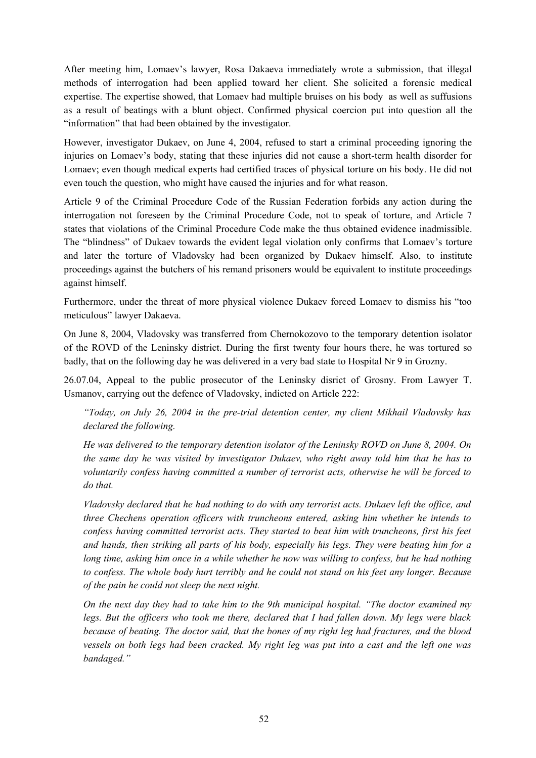After meeting him, Lomaev's lawyer, Rosa Dakaeva immediately wrote a submission, that illegal methods of interrogation had been applied toward her client. She solicited a forensic medical expertise. The expertise showed, that Lomaev had multiple bruises on his body as well as suffusions as a result of beatings with a blunt object. Confirmed physical coercion put into question all the "information" that had been obtained by the investigator.

However, investigator Dukaev, on June 4, 2004, refused to start a criminal proceeding ignoring the injuries on Lomaev's body, stating that these injuries did not cause a short-term health disorder for Lomaev; even though medical experts had certified traces of physical torture on his body. He did not even touch the question, who might have caused the injuries and for what reason.

Article 9 of the Criminal Procedure Code of the Russian Federation forbids any action during the interrogation not foreseen by the Criminal Procedure Code, not to speak of torture, and Article 7 states that violations of the Criminal Procedure Code make the thus obtained evidence inadmissible. The "blindness" of Dukaev towards the evident legal violation only confirms that Lomaev's torture and later the torture of Vladovsky had been organized by Dukaev himself. Also, to institute proceedings against the butchers of his remand prisoners would be equivalent to institute proceedings against himself.

Furthermore, under the threat of more physical violence Dukaev forced Lomaev to dismiss his "too meticulous" lawyer Dakaeva.

On June 8, 2004, Vladovsky was transferred from Chernokozovo to the temporary detention isolator of the ROVD of the Leninsky district. During the first twenty four hours there, he was tortured so badly, that on the following day he was delivered in a very bad state to Hospital Nr 9 in Grozny.

26.07.04, Appeal to the public prosecutor of the Leninsky disrict of Grosny. From Lawyer T. Usmanov, carrying out the defence of Vladovsky, indicted on Article 222:

> *"Today, on July 26, 2004 in the pre-trial detention center, my client Mikhail Vladovsky has declared the following.*
>
> *He was delivered to the temporary detention isolator of the Leninsky ROVD on June 8, 2004. On the same day he was visited by investigator Dukaev, who right away told him that he has to voluntarily confess having committed a number of terrorist acts, otherwise he will be forced to do that.*
>
> *Vladovsky declared that he had nothing to do with any terrorist acts. Dukaev left the office, and three Chechens operation officers with truncheons entered, asking him whether he intends to confess having committed terrorist acts. They started to beat him with truncheons, first his feet and hands, then striking all parts of his body, especially his legs. They were beating him for a long time, asking him once in a while whether he now was willing to confess, but he had nothing to confess. The whole body hurt terribly and he could not stand on his feet any longer. Because of the pain he could not sleep the next night.*
>
> *On the next day they had to take him to the 9th municipal hospital. "The doctor examined my legs. But the officers who took me there, declared that I had fallen down. My legs were black because of beating. The doctor said, that the bones of my right leg had fractures, and the blood vessels on both legs had been cracked. My right leg was put into a cast and the left one was bandaged."*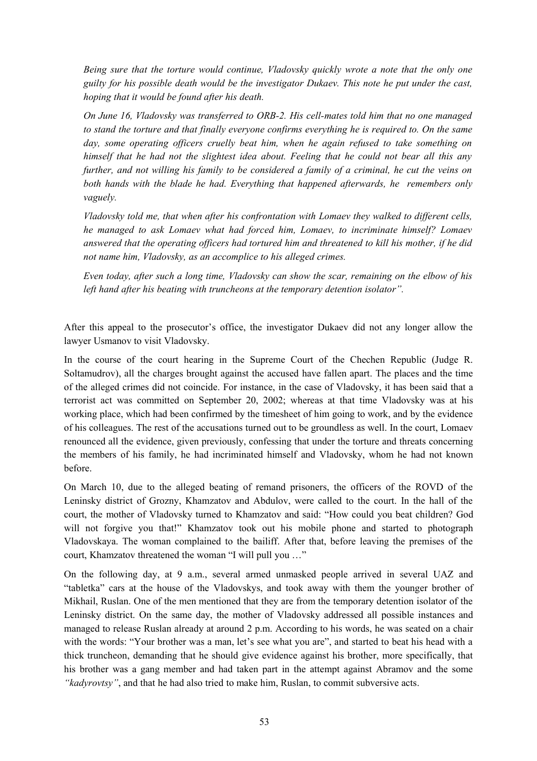*Being sure that the torture would continue, Vladovsky quickly wrote a note that the only one guilty for his possible death would be the investigator Dukaev. This note he put under the cast, hoping that it would be found after his death.*

*On June 16, Vladovsky was transferred to ORB-2. His cell-mates told him that no one managed to stand the torture and that finally everyone confirms everything he is required to. On the same day, some operating officers cruelly beat him, when he again refused to take something on himself that he had not the slightest idea about. Feeling that he could not bear all this any further, and not willing his family to be considered a family of a criminal, he cut the veins on both hands with the blade he had. Everything that happened afterwards, he remembers only vaguely.*

*Vladovsky told me, that when after his confrontation with Lomaev they walked to different cells, he managed to ask Lomaev what had forced him, Lomaev, to incriminate himself? Lomaev answered that the operating officers had tortured him and threatened to kill his mother, if he did not name him, Vladovsky, as an accomplice to his alleged crimes.*

*Even today, after such a long time, Vladovsky can show the scar, remaining on the elbow of his left hand after his beating with truncheons at the temporary detention isolator".*

After this appeal to the prosecutor's office, the investigator Dukaev did not any longer allow the lawyer Usmanov to visit Vladovsky.

In the course of the court hearing in the Supreme Court of the Chechen Republic (Judge R. Soltamudrov), all the charges brought against the accused have fallen apart. The places and the time of the alleged crimes did not coincide. For instance, in the case of Vladovsky, it has been said that a terrorist act was committed on September 20, 2002; whereas at that time Vladovsky was at his working place, which had been confirmed by the timesheet of him going to work, and by the evidence of his colleagues. The rest of the accusations turned out to be groundless as well. In the court, Lomaev renounced all the evidence, given previously, confessing that under the torture and threats concerning the members of his family, he had incriminated himself and Vladovsky, whom he had not known before.

On March 10, due to the alleged beating of remand prisoners, the officers of the ROVD of the Leninsky district of Grozny, Khamzatov and Abdulov, were called to the court. In the hall of the court, the mother of Vladovsky turned to Khamzatov and said: "How could you beat children? God will not forgive you that!" Khamzatov took out his mobile phone and started to photograph Vladovskaya. The woman complained to the bailiff. After that, before leaving the premises of the court, Khamzatov threatened the woman "I will pull you …"

On the following day, at 9 a.m., several armed unmasked people arrived in several UAZ and "tabletka" cars at the house of the Vladovskys, and took away with them the younger brother of Mikhail, Ruslan. One of the men mentioned that they are from the temporary detention isolator of the Leninsky district. On the same day, the mother of Vladovsky addressed all possible instances and managed to release Ruslan already at around 2 p.m. According to his words, he was seated on a chair with the words: "Your brother was at a man, let's see what you are", and started to beat his head with a thick truncheon, demanding that he should give evidence against his brother, more specifically, that his brother was a gang member and had taken part in the attempt against Abramov and the some *"kadyrovtsy"*, and that he had also tried to make him, Ruslan, to commit subversive acts.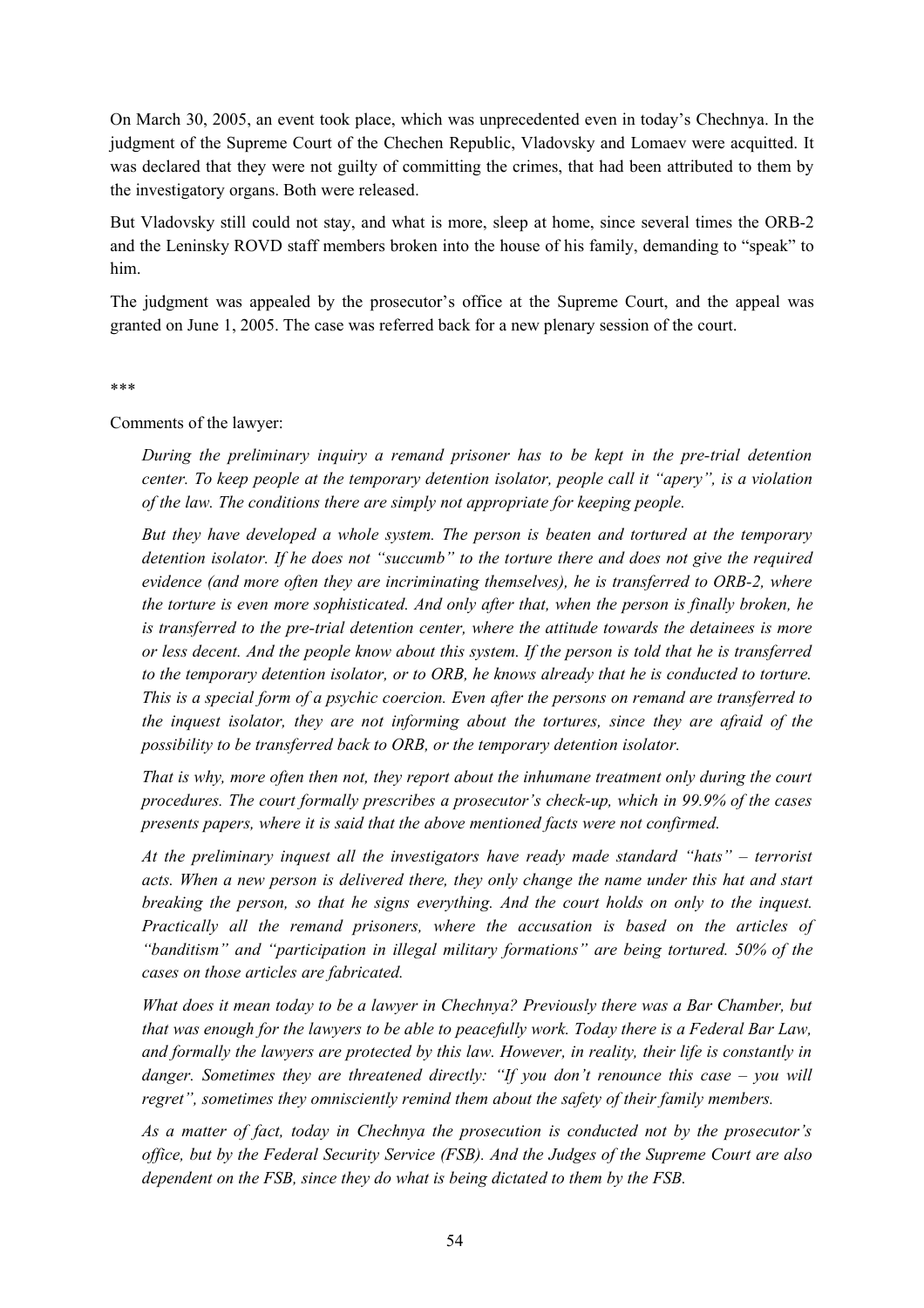On March 30, 2005, an event took place, which was unprecedented even in today's Chechnya. In the judgment of the Supreme Court of the Chechen Republic, Vladovsky and Lomaev were acquitted. It was declared that they were not guilty of committing the crimes, that had been attributed to them by the investigatory organs. Both were released.

But Vladovsky still could not stay, and what is more, sleep at home, since several times the ORB-2 and the Leninsky ROVD staff members broken into the house of his family, demanding to "speak" to him.

The judgment was appealed by the prosecutor's office at the Supreme Court, and the appeal was granted on June 1, 2005. The case was referred back for a new plenary session of the court.

***

Comments of the lawyer:

> *During the preliminary inquiry a remand prisoner has to be kept in the pre-trial detention center. To keep people at the temporary detention isolator, people call it "apery", is a violation of the law. The conditions there are simply not appropriate for keeping people.*
>
> *But they have developed a whole system. The person is beaten and tortured at the temporary detention isolator. If he does not "succumb" to the torture there and does not give the required evidence (and more often they are incriminating themselves), he is transferred to ORB-2, where the torture is even more sophisticated. And only after that, when the person is finally broken, he is transferred to the pre-trial detention center, where the attitude towards the detainees is more or less decent. And the people know about this system. If the person is told that he is transferred to the temporary detention isolator, or to ORB, he knows already that he is conducted to torture. This is a special form of a psychic coercion. Even after the persons on remand are transferred to the inquest isolator, they are not informing about the tortures, since they are afraid of the possibility to be transferred back to ORB, or the temporary detention isolator.*
>
> *That is why, more often then not, they report about the inhumane treatment only during the court procedures. The court formally prescribes a prosecutor's check-up, which in 99.9% of the cases presents papers, where it is said that the above mentioned facts were not confirmed.*
>
> *At the preliminary inquest all the investigators have ready made standard "hats" – terrorist acts. When a new person is delivered there, they only change the name under this hat and start breaking the person, so that he signs everything. And the court holds on only to the inquest. Practically all the remand prisoners, where the accusation is based on the articles of "banditism" and "participation in illegal military formations" are being tortured. 50% of the cases on those articles are fabricated.*
>
> *What does it mean today to be a lawyer in Chechnya? Previously there was a Bar Chamber, but that was enough for the lawyers to be able to peacefully work. Today there is a Federal Bar Law, and formally the lawyers are protected by this law. However, in reality, their life is constantly in danger. Sometimes they are threatened directly: "If you don't renounce this case – you will regret", sometimes they omnisciently remind them about the safety of their family members.*
>
> *As a matter of fact, today in Chechnya the prosecution is conducted not by the prosecutor's office, but by the Federal Security Service (FSB). And the Judges of the Supreme Court are also dependent on the FSB, since they do what is being dictated to them by the FSB.*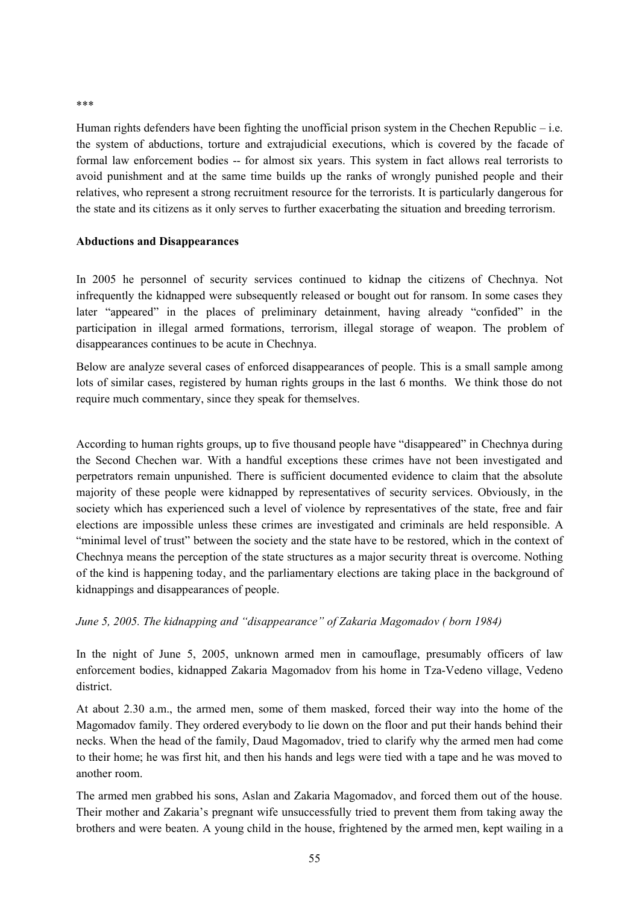\*\*\*

Human rights defenders have been fighting the unofficial prison system in the Chechen Republic – i.e. the system of abductions, torture and extrajudicial executions, which is covered by the facade of formal law enforcement bodies -- for almost six years. This system in fact allows real terrorists to avoid punishment and at the same time builds up the ranks of wrongly punished people and their relatives, who represent a strong recruitment resource for the terrorists. It is particularly dangerous for the state and its citizens as it only serves to further exacerbating the situation and breeding terrorism.

**Abductions and Disappearances**

In 2005 he personnel of security services continued to kidnap the citizens of Chechnya. Not infrequently the kidnapped were subsequently released or bought out for ransom. In some cases they later "appeared" in the places of preliminary detainment, having already "confided" in the participation in illegal armed formations, terrorism, illegal storage of weapon. The problem of disappearances continues to be acute in Chechnya.

Below are analyze several cases of enforced disappearances of people. This is a small sample among lots of similar cases, registered by human rights groups in the last 6 months. We think those do not require much commentary, since they speak for themselves.

According to human rights groups, up to five thousand people have "disappeared" in Chechnya during the Second Chechen war. With a handful exceptions these crimes have not been investigated and perpetrators remain unpunished. There is sufficient documented evidence to claim that the absolute majority of these people were kidnapped by representatives of security services. Obviously, in the society which has experienced such a level of violence by representatives of the state, free and fair elections are impossible unless these crimes are investigated and criminals are held responsible. A "minimal level of trust" between the society and the state have to be restored, which in the context of Chechnya means the perception of the state structures as a major security threat is overcome. Nothing of the kind is happening today, and the parliamentary elections are taking place in the background of kidnappings and disappearances of people.

*June 5, 2005. The kidnapping and "disappearance" of Zakaria Magomadov ( born 1984)*

In the night of June 5, 2005, unknown armed men in camouflage, presumably officers of law enforcement bodies, kidnapped Zakaria Magomadov from his home in Tza-Vedeno village, Vedeno district.

At about 2.30 a.m., the armed men, some of them masked, forced their way into the home of the Magomadov family. They ordered everybody to lie down on the floor and put their hands behind their necks. When the head of the family, Daud Magomadov, tried to clarify why the armed men had come to their home; he was first hit, and then his hands and legs were tied with a tape and he was moved to another room.

The armed men grabbed his sons, Aslan and Zakaria Magomadov, and forced them out of the house. Their mother and Zakaria's pregnant wife unsuccessfully tried to prevent them from taking away the brothers and were beaten. A young child in the house, frightened by the armed men, kept wailing in a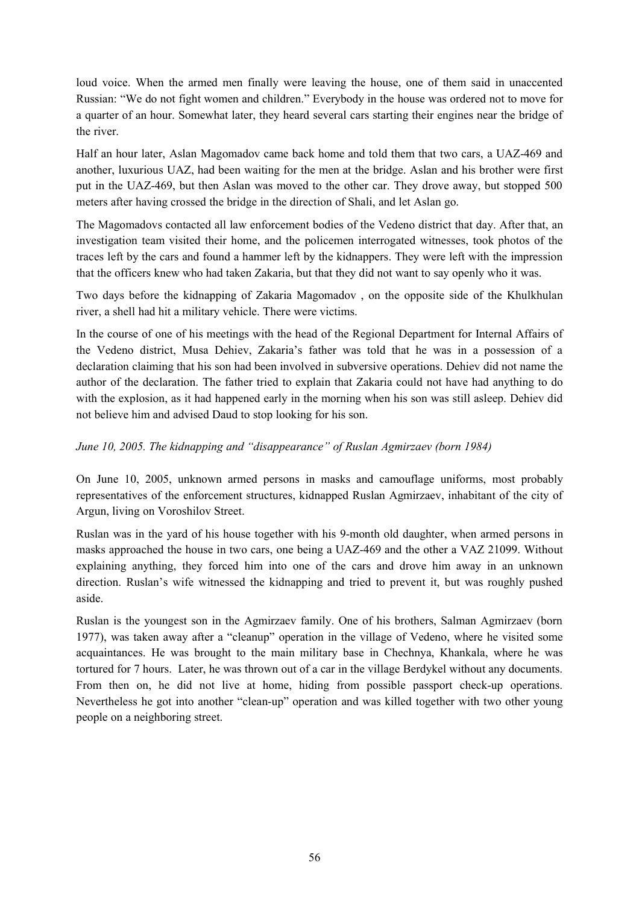loud voice. When the armed men finally were leaving the house, one of them said in unaccented Russian: "We do not fight women and children." Everybody in the house was ordered not to move for a quarter of an hour. Somewhat later, they heard several cars starting their engines near the bridge of the river.

Half an hour later, Aslan Magomadov came back home and told them that two cars, a UAZ-469 and another, luxurious UAZ, had been waiting for the men at the bridge. Aslan and his brother were first put in the UAZ-469, but then Aslan was moved to the other car. They drove away, but stopped 500 meters after having crossed the bridge in the direction of Shali, and let Aslan go.

The Magomadovs contacted all law enforcement bodies of the Vedeno district that day. After that, an investigation team visited their home, and the policemen interrogated witnesses, took photos of the traces left by the cars and found a hammer left by the kidnappers. They were left with the impression that the officers knew who had taken Zakaria, but that they did not want to say openly who it was.

Two days before the kidnapping of Zakaria Magomadov , on the opposite side of the Khulkhulan river, a shell had hit a military vehicle. There were victims.

In the course of one of his meetings with the head of the Regional Department for Internal Affairs of the Vedeno district, Musa Dehiev, Zakaria's father was told that he was in a possession of a declaration claiming that his son had been involved in subversive operations. Dehiev did not name the author of the declaration. The father tried to explain that Zakaria could not have had anything to do with the explosion, as it had happened early in the morning when his son was still asleep. Dehiev did not believe him and advised Daud to stop looking for his son.

*June 10, 2005. The kidnapping and "disappearance" of Ruslan Agmirzaev (born 1984)*

On June 10, 2005, unknown armed persons in masks and camouflage uniforms, most probably representatives of the enforcement structures, kidnapped Ruslan Agmirzaev, inhabitant of the city of Argun, living on Voroshilov Street.

Ruslan was in the yard of his house together with his 9-month old daughter, when armed persons in masks approached the house in two cars, one being a UAZ-469 and the other a VAZ 21099. Without explaining anything, they forced him into one of the cars and drove him away in an unknown direction. Ruslan's wife witnessed the kidnapping and tried to prevent it, but was roughly pushed aside.

Ruslan is the youngest son in the Agmirzaev family. One of his brothers, Salman Agmirzaev (born 1977), was taken away after a "cleanup" operation in the village of Vedeno, where he visited some acquaintances. He was brought to the main military base in Chechnya, Khankala, where he was tortured for 7 hours. Later, he was thrown out of a car in the village Berdykel without any documents. From then on, he did not live at home, hiding from possible passport check-up operations. Nevertheless he got into another "clean-up" operation and was killed together with two other young people on a neighboring street.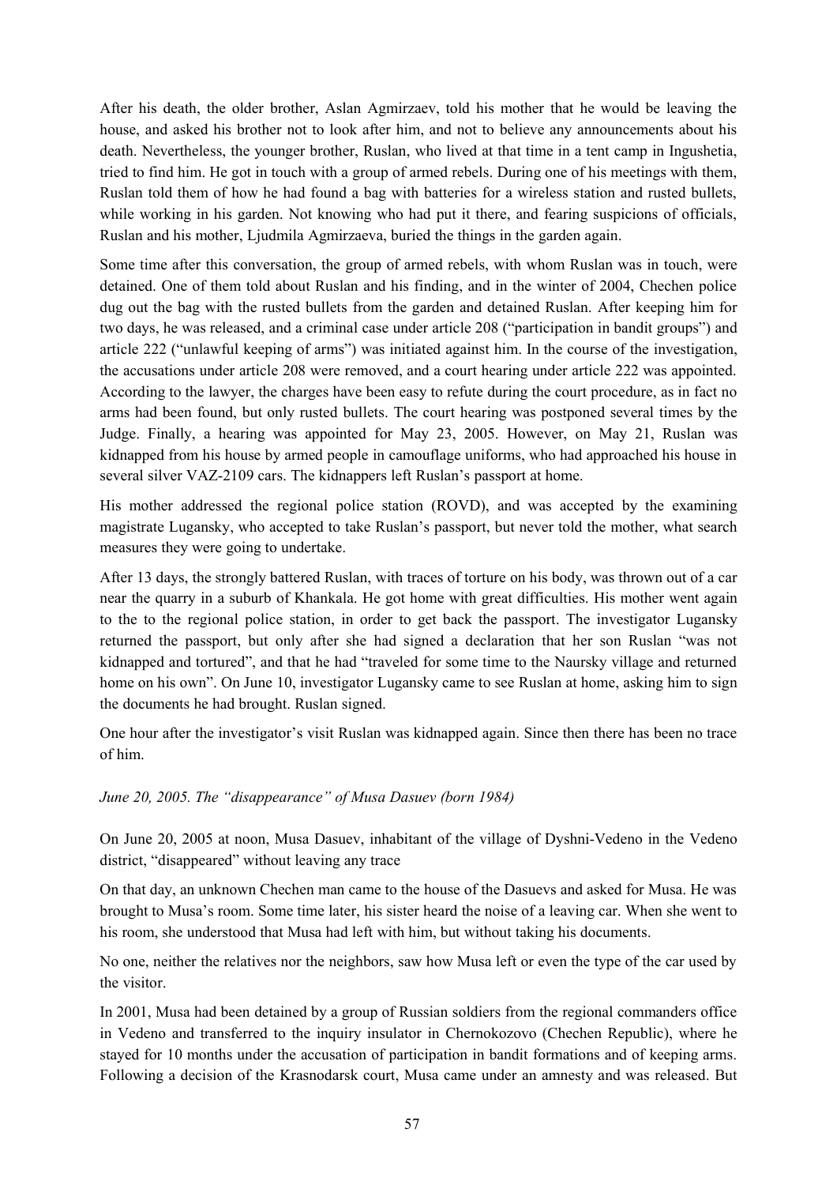After his death, the older brother, Aslan Agmirzaev, told his mother that he would be leaving the house, and asked his brother not to look after him, and not to believe any announcements about his death. Nevertheless, the younger brother, Ruslan, who lived at that time in a tent camp in Ingushetia, tried to find him. He got in touch with a group of armed rebels. During one of his meetings with them, Ruslan told them of how he had found a bag with batteries for a wireless station and rusted bullets, while working in his garden. Not knowing who had put it there, and fearing suspicions of officials, Ruslan and his mother, Ljudmila Agmirzaeva, buried the things in the garden again.

Some time after this conversation, the group of armed rebels, with whom Ruslan was in touch, were detained. One of them told about Ruslan and his finding, and in the winter of 2004, Chechen police dug out the bag with the rusted bullets from the garden and detained Ruslan. After keeping him for two days, he was released, and a criminal case under article 208 ("participation in bandit groups") and article 222 ("unlawful keeping of arms") was initiated against him. In the course of the investigation, the accusations under article 208 were removed, and a court hearing under article 222 was appointed. According to the lawyer, the charges have been easy to refute during the court procedure, as in fact no arms had been found, but only rusted bullets. The court hearing was postponed several times by the Judge. Finally, a hearing was appointed for May 23, 2005. However, on May 21, Ruslan was kidnapped from his house by armed people in camouflage uniforms, who had approached his house in several silver VAZ-2109 cars. The kidnappers left Ruslan's passport at home.

His mother addressed the regional police station (ROVD), and was accepted by the examining magistrate Lugansky, who accepted to take Ruslan's passport, but never told the mother, what search measures they were going to undertake.

After 13 days, the strongly battered Ruslan, with traces of torture on his body, was thrown out of a car near the quarry in a suburb of Khankala. He got home with great difficulties. His mother went again to the to the regional police station, in order to get back the passport. The investigator Lugansky returned the passport, but only after she had signed a declaration that her son Ruslan "was not kidnapped and tortured", and that he had "traveled for some time to the Naursky village and returned home on his own". On June 10, investigator Lugansky came to see Ruslan at home, asking him to sign the documents he had brought. Ruslan signed.

One hour after the investigator's visit Ruslan was kidnapped again. Since then there has been no trace of him.

*June 20, 2005. The "disappearance" of Musa Dasuev (born 1984)*

On June 20, 2005 at noon, Musa Dasuev, inhabitant of the village of Dyshni-Vedeno in the Vedeno district, "disappeared" without leaving any trace

On that day, an unknown Chechen man came to the house of the Dasuevs and asked for Musa. He was brought to Musa's room. Some time later, his sister heard the noise of a leaving car. When she went to his room, she understood that Musa had left with him, but without taking his documents.

No one, neither the relatives nor the neighbors, saw how Musa left or even the type of the car used by the visitor.

In 2001, Musa had been detained by a group of Russian soldiers from the regional commanders office in Vedeno and transferred to the inquiry insulator in Chernokozovo (Chechen Republic), where he stayed for 10 months under the accusation of participation in bandit formations and of keeping arms. Following a decision of the Krasnodarsk court, Musa came under an amnesty and was released. But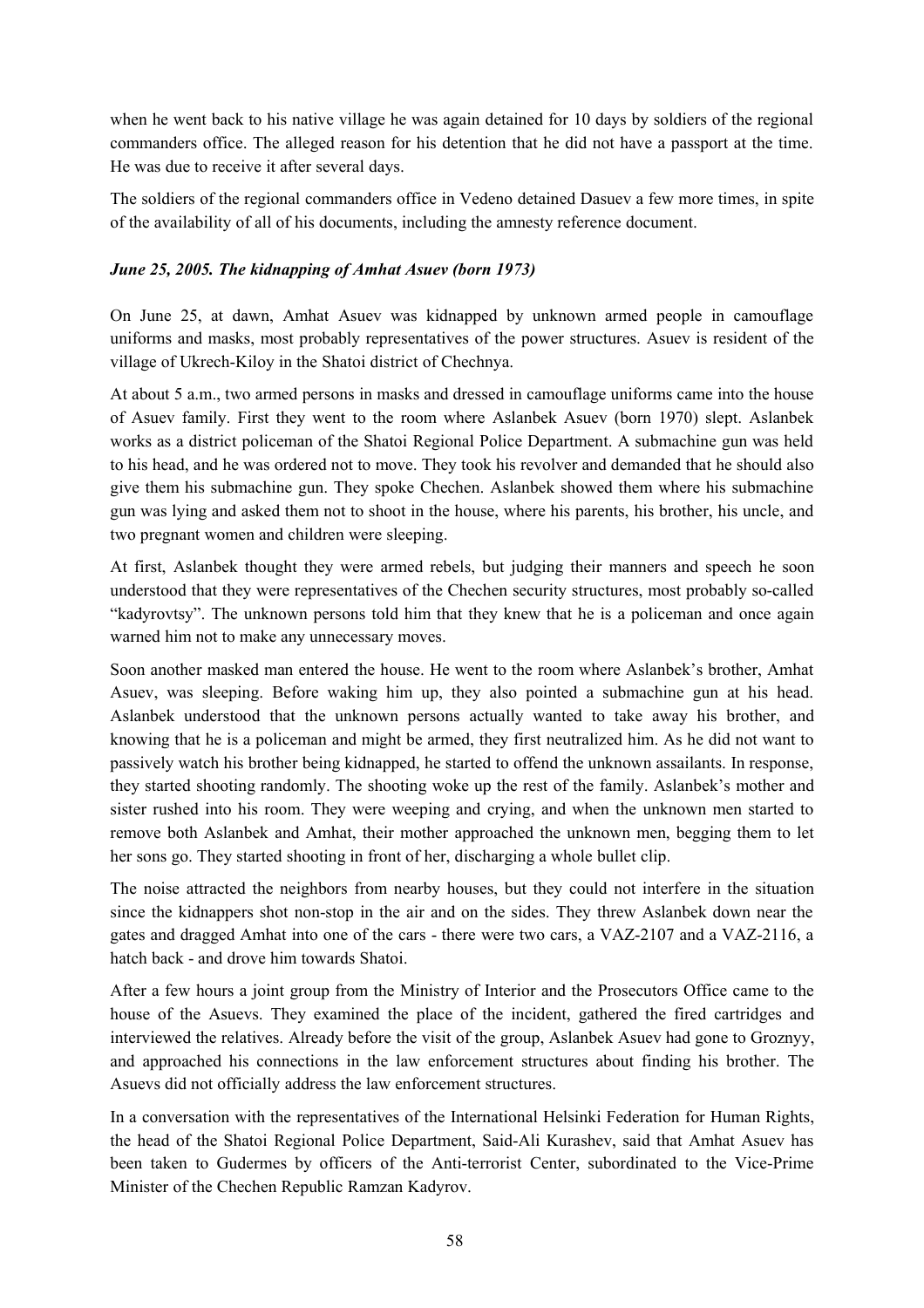when he went back to his native village he was again detained for 10 days by soldiers of the regional commanders office. The alleged reason for his detention that he did not have a passport at the time. He was due to receive it after several days.

The soldiers of the regional commanders office in Vedeno detained Dasuev a few more times, in spite of the availability of all of his documents, including the amnesty reference document.

***June 25, 2005. The kidnapping of Amhat Asuev (born 1973)***

On June 25, at dawn, Amhat Asuev was kidnapped by unknown armed people in camouflage uniforms and masks, most probably representatives of the power structures. Asuev is resident of the village of Ukrech-Kiloy in the Shatoi district of Chechnya.

At about 5 a.m., two armed persons in masks and dressed in camouflage uniforms came into the house of Asuev family. First they went to the room where Aslanbek Asuev (born 1970) slept. Aslanbek works as a district policeman of the Shatoi Regional Police Department. A submachine gun was held to his head, and he was ordered not to move. They took his revolver and demanded that he should also give them his submachine gun. They spoke Chechen. Aslanbek showed them where his submachine gun was lying and asked them not to shoot in the house, where his parents, his brother, his uncle, and two pregnant women and children were sleeping.

At first, Aslanbek thought they were armed rebels, but judging their manners and speech he soon understood that they were representatives of the Chechen security structures, most probably so-called "kadyrovtsy". The unknown persons told him that they knew that he is a policeman and once again warned him not to make any unnecessary moves.

Soon another masked man entered the house. He went to the room where Aslanbek's brother, Amhat Asuev, was sleeping. Before waking him up, they also pointed a submachine gun at his head. Aslanbek understood that the unknown persons actually wanted to take away his brother, and knowing that he is a policeman and might be armed, they first neutralized him. As he did not want to passively watch his brother being kidnapped, he started to offend the unknown assailants. In response, they started shooting randomly. The shooting woke up the rest of the family. Aslanbek's mother and sister rushed into his room. They were weeping and crying, and when the unknown men started to remove both Aslanbek and Amhat, their mother approached the unknown men, begging them to let her sons go. They started shooting in front of her, discharging a whole bullet clip.

The noise attracted the neighbors from nearby houses, but they could not interfere in the situation since the kidnappers shot non-stop in the air and on the sides. They threw Aslanbek down near the gates and dragged Amhat into one of the cars - there were two cars, a VAZ-2107 and a VAZ-2116, a hatch back - and drove him towards Shatoi.

After a few hours a joint group from the Ministry of Interior and the Prosecutors Office came to the house of the Asuevs. They examined the place of the incident, gathered the fired cartridges and interviewed the relatives. Already before the visit of the group, Aslanbek Asuev had gone to Groznyy, and approached his connections in the law enforcement structures about finding his brother. The Asuevs did not officially address the law enforcement structures.

In a conversation with the representatives of the International Helsinki Federation for Human Rights, the head of the Shatoi Regional Police Department, Said-Ali Kurashev, said that Amhat Asuev has been taken to Gudermes by officers of the Anti-terrorist Center, subordinated to the Vice-Prime Minister of the Chechen Republic Ramzan Kadyrov.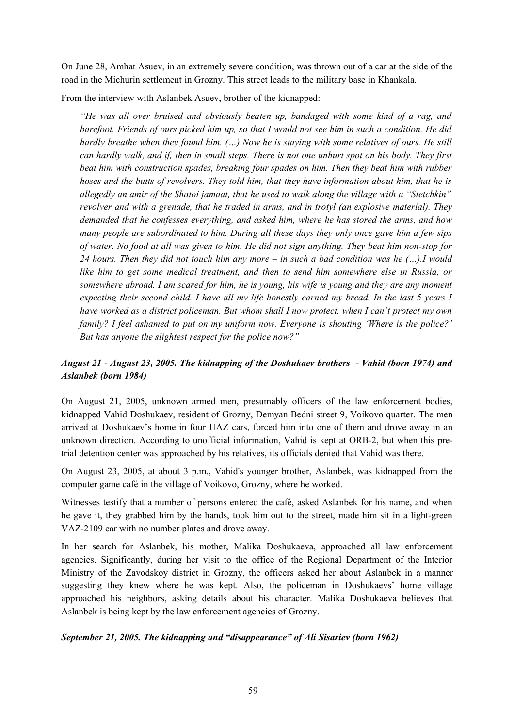On June 28, Amhat Asuev, in an extremely severe condition, was thrown out of a car at the side of the road in the Michurin settlement in Grozny. This street leads to the military base in Khankala.

From the interview with Aslanbek Asuev, brother of the kidnapped:

> *"He was all over bruised and obviously beaten up, bandaged with some kind of a rag, and barefoot. Friends of ours picked him up, so that I would not see him in such a condition. He did hardly breathe when they found him. (…) Now he is staying with some relatives of ours. He still can hardly walk, and if, then in small steps. There is not one unhurt spot on his body. They first beat him with construction spades, breaking four spades on him. Then they beat him with rubber hoses and the butts of revolvers. They told him, that they have information about him, that he is allegedly an amir of the Shatoi jamaat, that he used to walk along the village with a "Stetchkin" revolver and with a grenade, that he traded in arms, and in trotyl (an explosive material). They demanded that he confesses everything, and asked him, where he has stored the arms, and how many people are subordinated to him. During all these days they only once gave him a few sips of water. No food at all was given to him. He did not sign anything. They beat him non-stop for 24 hours. Then they did not touch him any more – in such a bad condition was he (…).I would like him to get some medical treatment, and then to send him somewhere else in Russia, or somewhere abroad. I am scared for him, he is young, his wife is young and they are any moment expecting their second child. I have all my life honestly earned my bread. In the last 5 years I have worked as a district policeman. But whom shall I now protect, when I can't protect my own family? I feel ashamed to put on my uniform now. Everyone is shouting 'Where is the police?' But has anyone the slightest respect for the police now?"*

### *August 21 - August 23, 2005. The kidnapping of the Doshukaev brothers - Vahid (born 1974) and Aslanbek (born 1984)*

On August 21, 2005, unknown armed men, presumably officers of the law enforcement bodies, kidnapped Vahid Doshukaev, resident of Grozny, Demyan Bedni street 9, Voikovo quarter. The men arrived at Doshukaev's home in four UAZ cars, forced him into one of them and drove away in an unknown direction. According to unofficial information, Vahid is kept at ORB-2, but when this pre-trial detention center was approached by his relatives, its officials denied that Vahid was there.

On August 23, 2005, at about 3 p.m., Vahid's younger brother, Aslanbek, was kidnapped from the computer game café in the village of Voikovo, Grozny, where he worked.

Witnesses testify that a number of persons entered the café, asked Aslanbek for his name, and when he gave it, they grabbed him by the hands, took him out to the street, made him sit in a light-green VAZ-2109 car with no number plates and drove away.

In her search for Aslanbek, his mother, Malika Doshukaeva, approached all law enforcement agencies. Significantly, during her visit to the office of the Regional Department of the Interior Ministry of the Zavodskoy district in Grozny, the officers asked her about Aslanbek in a manner suggesting they knew where he was kept. Also, the policeman in Doshukaevs' home village approached his neighbors, asking details about his character. Malika Doshukaeva believes that Aslanbek is being kept by the law enforcement agencies of Grozny.

### *September 21, 2005. The kidnapping and "disappearance" of Ali Sisariev (born 1962)*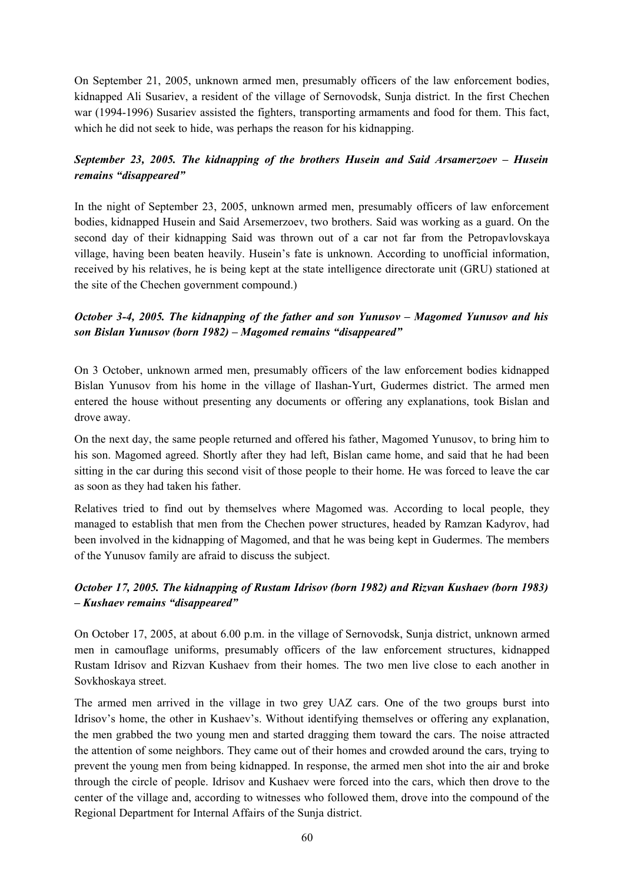On September 21, 2005, unknown armed men, presumably officers of the law enforcement bodies, kidnapped Ali Susariev, a resident of the village of Sernovodsk, Sunja district. In the first Chechen war (1994-1996) Susariev assisted the fighters, transporting armaments and food for them. This fact, which he did not seek to hide, was perhaps the reason for his kidnapping.

### *September 23, 2005. The kidnapping of the brothers Husein and Said Arsamerzoev – Husein remains "disappeared"*

In the night of September 23, 2005, unknown armed men, presumably officers of law enforcement bodies, kidnapped Husein and Said Arsemerzoev, two brothers. Said was working as a guard. On the second day of their kidnapping Said was thrown out of a car not far from the Petropavlovskaya village, having been beaten heavily. Husein's fate is unknown. According to unofficial information, received by his relatives, he is being kept at the state intelligence directorate unit (GRU) stationed at the site of the Chechen government compound.)

### *October 3-4, 2005. The kidnapping of the father and son Yunusov – Magomed Yunusov and his son Bislan Yunusov (born 1982) – Magomed remains "disappeared"*

On 3 October, unknown armed men, presumably officers of the law enforcement bodies kidnapped Bislan Yunusov from his home in the village of Ilashan-Yurt, Gudermes district. The armed men entered the house without presenting any documents or offering any explanations, took Bislan and drove away.

On the next day, the same people returned and offered his father, Magomed Yunusov, to bring him to his son. Magomed agreed. Shortly after they had left, Bislan came home, and said that he had been sitting in the car during this second visit of those people to their home. He was forced to leave the car as soon as they had taken his father.

Relatives tried to find out by themselves where Magomed was. According to local people, they managed to establish that men from the Chechen power structures, headed by Ramzan Kadyrov, had been involved in the kidnapping of Magomed, and that he was being kept in Gudermes. The members of the Yunusov family are afraid to discuss the subject.

### *October 17, 2005. The kidnapping of Rustam Idrisov (born 1982) and Rizvan Kushaev (born 1983) – Kushaev remains "disappeared"*

On October 17, 2005, at about 6.00 p.m. in the village of Sernovodsk, Sunja district, unknown armed men in camouflage uniforms, presumably officers of the law enforcement structures, kidnapped Rustam Idrisov and Rizvan Kushaev from their homes. The two men live close to each another in Sovkhoskaya street.

The armed men arrived in the village in two grey UAZ cars. One of the two groups burst into Idrisov's home, the other in Kushaev's. Without identifying themselves or offering any explanation, the men grabbed the two young men and started dragging them toward the cars. The noise attracted the attention of some neighbors. They came out of their homes and crowded around the cars, trying to prevent the young men from being kidnapped. In response, the armed men shot into the air and broke through the circle of people. Idrisov and Kushaev were forced into the cars, which then drove to the center of the village and, according to witnesses who followed them, drove into the compound of the Regional Department for Internal Affairs of the Sunja district.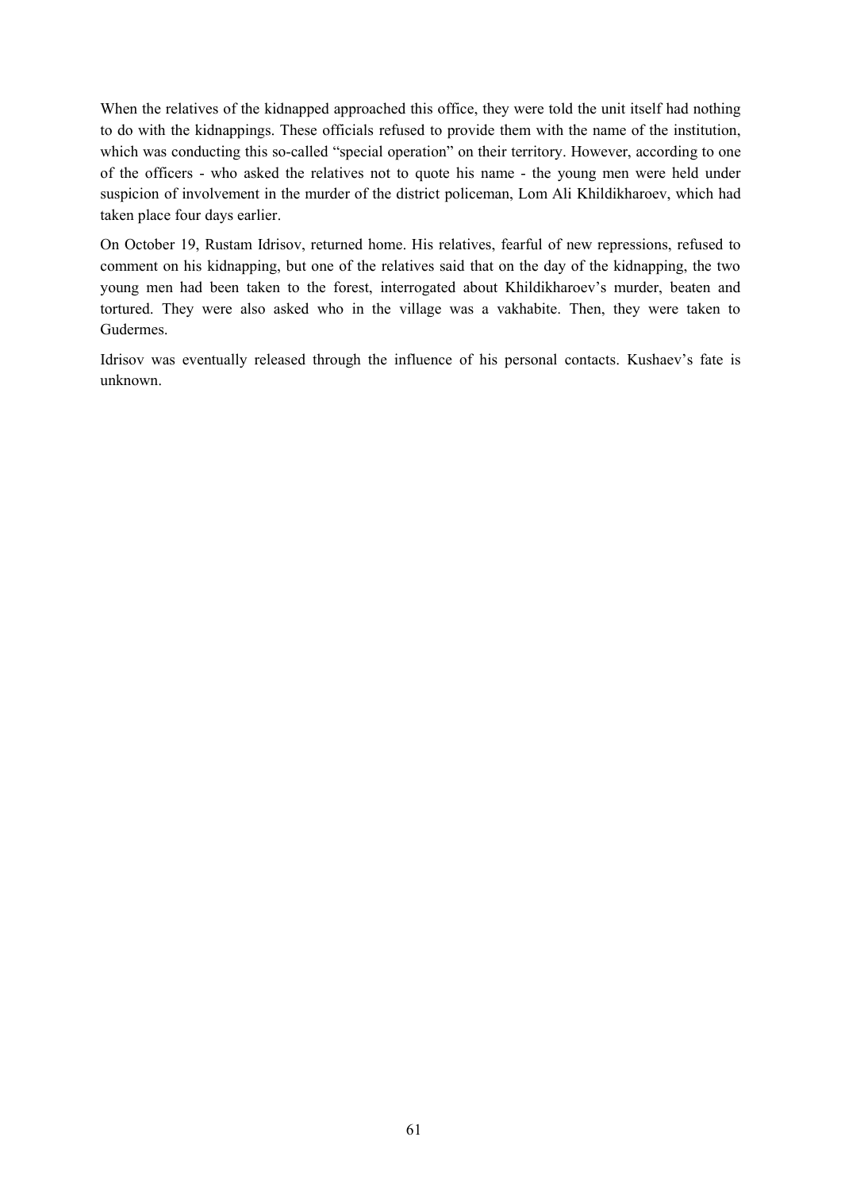When the relatives of the kidnapped approached this office, they were told the unit itself had nothing to do with the kidnappings. These officials refused to provide them with the name of the institution, which was conducting this so-called "special operation" on their territory. However, according to one of the officers - who asked the relatives not to quote his name - the young men were held under suspicion of involvement in the murder of the district policeman, Lom Ali Khildikharoev, which had taken place four days earlier.

On October 19, Rustam Idrisov, returned home. His relatives, fearful of new repressions, refused to comment on his kidnapping, but one of the relatives said that on the day of the kidnapping, the two young men had been taken to the forest, interrogated about Khildikharoev's murder, beaten and tortured. They were also asked who in the village was a vakhabite. Then, they were taken to Gudermes.

Idrisov was eventually released through the influence of his personal contacts. Kushaev's fate is unknown.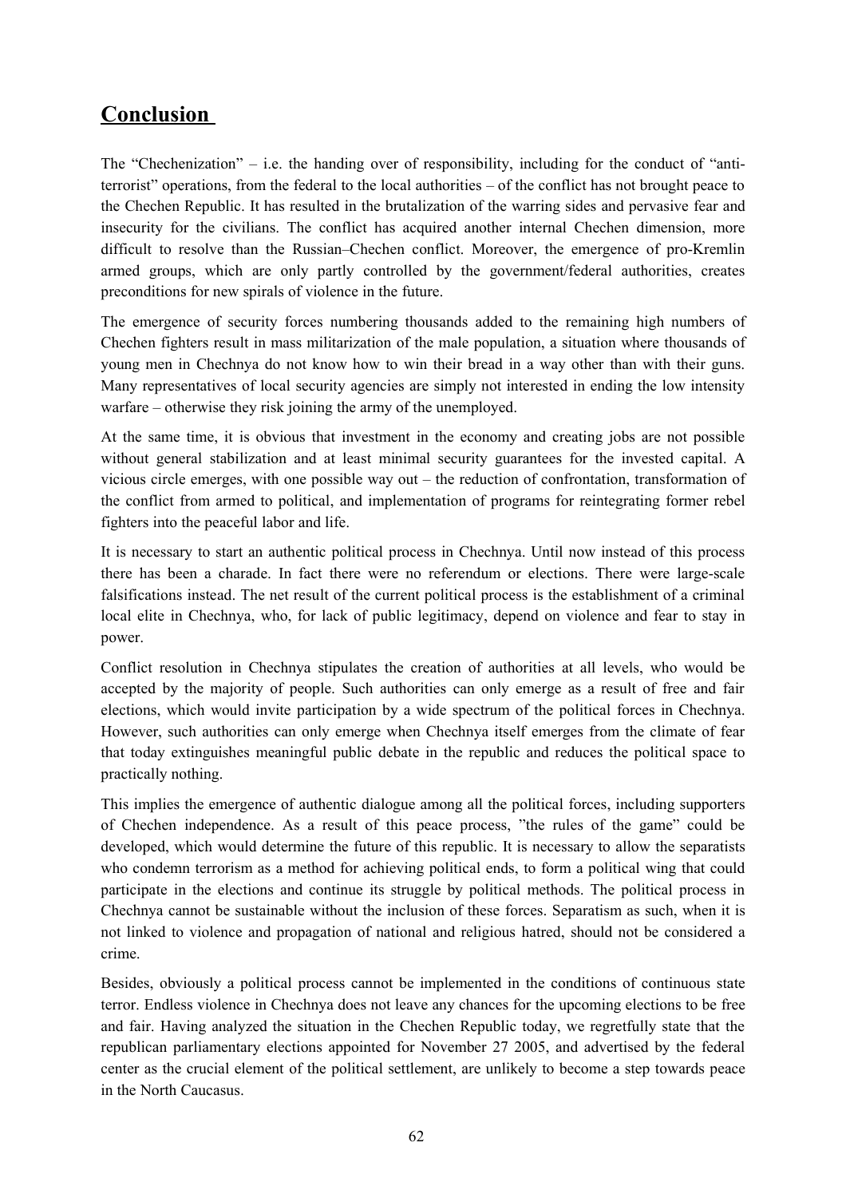# Conclusion

The "Chechenization" – i.e. the handing over of responsibility, including for the conduct of "anti-terrorist" operations, from the federal to the local authorities – of the conflict has not brought peace to the Chechen Republic. It has resulted in the brutalization of the warring sides and pervasive fear and insecurity for the civilians. The conflict has acquired another internal Chechen dimension, more difficult to resolve than the Russian–Chechen conflict. Moreover, the emergence of pro-Kremlin armed groups, which are only partly controlled by the government/federal authorities, creates preconditions for new spirals of violence in the future.

The emergence of security forces numbering thousands added to the remaining high numbers of Chechen fighters result in mass militarization of the male population, a situation where thousands of young men in Chechnya do not know how to win their bread in a way other than with their guns. Many representatives of local security agencies are simply not interested in ending the low intensity warfare – otherwise they risk joining the army of the unemployed.

At the same time, it is obvious that investment in the economy and creating jobs are not possible without general stabilization and at least minimal security guarantees for the invested capital. A vicious circle emerges, with one possible way out – the reduction of confrontation, transformation of the conflict from armed to political, and implementation of programs for reintegrating former rebel fighters into the peaceful labor and life.

It is necessary to start an authentic political process in Chechnya. Until now instead of this process there has been a charade. In fact there were no referendum or elections. There were large-scale falsifications instead. The net result of the current political process is the establishment of a criminal local elite in Chechnya, who, for lack of public legitimacy, depend on violence and fear to stay in power.

Conflict resolution in Chechnya stipulates the creation of authorities at all levels, who would be accepted by the majority of people. Such authorities can only emerge as a result of free and fair elections, which would invite participation by a wide spectrum of the political forces in Chechnya. However, such authorities can only emerge when Chechnya itself emerges from the climate of fear that today extinguishes meaningful public debate in the republic and reduces the political space to practically nothing.

This implies the emergence of authentic dialogue among all the political forces, including supporters of Chechen independence. As a result of this peace process, "the rules of the game" could be developed, which would determine the future of this republic. It is necessary to allow the separatists who condemn terrorism as a method for achieving political ends, to form a political wing that could participate in the elections and continue its struggle by political methods. The political process in Chechnya cannot be sustainable without the inclusion of these forces. Separatism as such, when it is not linked to violence and propagation of national and religious hatred, should not be considered a crime.

Besides, obviously a political process cannot be implemented in the conditions of continuous state terror. Endless violence in Chechnya does not leave any chances for the upcoming elections to be free and fair. Having analyzed the situation in the Chechen Republic today, we regretfully state that the republican parliamentary elections appointed for November 27 2005, and advertised by the federal center as the crucial element of the political settlement, are unlikely to become a step towards peace in the North Caucasus.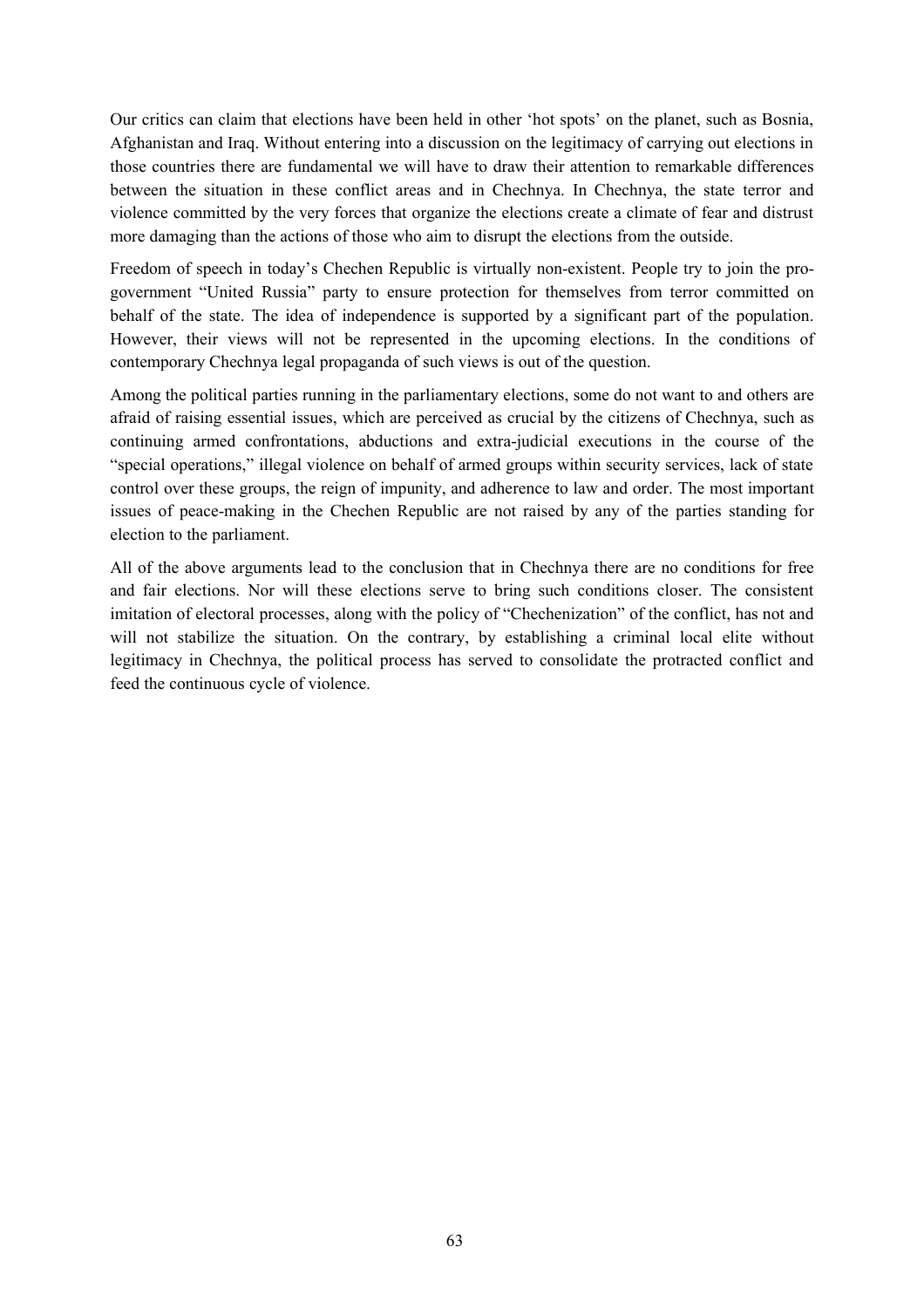Our critics can claim that elections have been held in other 'hot spots' on the planet, such as Bosnia, Afghanistan and Iraq. Without entering into a discussion on the legitimacy of carrying out elections in those countries there are fundamental we will have to draw their attention to remarkable differences between the situation in these conflict areas and in Chechnya. In Chechnya, the state terror and violence committed by the very forces that organize the elections create a climate of fear and distrust more damaging than the actions of those who aim to disrupt the elections from the outside.

Freedom of speech in today's Chechen Republic is virtually non-existent. People try to join the pro-government "United Russia" party to ensure protection for themselves from terror committed on behalf of the state. The idea of independence is supported by a significant part of the population. However, their views will not be represented in the upcoming elections. In the conditions of contemporary Chechnya legal propaganda of such views is out of the question.

Among the political parties running in the parliamentary elections, some do not want to and others are afraid of raising essential issues, which are perceived as crucial by the citizens of Chechnya, such as continuing armed confrontations, abductions and extra-judicial executions in the course of the "special operations," illegal violence on behalf of armed groups within security services, lack of state control over these groups, the reign of impunity, and adherence to law and order. The most important issues of peace-making in the Chechen Republic are not raised by any of the parties standing for election to the parliament.

All of the above arguments lead to the conclusion that in Chechnya there are no conditions for free and fair elections. Nor will these elections serve to bring such conditions closer. The consistent imitation of electoral processes, along with the policy of "Chechenization" of the conflict, has not and will not stabilize the situation. On the contrary, by establishing a criminal local elite without legitimacy in Chechnya, the political process has served to consolidate the protracted conflict and feed the continuous cycle of violence.